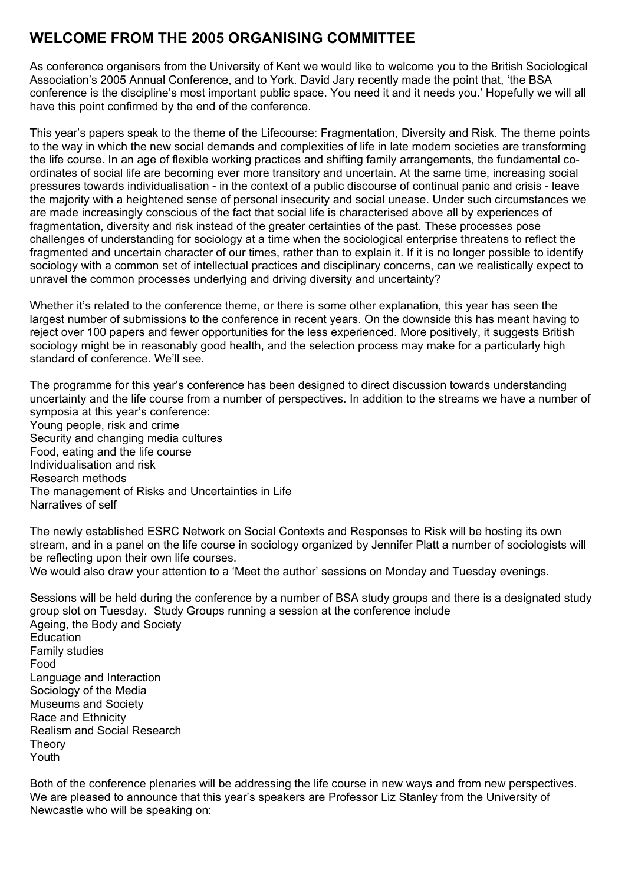## WELCOME FROM THE 2005 ORGANISING COMMITTEE

As conference organisers from the University of Kent we would like to welcome you to the British Sociological Association's 2005 Annual Conference, and to York. David Jary recently made the point that, 'the BSA conference is the discipline's most important public space. You need it and it needs you.' Hopefully we will all have this point confirmed by the end of the conference.

This year's papers speak to the theme of the Lifecourse: Fragmentation, Diversity and Risk. The theme points to the way in which the new social demands and complexities of life in late modern societies are transforming the life course. In an age of flexible working practices and shifting family arrangements, the fundamental co-ordinates of social life are becoming ever more transitory and uncertain. At the same time, increasing social pressures towards individualisation - in the context of a public discourse of continual panic and crisis - leave the majority with a heightened sense of personal insecurity and social unease. Under such circumstances we are made increasingly conscious of the fact that social life is characterised above all by experiences of fragmentation, diversity and risk instead of the greater certainties of the past. These processes pose challenges of understanding for sociology at a time when the sociological enterprise threatens to reflect the fragmented and uncertain character of our times, rather than to explain it. If it is no longer possible to identify sociology with a common set of intellectual practices and disciplinary concerns, can we realistically expect to unravel the common processes underlying and driving diversity and uncertainty?

Whether it's related to the conference theme, or there is some other explanation, this year has seen the largest number of submissions to the conference in recent years. On the downside this has meant having to reject over 100 papers and fewer opportunities for the less experienced. More positively, it suggests British sociology might be in reasonably good health, and the selection process may make for a particularly high standard of conference. We'll see.

The programme for this year's conference has been designed to direct discussion towards understanding uncertainty and the life course from a number of perspectives. In addition to the streams we have a number of symposia at this year's conference:

Young people, risk and crime
Security and changing media cultures
Food, eating and the life course
Individualisation and risk
Research methods
The management of Risks and Uncertainties in Life
Narratives of self

The newly established ESRC Network on Social Contexts and Responses to Risk will be hosting its own stream, and in a panel on the life course in sociology organized by Jennifer Platt a number of sociologists will be reflecting upon their own life courses.
We would also draw your attention to a 'Meet the author' sessions on Monday and Tuesday evenings.

Sessions will be held during the conference by a number of BSA study groups and there is a designated study group slot on Tuesday. Study Groups running a session at the conference include

Ageing, the Body and Society
Education
Family studies
Food
Language and Interaction
Sociology of the Media
Museums and Society
Race and Ethnicity
Realism and Social Research
Theory
Youth

Both of the conference plenaries will be addressing the life course in new ways and from new perspectives. We are pleased to announce that this year's speakers are Professor Liz Stanley from the University of Newcastle who will be speaking on: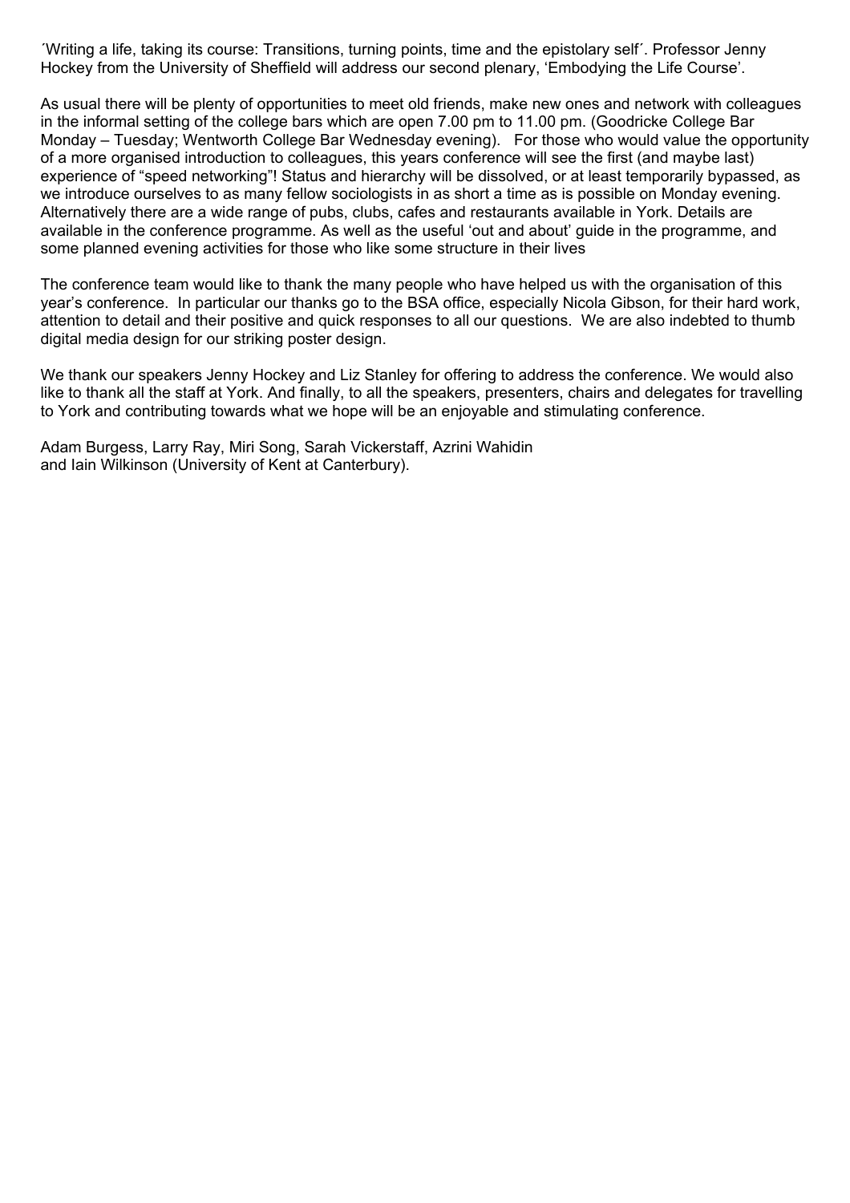´Writing a life, taking its course: Transitions, turning points, time and the epistolary self´. Professor Jenny Hockey from the University of Sheffield will address our second plenary, 'Embodying the Life Course'.

As usual there will be plenty of opportunities to meet old friends, make new ones and network with colleagues in the informal setting of the college bars which are open 7.00 pm to 11.00 pm. (Goodricke College Bar Monday – Tuesday; Wentworth College Bar Wednesday evening). For those who would value the opportunity of a more organised introduction to colleagues, this years conference will see the first (and maybe last) experience of "speed networking"! Status and hierarchy will be dissolved, or at least temporarily bypassed, as we introduce ourselves to as many fellow sociologists in as short a time as is possible on Monday evening. Alternatively there are a wide range of pubs, clubs, cafes and restaurants available in York. Details are available in the conference programme. As well as the useful 'out and about' guide in the programme, and some planned evening activities for those who like some structure in their lives

The conference team would like to thank the many people who have helped us with the organisation of this year's conference. In particular our thanks go to the BSA office, especially Nicola Gibson, for their hard work, attention to detail and their positive and quick responses to all our questions. We are also indebted to thumb digital media design for our striking poster design.

We thank our speakers Jenny Hockey and Liz Stanley for offering to address the conference. We would also like to thank all the staff at York. And finally, to all the speakers, presenters, chairs and delegates for travelling to York and contributing towards what we hope will be an enjoyable and stimulating conference.

Adam Burgess, Larry Ray, Miri Song, Sarah Vickerstaff, Azrini Wahidin
and Iain Wilkinson (University of Kent at Canterbury).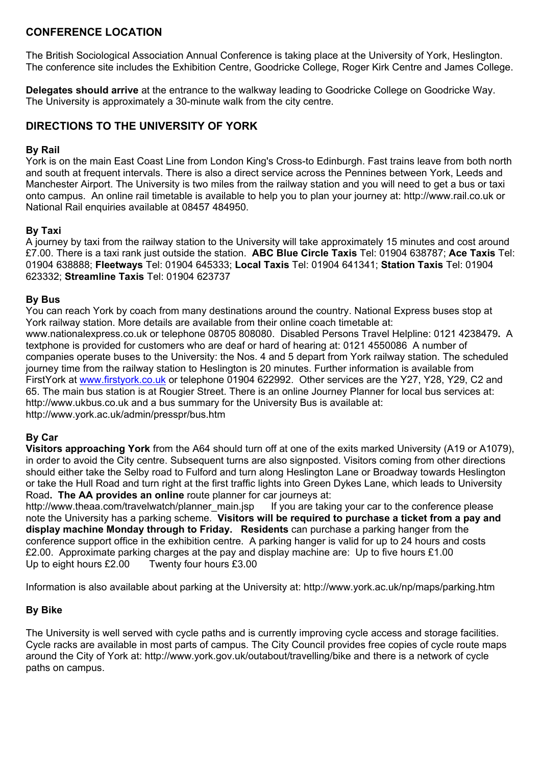## CONFERENCE LOCATION

The British Sociological Association Annual Conference is taking place at the University of York, Heslington. The conference site includes the Exhibition Centre, Goodricke College, Roger Kirk Centre and James College.

**Delegates should arrive** at the entrance to the walkway leading to Goodricke College on Goodricke Way. The University is approximately a 30-minute walk from the city centre.

## DIRECTIONS TO THE UNIVERSITY OF YORK

### By Rail

York is on the main East Coast Line from London King's Cross-to Edinburgh. Fast trains leave from both north and south at frequent intervals. There is also a direct service across the Pennines between York, Leeds and Manchester Airport. The University is two miles from the railway station and you will need to get a bus or taxi onto campus. An online rail timetable is available to help you to plan your journey at: http://www.rail.co.uk or National Rail enquiries available at 08457 484950.

### By Taxi

A journey by taxi from the railway station to the University will take approximately 15 minutes and cost around £7.00. There is a taxi rank just outside the station. **ABC Blue Circle Taxis** Tel: 01904 638787; **Ace Taxis** Tel: 01904 638888; **Fleetways** Tel: 01904 645333; **Local Taxis** Tel: 01904 641341; **Station Taxis** Tel: 01904 623332; **Streamline Taxis** Tel: 01904 623737

### By Bus

You can reach York by coach from many destinations around the country. National Express buses stop at York railway station. More details are available from their online coach timetable at: www.nationalexpress.co.uk or telephone 08705 808080. Disabled Persons Travel Helpline: 0121 4238479**.** A textphone is provided for customers who are deaf or hard of hearing at: 0121 4550086 A number of companies operate buses to the University: the Nos. 4 and 5 depart from York railway station. The scheduled journey time from the railway station to Heslington is 20 minutes. Further information is available from FirstYork at www.firstyork.co.uk or telephone 01904 622992. Other services are the Y27, Y28, Y29, C2 and 65. The main bus station is at Rougier Street. There is an online Journey Planner for local bus services at: http://www.ukbus.co.uk and a bus summary for the University Bus is available at: http://www.york.ac.uk/admin/presspr/bus.htm

### By Car

**Visitors approaching York** from the A64 should turn off at one of the exits marked University (A19 or A1079), in order to avoid the City centre. Subsequent turns are also signposted. Visitors coming from other directions should either take the Selby road to Fulford and turn along Heslington Lane or Broadway towards Heslington or take the Hull Road and turn right at the first traffic lights into Green Dykes Lane, which leads to University Road**. The AA provides an online** route planner for car journeys at: http://www.theaa.com/travelwatch/planner_main.jsp If you are taking your car to the conference please note the University has a parking scheme. **Visitors will be required to purchase a ticket from a pay and display machine Monday through to Friday. Residents** can purchase a parking hanger from the conference support office in the exhibition centre. A parking hanger is valid for up to 24 hours and costs £2.00. Approximate parking charges at the pay and display machine are: Up to five hours £1.00 Up to eight hours £2.00 Twenty four hours £3.00

Information is also available about parking at the University at: http://www.york.ac.uk/np/maps/parking.htm

### By Bike

The University is well served with cycle paths and is currently improving cycle access and storage facilities. Cycle racks are available in most parts of campus. The City Council provides free copies of cycle route maps around the City of York at: http://www.york.gov.uk/outabout/travelling/bike and there is a network of cycle paths on campus.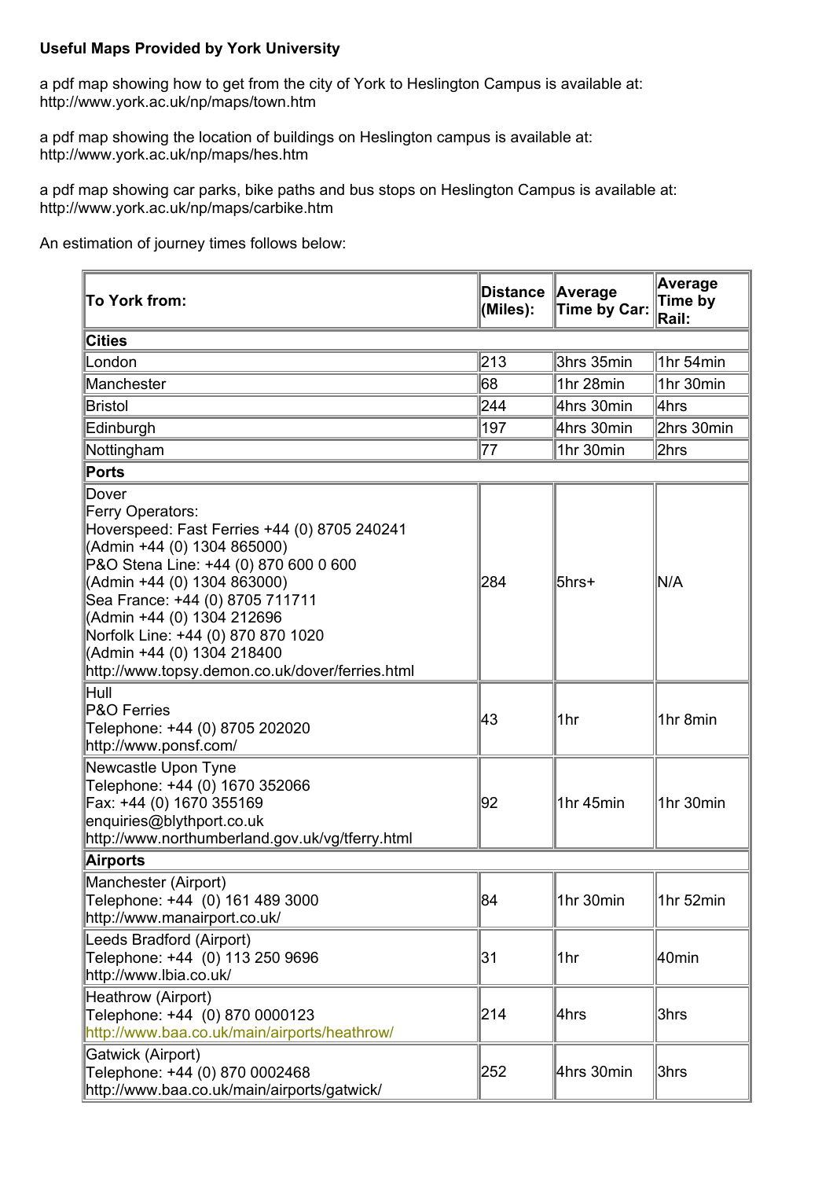**Useful Maps Provided by York University**

a pdf map showing how to get from the city of York to Heslington Campus is available at:
http://www.york.ac.uk/np/maps/town.htm

a pdf map showing the location of buildings on Heslington campus is available at:
http://www.york.ac.uk/np/maps/hes.htm

a pdf map showing car parks, bike paths and bus stops on Heslington Campus is available at:
http://www.york.ac.uk/np/maps/carbike.htm

An estimation of journey times follows below:

| To York from: | Distance (Miles): | Average Time by Car: | Average Time by Rail: |
|---|---|---|---|
| **Cities** | | | |
| London | 213 | 3hrs 35min | 1hr 54min |
| Manchester | 68 | 1hr 28min | 1hr 30min |
| Bristol | 244 | 4hrs 30min | 4hrs |
| Edinburgh | 197 | 4hrs 30min | 2hrs 30min |
| Nottingham | 77 | 1hr 30min | 2hrs |
| **Ports** | | | |
| Dover<br>Ferry Operators:<br>Hoverspeed: Fast Ferries +44 (0) 8705 240241<br>(Admin +44 (0) 1304 865000)<br>P&O Stena Line: +44 (0) 870 600 0 600<br>(Admin +44 (0) 1304 863000)<br>Sea France: +44 (0) 8705 711711<br>(Admin +44 (0) 1304 212696<br>Norfolk Line: +44 (0) 870 870 1020<br>(Admin +44 (0) 1304 218400<br>http://www.topsy.demon.co.uk/dover/ferries.html | 284 | 5hrs+ | N/A |
| Hull<br>P&O Ferries<br>Telephone: +44 (0) 8705 202020<br>http://www.ponsf.com/ | 43 | 1hr | 1hr 8min |
| Newcastle Upon Tyne<br>Telephone: +44 (0) 1670 352066<br>Fax: +44 (0) 1670 355169<br>enquiries@blythport.co.uk<br>http://www.northumberland.gov.uk/vg/tferry.html | 92 | 1hr 45min | 1hr 30min |
| **Airports** | | | |
| Manchester (Airport)<br>Telephone: +44 (0) 161 489 3000<br>http://www.manairport.co.uk/ | 84 | 1hr 30min | 1hr 52min |
| Leeds Bradford (Airport)<br>Telephone: +44 (0) 113 250 9696<br>http://www.lbia.co.uk/ | 31 | 1hr | 40min |
| Heathrow (Airport)<br>Telephone: +44 (0) 870 0000123<br>http://www.baa.co.uk/main/airports/heathrow/ | 214 | 4hrs | 3hrs |
| Gatwick (Airport)<br>Telephone: +44 (0) 870 0002468<br>http://www.baa.co.uk/main/airports/gatwick/ | 252 | 4hrs 30min | 3hrs |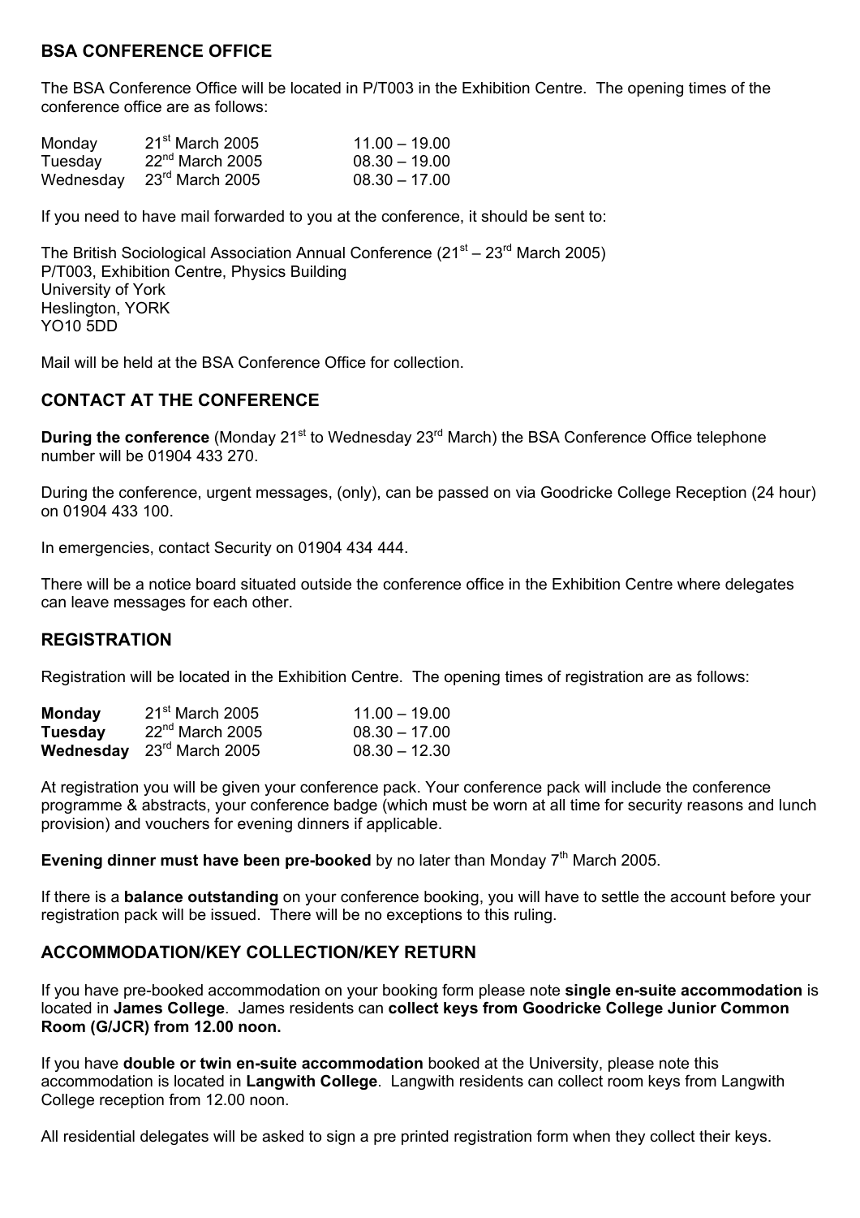## BSA CONFERENCE OFFICE

The BSA Conference Office will be located in P/T003 in the Exhibition Centre. The opening times of the conference office are as follows:

| | | |
|---|---|---|
| Monday | 21st March 2005 | 11.00 – 19.00 |
| Tuesday | 22nd March 2005 | 08.30 – 19.00 |
| Wednesday | 23rd March 2005 | 08.30 – 17.00 |

If you need to have mail forwarded to you at the conference, it should be sent to:

The British Sociological Association Annual Conference (21st – 23rd March 2005)
P/T003, Exhibition Centre, Physics Building
University of York
Heslington, YORK
YO10 5DD

Mail will be held at the BSA Conference Office for collection.

## CONTACT AT THE CONFERENCE

**During the conference** (Monday 21st to Wednesday 23rd March) the BSA Conference Office telephone number will be 01904 433 270.

During the conference, urgent messages, (only), can be passed on via Goodricke College Reception (24 hour) on 01904 433 100.

In emergencies, contact Security on 01904 434 444.

There will be a notice board situated outside the conference office in the Exhibition Centre where delegates can leave messages for each other.

## REGISTRATION

Registration will be located in the Exhibition Centre. The opening times of registration are as follows:

| | | |
|---|---|---|
| **Monday** | 21st March 2005 | 11.00 – 19.00 |
| **Tuesday** | 22nd March 2005 | 08.30 – 17.00 |
| **Wednesday** | 23rd March 2005 | 08.30 – 12.30 |

At registration you will be given your conference pack. Your conference pack will include the conference programme & abstracts, your conference badge (which must be worn at all time for security reasons and lunch provision) and vouchers for evening dinners if applicable.

**Evening dinner must have been pre-booked** by no later than Monday 7th March 2005.

If there is a **balance outstanding** on your conference booking, you will have to settle the account before your registration pack will be issued. There will be no exceptions to this ruling.

## ACCOMMODATION/KEY COLLECTION/KEY RETURN

If you have pre-booked accommodation on your booking form please note **single en-suite accommodation** is located in **James College**. James residents can **collect keys from Goodricke College Junior Common Room (G/JCR) from 12.00 noon.**

If you have **double or twin en-suite accommodation** booked at the University, please note this accommodation is located in **Langwith College**. Langwith residents can collect room keys from Langwith College reception from 12.00 noon.

All residential delegates will be asked to sign a pre printed registration form when they collect their keys.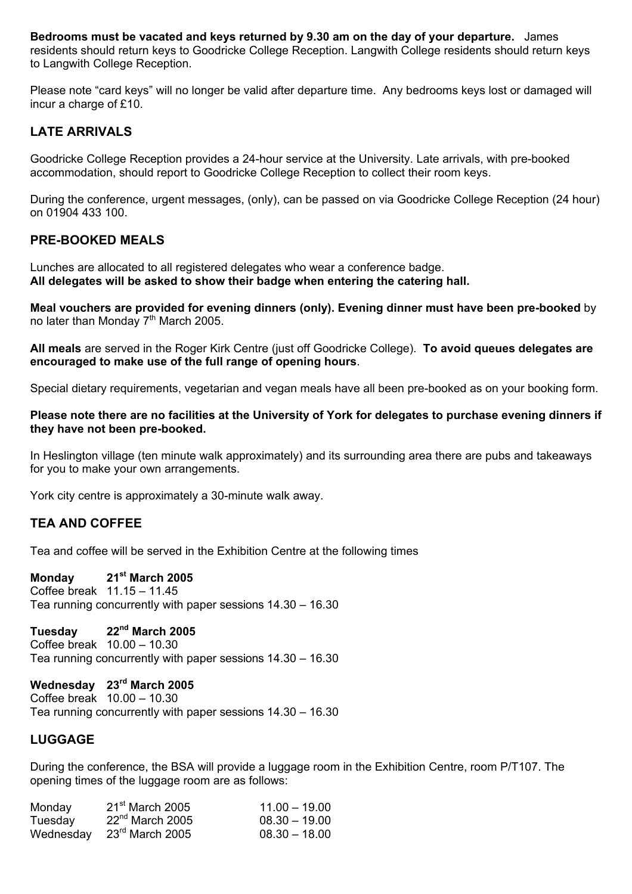**Bedrooms must be vacated and keys returned by 9.30 am on the day of your departure.** James residents should return keys to Goodricke College Reception. Langwith College residents should return keys to Langwith College Reception.

Please note "card keys" will no longer be valid after departure time. Any bedrooms keys lost or damaged will incur a charge of £10.

## LATE ARRIVALS

Goodricke College Reception provides a 24-hour service at the University. Late arrivals, with pre-booked accommodation, should report to Goodricke College Reception to collect their room keys.

During the conference, urgent messages, (only), can be passed on via Goodricke College Reception (24 hour) on 01904 433 100.

## PRE-BOOKED MEALS

Lunches are allocated to all registered delegates who wear a conference badge.
**All delegates will be asked to show their badge when entering the catering hall.**

**Meal vouchers are provided for evening dinners (only). Evening dinner must have been pre-booked** by no later than Monday 7th March 2005.

**All meals** are served in the Roger Kirk Centre (just off Goodricke College). **To avoid queues delegates are encouraged to make use of the full range of opening hours**.

Special dietary requirements, vegetarian and vegan meals have all been pre-booked as on your booking form.

**Please note there are no facilities at the University of York for delegates to purchase evening dinners if they have not been pre-booked.**

In Heslington village (ten minute walk approximately) and its surrounding area there are pubs and takeaways for you to make your own arrangements.

York city centre is approximately a 30-minute walk away.

## TEA AND COFFEE

Tea and coffee will be served in the Exhibition Centre at the following times

**Monday 21st March 2005**
Coffee break 11.15 – 11.45
Tea running concurrently with paper sessions 14.30 – 16.30

**Tuesday 22nd March 2005**
Coffee break 10.00 – 10.30
Tea running concurrently with paper sessions 14.30 – 16.30

**Wednesday 23rd March 2005**
Coffee break 10.00 – 10.30
Tea running concurrently with paper sessions 14.30 – 16.30

## LUGGAGE

During the conference, the BSA will provide a luggage room in the Exhibition Centre, room P/T107. The opening times of the luggage room are as follows:

| | | |
|---|---|---|
| Monday | 21st March 2005 | 11.00 – 19.00 |
| Tuesday | 22nd March 2005 | 08.30 – 19.00 |
| Wednesday | 23rd March 2005 | 08.30 – 18.00 |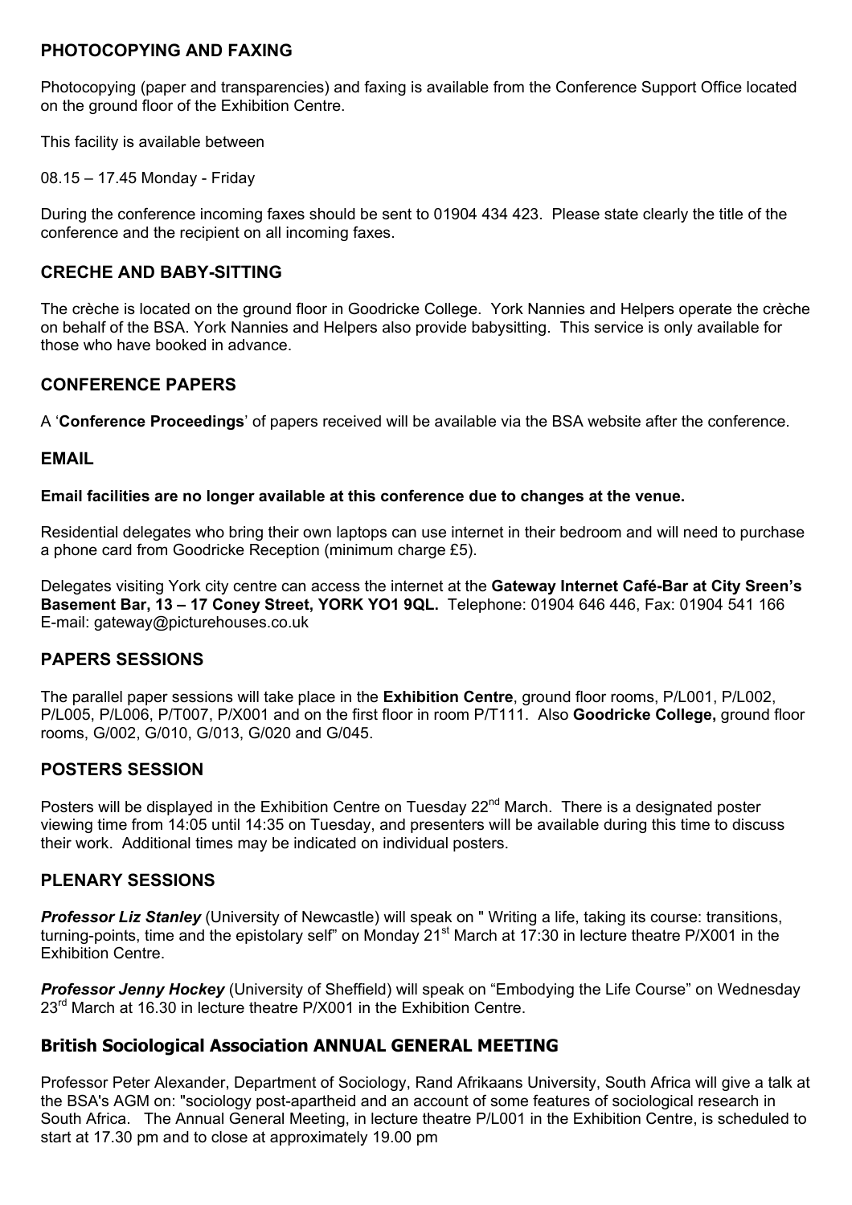## PHOTOCOPYING AND FAXING

Photocopying (paper and transparencies) and faxing is available from the Conference Support Office located on the ground floor of the Exhibition Centre.

This facility is available between

08.15 – 17.45 Monday - Friday

During the conference incoming faxes should be sent to 01904 434 423. Please state clearly the title of the conference and the recipient on all incoming faxes.

## CRECHE AND BABY-SITTING

The crèche is located on the ground floor in Goodricke College. York Nannies and Helpers operate the crèche on behalf of the BSA. York Nannies and Helpers also provide babysitting. This service is only available for those who have booked in advance.

## CONFERENCE PAPERS

A '**Conference Proceedings**' of papers received will be available via the BSA website after the conference.

## EMAIL

**Email facilities are no longer available at this conference due to changes at the venue.**

Residential delegates who bring their own laptops can use internet in their bedroom and will need to purchase a phone card from Goodricke Reception (minimum charge £5).

Delegates visiting York city centre can access the internet at the **Gateway Internet Café-Bar at City Sreen's Basement Bar, 13 – 17 Coney Street, YORK YO1 9QL.** Telephone: 01904 646 446, Fax: 01904 541 166 E-mail: gateway@picturehouses.co.uk

## PAPERS SESSIONS

The parallel paper sessions will take place in the **Exhibition Centre**, ground floor rooms, P/L001, P/L002, P/L005, P/L006, P/T007, P/X001 and on the first floor in room P/T111. Also **Goodricke College,** ground floor rooms, G/002, G/010, G/013, G/020 and G/045.

## POSTERS SESSION

Posters will be displayed in the Exhibition Centre on Tuesday 22nd March. There is a designated poster viewing time from 14:05 until 14:35 on Tuesday, and presenters will be available during this time to discuss their work. Additional times may be indicated on individual posters.

## PLENARY SESSIONS

***Professor Liz Stanley*** (University of Newcastle) will speak on " Writing a life, taking its course: transitions, turning-points, time and the epistolary self" on Monday 21st March at 17:30 in lecture theatre P/X001 in the Exhibition Centre.

***Professor Jenny Hockey*** (University of Sheffield) will speak on "Embodying the Life Course" on Wednesday 23rd March at 16.30 in lecture theatre P/X001 in the Exhibition Centre.

## British Sociological Association ANNUAL GENERAL MEETING

Professor Peter Alexander, Department of Sociology, Rand Afrikaans University, South Africa will give a talk at the BSA's AGM on: "sociology post-apartheid and an account of some features of sociological research in South Africa. The Annual General Meeting, in lecture theatre P/L001 in the Exhibition Centre, is scheduled to start at 17.30 pm and to close at approximately 19.00 pm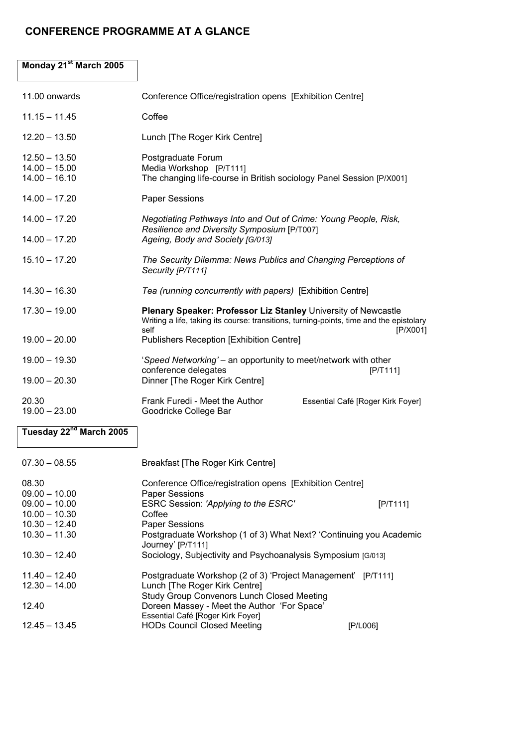## CONFERENCE PROGRAMME AT A GLANCE

### Monday 21st March 2005

| | |
|---|---|
| 11.00 onwards | Conference Office/registration opens [Exhibition Centre] |
| 11.15 – 11.45 | Coffee |
| 12.20 – 13.50 | Lunch [The Roger Kirk Centre] |
| 12.50 – 13.50 | Postgraduate Forum |
| 14.00 – 15.00 | Media Workshop [P/T111] |
| 14.00 – 16.10 | The changing life-course in British sociology Panel Session [P/X001] |
| 14.00 – 17.20 | Paper Sessions |
| 14.00 – 17.20 | *Negotiating Pathways Into and Out of Crime: Young People, Risk, Resilience and Diversity Symposium* [P/T007] |
| 14.00 – 17.20 | *Ageing, Body and Society [G/013]* |
| 15.10 – 17.20 | *The Security Dilemma: News Publics and Changing Perceptions of Security [P/T111]* |
| 14.30 – 16.30 | *Tea (running concurrently with papers)* [Exhibition Centre] |
| 17.30 – 19.00 | **Plenary Speaker: Professor Liz Stanley** University of Newcastle<br>Writing a life, taking its course: transitions, turning-points, time and the epistolary self [P/X001] |
| 19.00 – 20.00 | Publishers Reception [Exhibition Centre] |
| 19.00 – 19.30 | '*Speed Networking'* – an opportunity to meet/network with other conference delegates [P/T111] |
| 19.00 – 20.30 | Dinner [The Roger Kirk Centre] |
| 20.30 | Frank Furedi - Meet the Author Essential Café [Roger Kirk Foyer] |
| 19.00 – 23.00 | Goodricke College Bar |

### Tuesday 22nd March 2005

| | |
|---|---|
| 07.30 – 08.55 | Breakfast [The Roger Kirk Centre] |
| 08.30 | Conference Office/registration opens [Exhibition Centre] |
| 09.00 – 10.00 | Paper Sessions |
| 09.00 – 10.00 | ESRC Session: *'Applying to the ESRC'* [P/T111] |
| 10.00 – 10.30 | Coffee |
| 10.30 – 12.40 | Paper Sessions |
| 10.30 – 11.30 | Postgraduate Workshop (1 of 3) What Next? 'Continuing you Academic Journey' [P/T111] |
| 10.30 – 12.40 | Sociology, Subjectivity and Psychoanalysis Symposium [G/013] |
| 11.40 – 12.40 | Postgraduate Workshop (2 of 3) 'Project Management' [P/T111] |
| 12.30 – 14.00 | Lunch [The Roger Kirk Centre]<br>Study Group Convenors Lunch Closed Meeting |
| 12.40 | Doreen Massey - Meet the Author 'For Space'<br>Essential Café [Roger Kirk Foyer] |
| 12.45 – 13.45 | HODs Council Closed Meeting [P/L006] |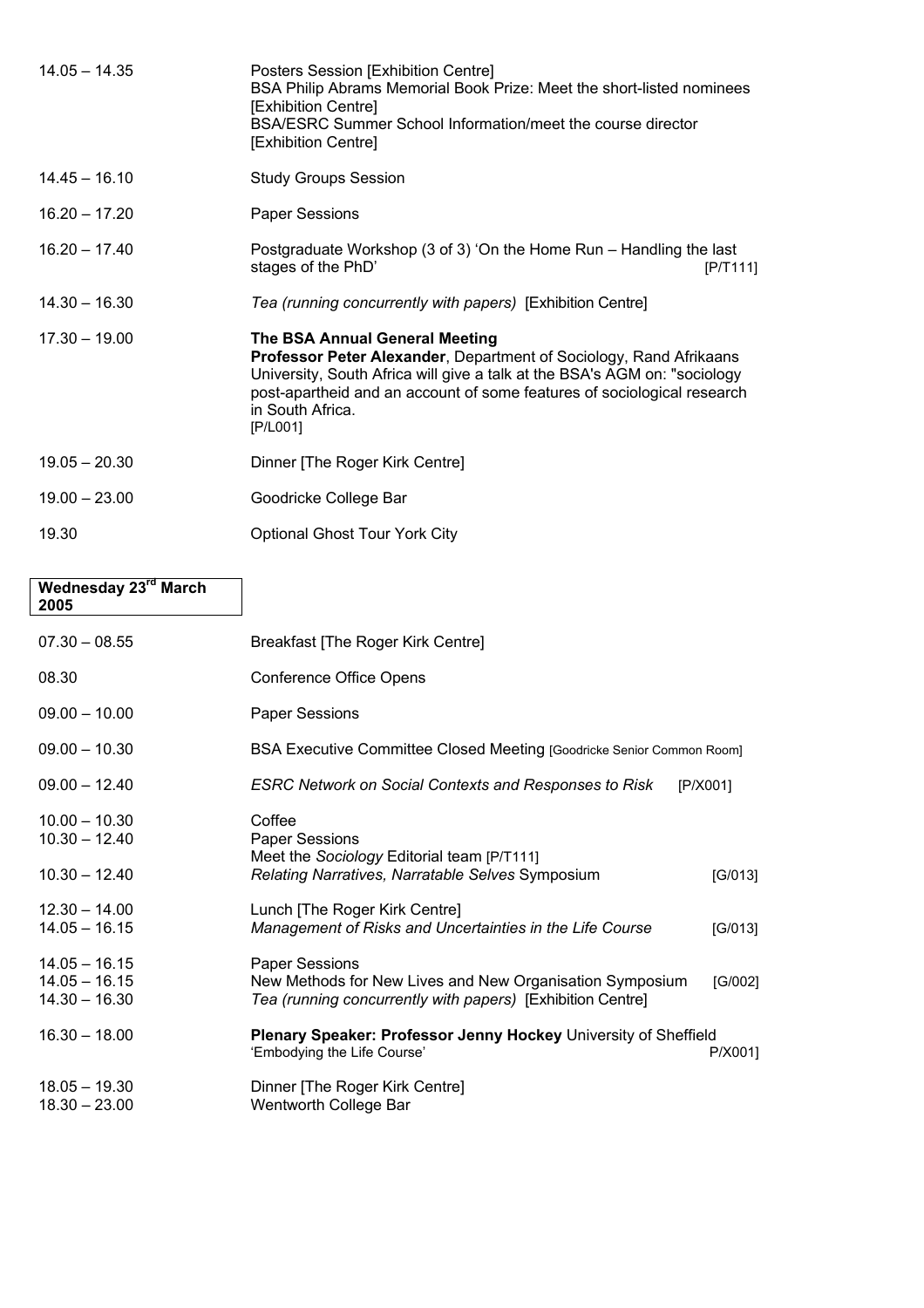| | |
|---|---|
| 14.05 – 14.35 | Posters Session [Exhibition Centre]<br>BSA Philip Abrams Memorial Book Prize: Meet the short-listed nominees [Exhibition Centre]<br>BSA/ESRC Summer School Information/meet the course director [Exhibition Centre] |
| 14.45 – 16.10 | Study Groups Session |
| 16.20 – 17.20 | Paper Sessions |
| 16.20 – 17.40 | Postgraduate Workshop (3 of 3) 'On the Home Run – Handling the last stages of the PhD' [P/T111] |
| 14.30 – 16.30 | *Tea (running concurrently with papers)* [Exhibition Centre] |
| 17.30 – 19.00 | **The BSA Annual General Meeting**<br>**Professor Peter Alexander**, Department of Sociology, Rand Afrikaans University, South Africa will give a talk at the BSA's AGM on: "sociology post-apartheid and an account of some features of sociological research in South Africa.<br>[P/L001] |
| 19.05 – 20.30 | Dinner [The Roger Kirk Centre] |
| 19.00 – 23.00 | Goodricke College Bar |
| 19.30 | Optional Ghost Tour York City |

## Wednesday 23rd March 2005

| | |
|---|---|
| 07.30 – 08.55 | Breakfast [The Roger Kirk Centre] |
| 08.30 | Conference Office Opens |
| 09.00 – 10.00 | Paper Sessions |
| 09.00 – 10.30 | BSA Executive Committee Closed Meeting [Goodricke Senior Common Room] |
| 09.00 – 12.40 | *ESRC Network on Social Contexts and Responses to Risk* [P/X001] |
| 10.00 – 10.30 | Coffee |
| 10.30 – 12.40 | Paper Sessions<br>Meet the *Sociology* Editorial team [P/T111] |
| 10.30 – 12.40 | *Relating Narratives, Narratable Selves* Symposium [G/013] |
| 12.30 – 14.00 | Lunch [The Roger Kirk Centre] |
| 14.05 – 16.15 | *Management of Risks and Uncertainties in the Life Course* [G/013] |
| 14.05 – 16.15 | Paper Sessions |
| 14.05 – 16.15 | New Methods for New Lives and New Organisation Symposium [G/002] |
| 14.30 – 16.30 | *Tea (running concurrently with papers)* [Exhibition Centre] |
| 16.30 – 18.00 | **Plenary Speaker: Professor Jenny Hockey** University of Sheffield<br>'Embodying the Life Course' P/X001] |
| 18.05 – 19.30 | Dinner [The Roger Kirk Centre] |
| 18.30 – 23.00 | Wentworth College Bar |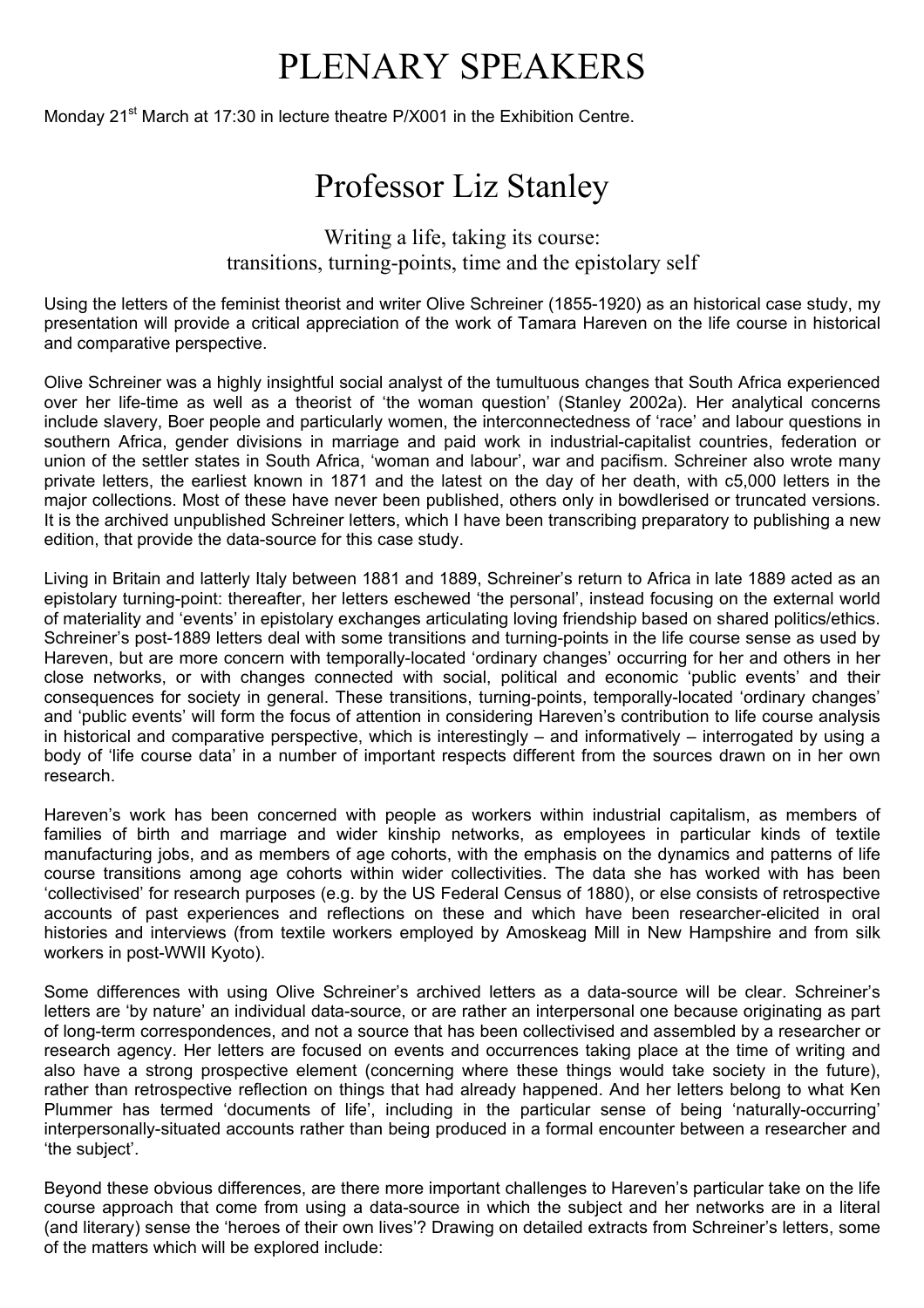# PLENARY SPEAKERS

Monday 21st March at 17:30 in lecture theatre P/X001 in the Exhibition Centre.

## Professor Liz Stanley

### Writing a life, taking its course: transitions, turning-points, time and the epistolary self

Using the letters of the feminist theorist and writer Olive Schreiner (1855-1920) as an historical case study, my presentation will provide a critical appreciation of the work of Tamara Hareven on the life course in historical and comparative perspective.

Olive Schreiner was a highly insightful social analyst of the tumultuous changes that South Africa experienced over her life-time as well as a theorist of 'the woman question' (Stanley 2002a). Her analytical concerns include slavery, Boer people and particularly women, the interconnectedness of 'race' and labour questions in southern Africa, gender divisions in marriage and paid work in industrial-capitalist countries, federation or union of the settler states in South Africa, 'woman and labour', war and pacifism. Schreiner also wrote many private letters, the earliest known in 1871 and the latest on the day of her death, with c5,000 letters in the major collections. Most of these have never been published, others only in bowdlerised or truncated versions. It is the archived unpublished Schreiner letters, which I have been transcribing preparatory to publishing a new edition, that provide the data-source for this case study.

Living in Britain and latterly Italy between 1881 and 1889, Schreiner's return to Africa in late 1889 acted as an epistolary turning-point: thereafter, her letters eschewed 'the personal', instead focusing on the external world of materiality and 'events' in epistolary exchanges articulating loving friendship based on shared politics/ethics. Schreiner's post-1889 letters deal with some transitions and turning-points in the life course sense as used by Hareven, but are more concern with temporally-located 'ordinary changes' occurring for her and others in her close networks, or with changes connected with social, political and economic 'public events' and their consequences for society in general. These transitions, turning-points, temporally-located 'ordinary changes' and 'public events' will form the focus of attention in considering Hareven's contribution to life course analysis in historical and comparative perspective, which is interestingly – and informatively – interrogated by using a body of 'life course data' in a number of important respects different from the sources drawn on in her own research.

Hareven's work has been concerned with people as workers within industrial capitalism, as members of families of birth and marriage and wider kinship networks, as employees in particular kinds of textile manufacturing jobs, and as members of age cohorts, with the emphasis on the dynamics and patterns of life course transitions among age cohorts within wider collectivities. The data she has worked with has been 'collectivised' for research purposes (e.g. by the US Federal Census of 1880), or else consists of retrospective accounts of past experiences and reflections on these and which have been researcher-elicited in oral histories and interviews (from textile workers employed by Amoskeag Mill in New Hampshire and from silk workers in post-WWII Kyoto).

Some differences with using Olive Schreiner's archived letters as a data-source will be clear. Schreiner's letters are 'by nature' an individual data-source, or are rather an interpersonal one because originating as part of long-term correspondences, and not a source that has been collectivised and assembled by a researcher or research agency. Her letters are focused on events and occurrences taking place at the time of writing and also have a strong prospective element (concerning where these things would take society in the future), rather than retrospective reflection on things that had already happened. And her letters belong to what Ken Plummer has termed 'documents of life', including in the particular sense of being 'naturally-occurring' interpersonally-situated accounts rather than being produced in a formal encounter between a researcher and 'the subject'.

Beyond these obvious differences, are there more important challenges to Hareven's particular take on the life course approach that come from using a data-source in which the subject and her networks are in a literal (and literary) sense the 'heroes of their own lives'? Drawing on detailed extracts from Schreiner's letters, some of the matters which will be explored include: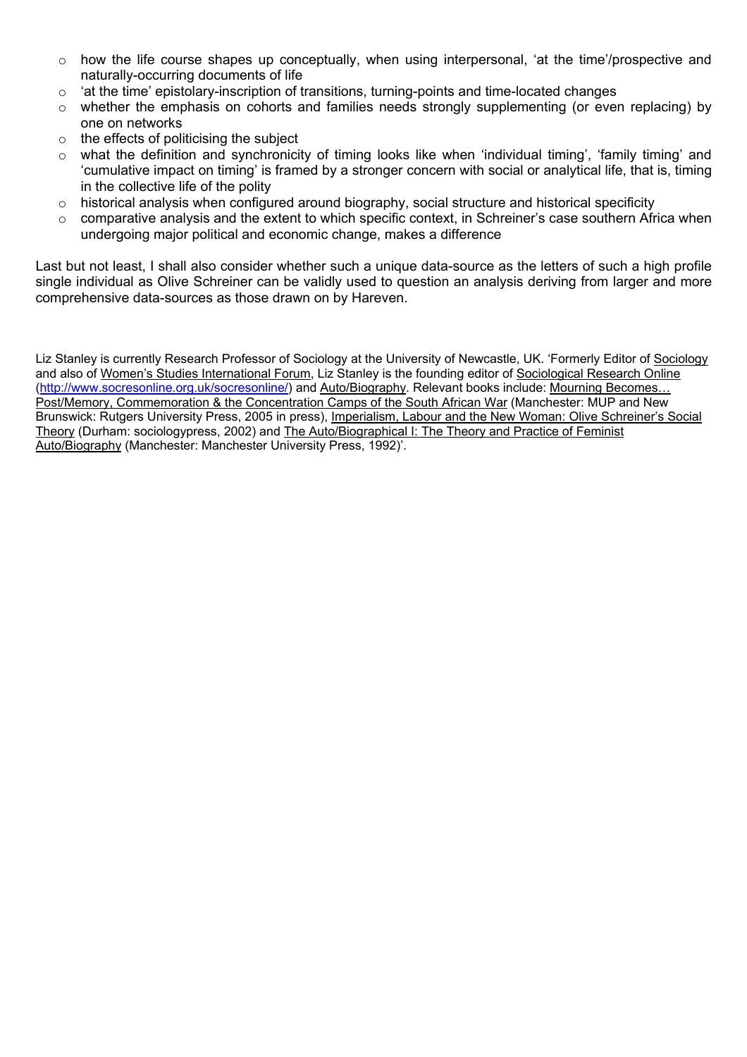- how the life course shapes up conceptually, when using interpersonal, 'at the time'/prospective and naturally-occurring documents of life
- 'at the time' epistolary-inscription of transitions, turning-points and time-located changes
- whether the emphasis on cohorts and families needs strongly supplementing (or even replacing) by one on networks
- the effects of politicising the subject
- what the definition and synchronicity of timing looks like when 'individual timing', 'family timing' and 'cumulative impact on timing' is framed by a stronger concern with social or analytical life, that is, timing in the collective life of the polity
- historical analysis when configured around biography, social structure and historical specificity
- comparative analysis and the extent to which specific context, in Schreiner's case southern Africa when undergoing major political and economic change, makes a difference

Last but not least, I shall also consider whether such a unique data-source as the letters of such a high profile single individual as Olive Schreiner can be validly used to question an analysis deriving from larger and more comprehensive data-sources as those drawn on by Hareven.

Liz Stanley is currently Research Professor of Sociology at the University of Newcastle, UK. 'Formerly Editor of Sociology and also of Women's Studies International Forum, Liz Stanley is the founding editor of Sociological Research Online (http://www.socresonline.org.uk/socresonline/) and Auto/Biography. Relevant books include: Mourning Becomes… Post/Memory, Commemoration & the Concentration Camps of the South African War (Manchester: MUP and New Brunswick: Rutgers University Press, 2005 in press), Imperialism, Labour and the New Woman: Olive Schreiner's Social Theory (Durham: sociologypress, 2002) and The Auto/Biographical I: The Theory and Practice of Feminist Auto/Biography (Manchester: Manchester University Press, 1992)'.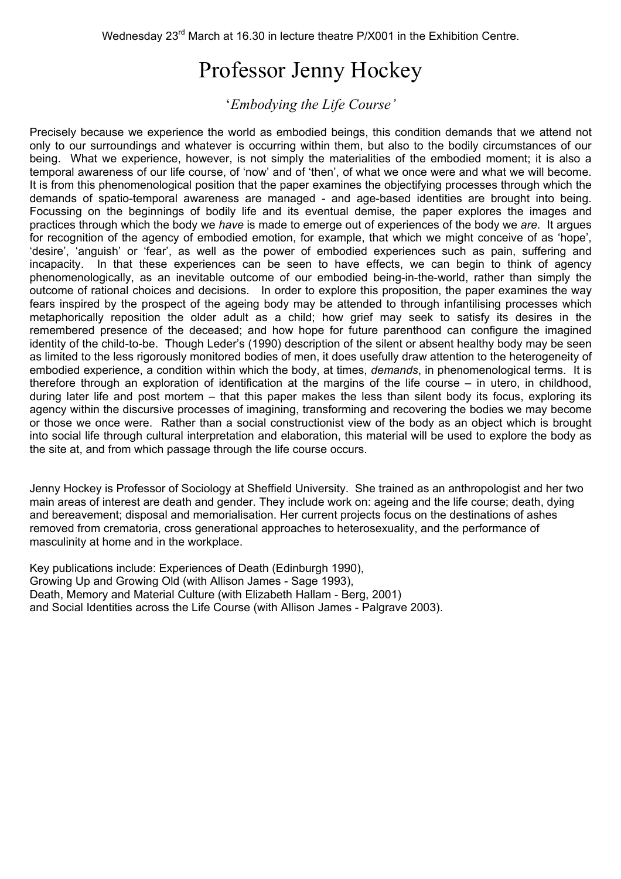Wednesday 23rd March at 16.30 in lecture theatre P/X001 in the Exhibition Centre.

# Professor Jenny Hockey

## '*Embodying the Life Course'*

Precisely because we experience the world as embodied beings, this condition demands that we attend not only to our surroundings and whatever is occurring within them, but also to the bodily circumstances of our being. What we experience, however, is not simply the materialities of the embodied moment; it is also a temporal awareness of our life course, of 'now' and of 'then', of what we once were and what we will become. It is from this phenomenological position that the paper examines the objectifying processes through which the demands of spatio-temporal awareness are managed - and age-based identities are brought into being. Focussing on the beginnings of bodily life and its eventual demise, the paper explores the images and practices through which the body we *have* is made to emerge out of experiences of the body we *are*. It argues for recognition of the agency of embodied emotion, for example, that which we might conceive of as 'hope', 'desire', 'anguish' or 'fear', as well as the power of embodied experiences such as pain, suffering and incapacity. In that these experiences can be seen to have effects, we can begin to think of agency phenomenologically, as an inevitable outcome of our embodied being-in-the-world, rather than simply the outcome of rational choices and decisions. In order to explore this proposition, the paper examines the way fears inspired by the prospect of the ageing body may be attended to through infantilising processes which metaphorically reposition the older adult as a child; how grief may seek to satisfy its desires in the remembered presence of the deceased; and how hope for future parenthood can configure the imagined identity of the child-to-be. Though Leder's (1990) description of the silent or absent healthy body may be seen as limited to the less rigorously monitored bodies of men, it does usefully draw attention to the heterogeneity of embodied experience, a condition within which the body, at times, *demands*, in phenomenological terms. It is therefore through an exploration of identification at the margins of the life course – in utero, in childhood, during later life and post mortem – that this paper makes the less than silent body its focus, exploring its agency within the discursive processes of imagining, transforming and recovering the bodies we may become or those we once were. Rather than a social constructionist view of the body as an object which is brought into social life through cultural interpretation and elaboration, this material will be used to explore the body as the site at, and from which passage through the life course occurs.

Jenny Hockey is Professor of Sociology at Sheffield University. She trained as an anthropologist and her two main areas of interest are death and gender. They include work on: ageing and the life course; death, dying and bereavement; disposal and memorialisation. Her current projects focus on the destinations of ashes removed from crematoria, cross generational approaches to heterosexuality, and the performance of masculinity at home and in the workplace.

Key publications include: Experiences of Death (Edinburgh 1990),
Growing Up and Growing Old (with Allison James - Sage 1993),
Death, Memory and Material Culture (with Elizabeth Hallam - Berg, 2001)
and Social Identities across the Life Course (with Allison James - Palgrave 2003).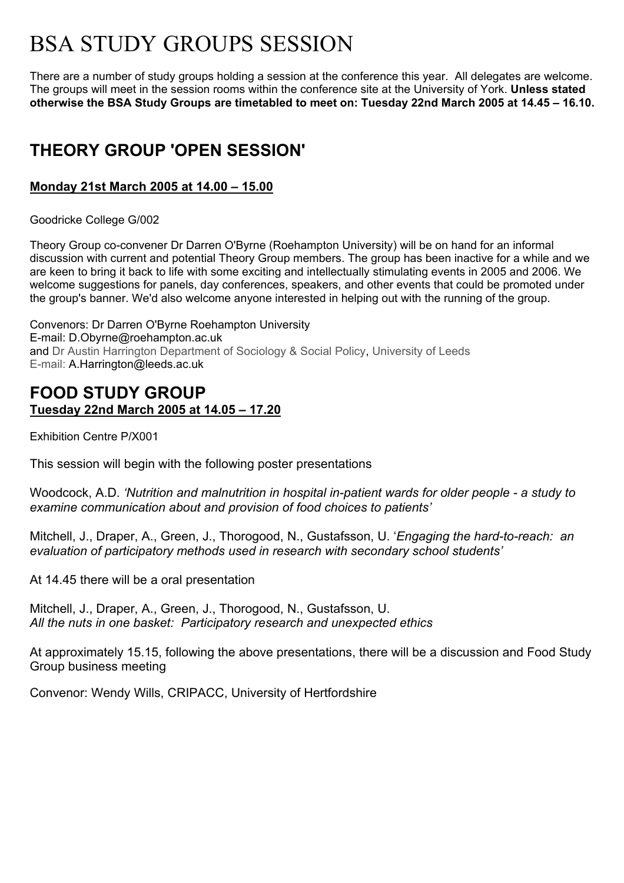# BSA STUDY GROUPS SESSION

There are a number of study groups holding a session at the conference this year. All delegates are welcome. The groups will meet in the session rooms within the conference site at the University of York. **Unless stated otherwise the BSA Study Groups are timetabled to meet on: Tuesday 22nd March 2005 at 14.45 – 16.10.**

## THEORY GROUP 'OPEN SESSION'

**Monday 21st March 2005 at 14.00 – 15.00**

Goodricke College G/002

Theory Group co-convener Dr Darren O'Byrne (Roehampton University) will be on hand for an informal discussion with current and potential Theory Group members. The group has been inactive for a while and we are keen to bring it back to life with some exciting and intellectually stimulating events in 2005 and 2006. We welcome suggestions for panels, day conferences, speakers, and other events that could be promoted under the group's banner. We'd also welcome anyone interested in helping out with the running of the group.

Convenors: Dr Darren O'Byrne Roehampton University
E-mail: D.Obyrne@roehampton.ac.uk
and Dr Austin Harrington Department of Sociology & Social Policy, University of Leeds
E-mail: A.Harrington@leeds.ac.uk

## FOOD STUDY GROUP

**Tuesday 22nd March 2005 at 14.05 – 17.20**

Exhibition Centre P/X001

This session will begin with the following poster presentations

Woodcock, A.D. *'Nutrition and malnutrition in hospital in-patient wards for older people - a study to examine communication about and provision of food choices to patients'*

Mitchell, J., Draper, A., Green, J., Thorogood, N., Gustafsson, U. '*Engaging the hard-to-reach: an evaluation of participatory methods used in research with secondary school students'*

At 14.45 there will be a oral presentation

Mitchell, J., Draper, A., Green, J., Thorogood, N., Gustafsson, U.
*All the nuts in one basket: Participatory research and unexpected ethics*

At approximately 15.15, following the above presentations, there will be a discussion and Food Study Group business meeting

Convenor: Wendy Wills, CRIPACC, University of Hertfordshire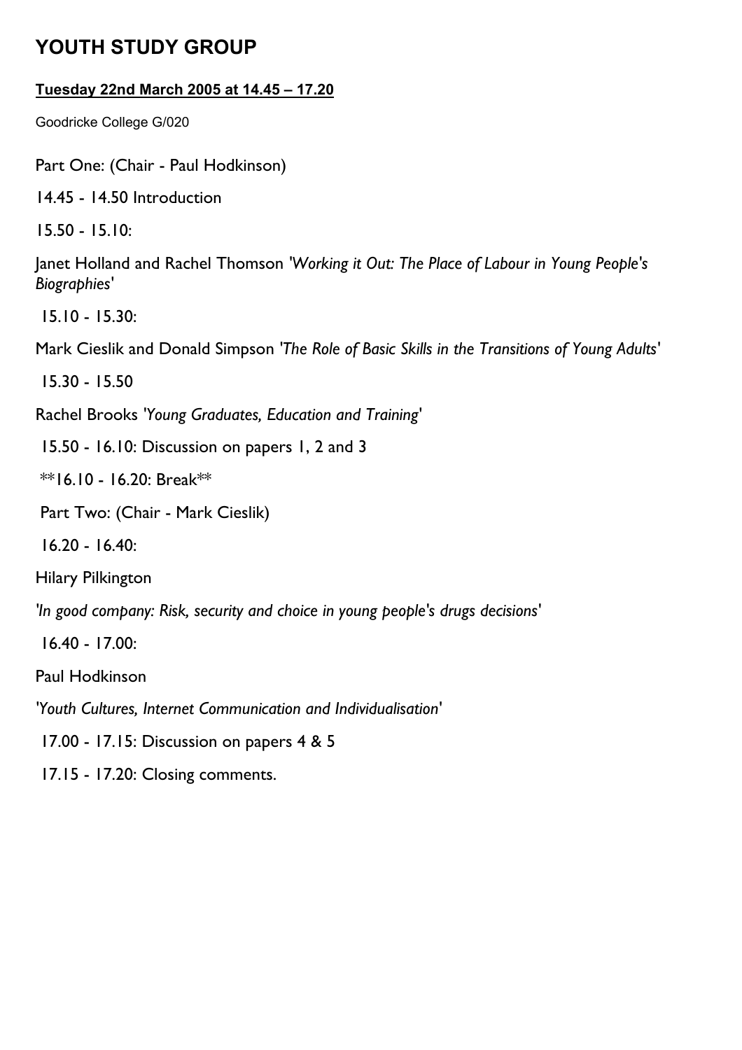# YOUTH STUDY GROUP

**Tuesday 22nd March 2005 at 14.45 – 17.20**

Goodricke College G/020

Part One: (Chair - Paul Hodkinson)

14.45 - 14.50 Introduction

15.50 - 15.10:

Janet Holland and Rachel Thomson *'Working it Out: The Place of Labour in Young People's Biographies'*

15.10 - 15.30:

Mark Cieslik and Donald Simpson *'The Role of Basic Skills in the Transitions of Young Adults'*

15.30 - 15.50

Rachel Brooks *'Young Graduates, Education and Training'*

15.50 - 16.10: Discussion on papers 1, 2 and 3

**16.10 - 16.20: Break**

Part Two: (Chair - Mark Cieslik)

16.20 - 16.40:

Hilary Pilkington

*'In good company: Risk, security and choice in young people's drugs decisions'*

16.40 - 17.00:

Paul Hodkinson

*'Youth Cultures, Internet Communication and Individualisation'*

17.00 - 17.15: Discussion on papers 4 & 5

17.15 - 17.20: Closing comments.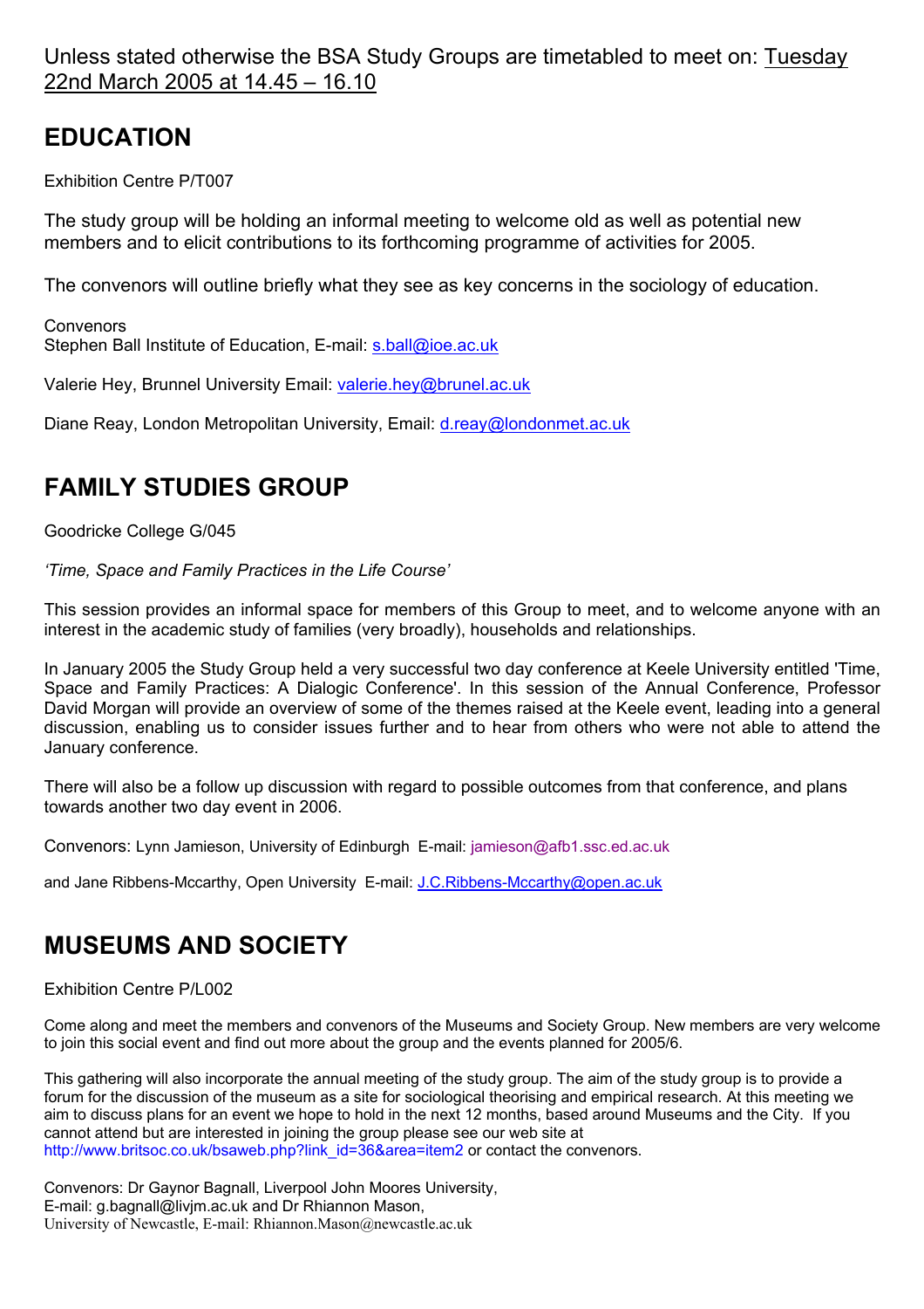Unless stated otherwise the BSA Study Groups are timetabled to meet on: Tuesday 22nd March 2005 at 14.45 – 16.10

## EDUCATION

Exhibition Centre P/T007

The study group will be holding an informal meeting to welcome old as well as potential new members and to elicit contributions to its forthcoming programme of activities for 2005.

The convenors will outline briefly what they see as key concerns in the sociology of education.

Convenors
Stephen Ball Institute of Education, E-mail: s.ball@ioe.ac.uk

Valerie Hey, Brunnel University Email: valerie.hey@brunel.ac.uk

Diane Reay, London Metropolitan University, Email: d.reay@londonmet.ac.uk

## FAMILY STUDIES GROUP

Goodricke College G/045

*'Time, Space and Family Practices in the Life Course'*

This session provides an informal space for members of this Group to meet, and to welcome anyone with an interest in the academic study of families (very broadly), households and relationships.

In January 2005 the Study Group held a very successful two day conference at Keele University entitled 'Time, Space and Family Practices: A Dialogic Conference'. In this session of the Annual Conference, Professor David Morgan will provide an overview of some of the themes raised at the Keele event, leading into a general discussion, enabling us to consider issues further and to hear from others who were not able to attend the January conference.

There will also be a follow up discussion with regard to possible outcomes from that conference, and plans towards another two day event in 2006.

Convenors: Lynn Jamieson, University of Edinburgh E-mail: jamieson@afb1.ssc.ed.ac.uk

and Jane Ribbens-Mccarthy, Open University E-mail: J.C.Ribbens-Mccarthy@open.ac.uk

## MUSEUMS AND SOCIETY

Exhibition Centre P/L002

Come along and meet the members and convenors of the Museums and Society Group. New members are very welcome to join this social event and find out more about the group and the events planned for 2005/6.

This gathering will also incorporate the annual meeting of the study group. The aim of the study group is to provide a forum for the discussion of the museum as a site for sociological theorising and empirical research. At this meeting we aim to discuss plans for an event we hope to hold in the next 12 months, based around Museums and the City. If you cannot attend but are interested in joining the group please see our web site at http://www.britsoc.co.uk/bsaweb.php?link_id=36&area=item2 or contact the convenors.

Convenors: Dr Gaynor Bagnall, Liverpool John Moores University,
E-mail: g.bagnall@livjm.ac.uk and Dr Rhiannon Mason,
University of Newcastle, E-mail: Rhiannon.Mason@newcastle.ac.uk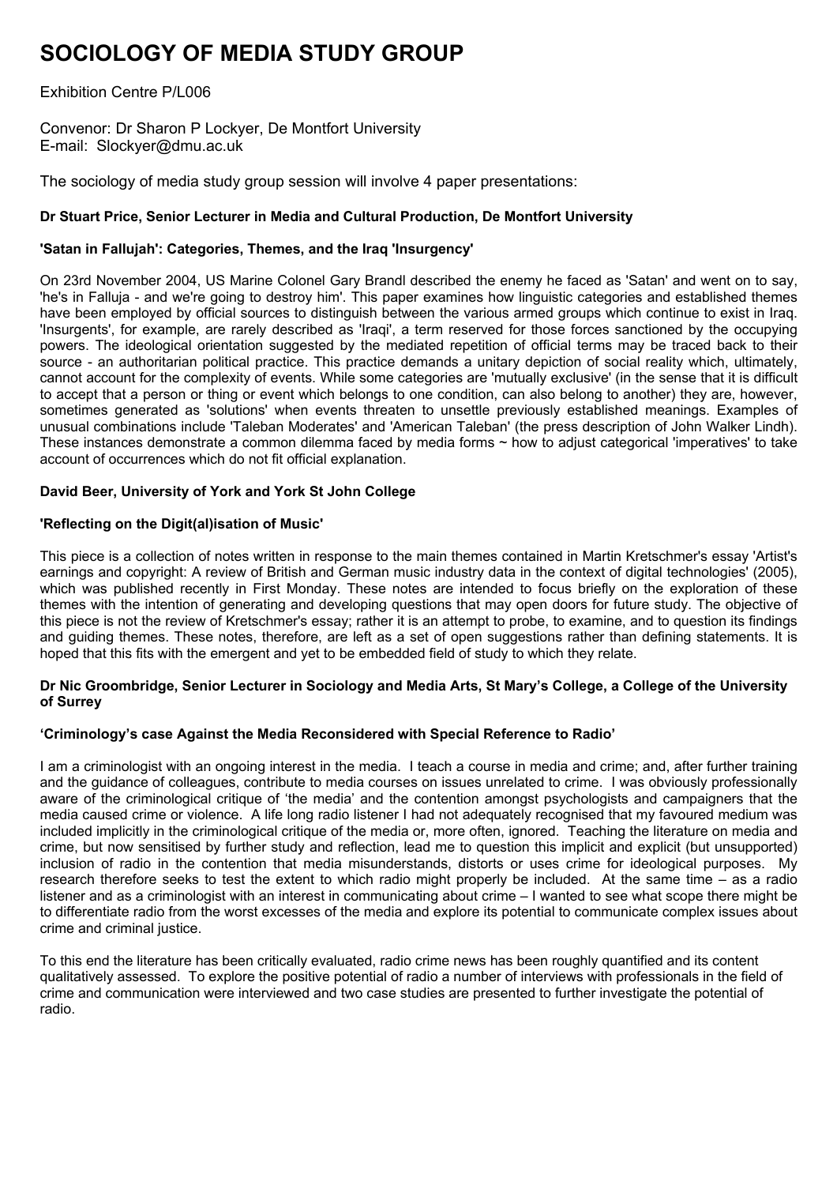# SOCIOLOGY OF MEDIA STUDY GROUP

Exhibition Centre P/L006

Convenor: Dr Sharon P Lockyer, De Montfort University
E-mail: Slockyer@dmu.ac.uk

The sociology of media study group session will involve 4 paper presentations:

**Dr Stuart Price, Senior Lecturer in Media and Cultural Production, De Montfort University**

**'Satan in Fallujah': Categories, Themes, and the Iraq 'Insurgency'**

On 23rd November 2004, US Marine Colonel Gary Brandl described the enemy he faced as 'Satan' and went on to say, 'he's in Falluja - and we're going to destroy him'. This paper examines how linguistic categories and established themes have been employed by official sources to distinguish between the various armed groups which continue to exist in Iraq. 'Insurgents', for example, are rarely described as 'Iraqi', a term reserved for those forces sanctioned by the occupying powers. The ideological orientation suggested by the mediated repetition of official terms may be traced back to their source - an authoritarian political practice. This practice demands a unitary depiction of social reality which, ultimately, cannot account for the complexity of events. While some categories are 'mutually exclusive' (in the sense that it is difficult to accept that a person or thing or event which belongs to one condition, can also belong to another) they are, however, sometimes generated as 'solutions' when events threaten to unsettle previously established meanings. Examples of unusual combinations include 'Taleban Moderates' and 'American Taleban' (the press description of John Walker Lindh). These instances demonstrate a common dilemma faced by media forms ~ how to adjust categorical 'imperatives' to take account of occurrences which do not fit official explanation.

**David Beer, University of York and York St John College**

**'Reflecting on the Digit(al)isation of Music'**

This piece is a collection of notes written in response to the main themes contained in Martin Kretschmer's essay 'Artist's earnings and copyright: A review of British and German music industry data in the context of digital technologies' (2005), which was published recently in First Monday. These notes are intended to focus briefly on the exploration of these themes with the intention of generating and developing questions that may open doors for future study. The objective of this piece is not the review of Kretschmer's essay; rather it is an attempt to probe, to examine, and to question its findings and guiding themes. These notes, therefore, are left as a set of open suggestions rather than defining statements. It is hoped that this fits with the emergent and yet to be embedded field of study to which they relate.

**Dr Nic Groombridge, Senior Lecturer in Sociology and Media Arts, St Mary's College, a College of the University of Surrey**

**'Criminology's case Against the Media Reconsidered with Special Reference to Radio'**

I am a criminologist with an ongoing interest in the media. I teach a course in media and crime; and, after further training and the guidance of colleagues, contribute to media courses on issues unrelated to crime. I was obviously professionally aware of the criminological critique of 'the media' and the contention amongst psychologists and campaigners that the media caused crime or violence. A life long radio listener I had not adequately recognised that my favoured medium was included implicitly in the criminological critique of the media or, more often, ignored. Teaching the literature on media and crime, but now sensitised by further study and reflection, lead me to question this implicit and explicit (but unsupported) inclusion of radio in the contention that media misunderstands, distorts or uses crime for ideological purposes. My research therefore seeks to test the extent to which radio might properly be included. At the same time – as a radio listener and as a criminologist with an interest in communicating about crime – I wanted to see what scope there might be to differentiate radio from the worst excesses of the media and explore its potential to communicate complex issues about crime and criminal justice.

To this end the literature has been critically evaluated, radio crime news has been roughly quantified and its content qualitatively assessed. To explore the positive potential of radio a number of interviews with professionals in the field of crime and communication were interviewed and two case studies are presented to further investigate the potential of radio.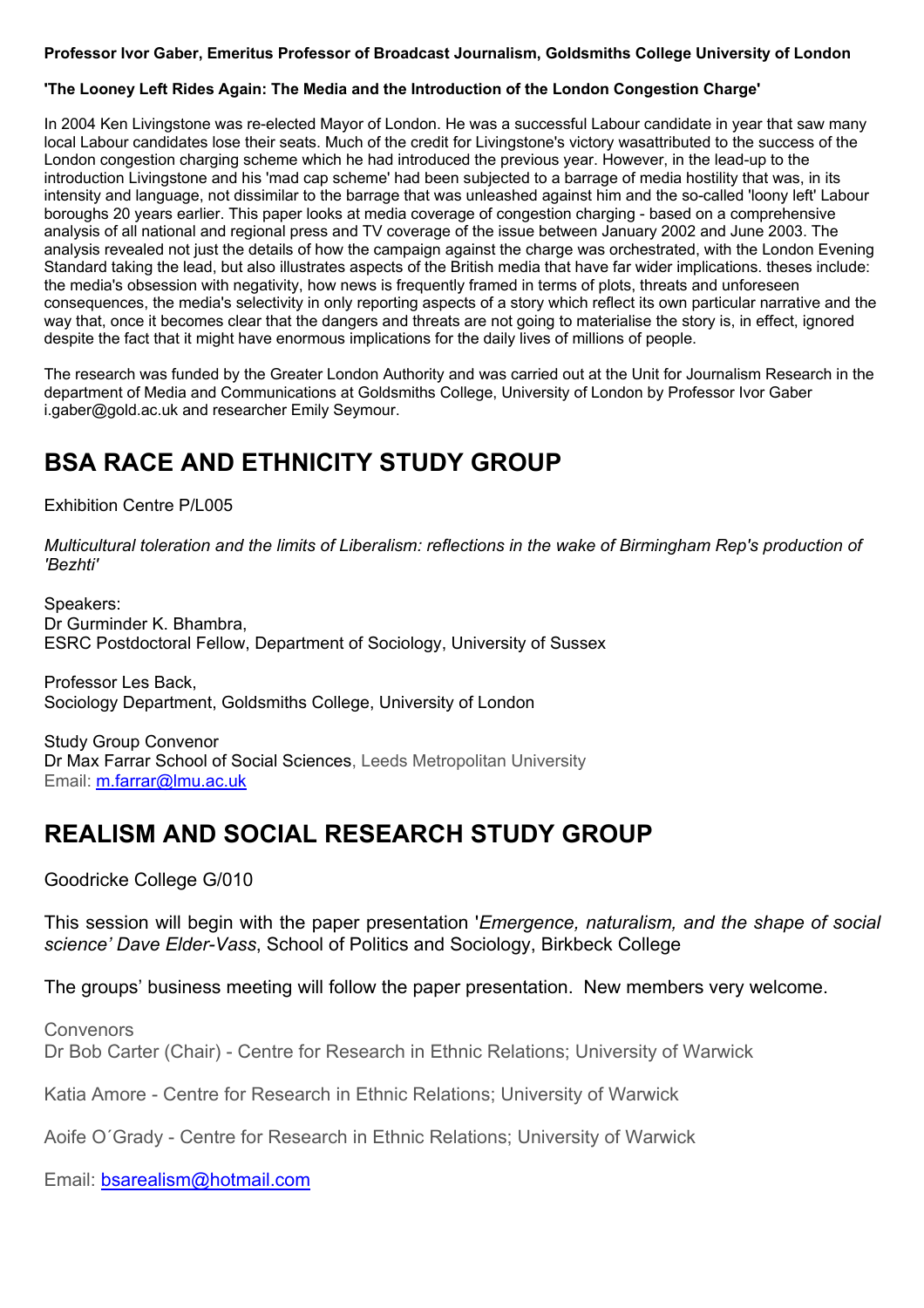**Professor Ivor Gaber, Emeritus Professor of Broadcast Journalism, Goldsmiths College University of London**

**'The Looney Left Rides Again: The Media and the Introduction of the London Congestion Charge'**

In 2004 Ken Livingstone was re-elected Mayor of London. He was a successful Labour candidate in year that saw many local Labour candidates lose their seats. Much of the credit for Livingstone's victory wasattributed to the success of the London congestion charging scheme which he had introduced the previous year. However, in the lead-up to the introduction Livingstone and his 'mad cap scheme' had been subjected to a barrage of media hostility that was, in its intensity and language, not dissimilar to the barrage that was unleashed against him and the so-called 'loony left' Labour boroughs 20 years earlier. This paper looks at media coverage of congestion charging - based on a comprehensive analysis of all national and regional press and TV coverage of the issue between January 2002 and June 2003. The analysis revealed not just the details of how the campaign against the charge was orchestrated, with the London Evening Standard taking the lead, but also illustrates aspects of the British media that have far wider implications. theses include: the media's obsession with negativity, how news is frequently framed in terms of plots, threats and unforeseen consequences, the media's selectivity in only reporting aspects of a story which reflect its own particular narrative and the way that, once it becomes clear that the dangers and threats are not going to materialise the story is, in effect, ignored despite the fact that it might have enormous implications for the daily lives of millions of people.

The research was funded by the Greater London Authority and was carried out at the Unit for Journalism Research in the department of Media and Communications at Goldsmiths College, University of London by Professor Ivor Gaber i.gaber@gold.ac.uk and researcher Emily Seymour.

# BSA RACE AND ETHNICITY STUDY GROUP

Exhibition Centre P/L005

*Multicultural toleration and the limits of Liberalism: reflections in the wake of Birmingham Rep's production of 'Bezhti'*

Speakers:
Dr Gurminder K. Bhambra,
ESRC Postdoctoral Fellow, Department of Sociology, University of Sussex

Professor Les Back,
Sociology Department, Goldsmiths College, University of London

Study Group Convenor
Dr Max Farrar School of Social Sciences, Leeds Metropolitan University
Email: m.farrar@lmu.ac.uk

# REALISM AND SOCIAL RESEARCH STUDY GROUP

Goodricke College G/010

This session will begin with the paper presentation '*Emergence, naturalism, and the shape of social science' Dave Elder-Vass*, School of Politics and Sociology, Birkbeck College

The groups' business meeting will follow the paper presentation. New members very welcome.

Convenors
Dr Bob Carter (Chair) - Centre for Research in Ethnic Relations; University of Warwick

Katia Amore - Centre for Research in Ethnic Relations; University of Warwick

Aoife O´Grady - Centre for Research in Ethnic Relations; University of Warwick

Email: bsarealism@hotmail.com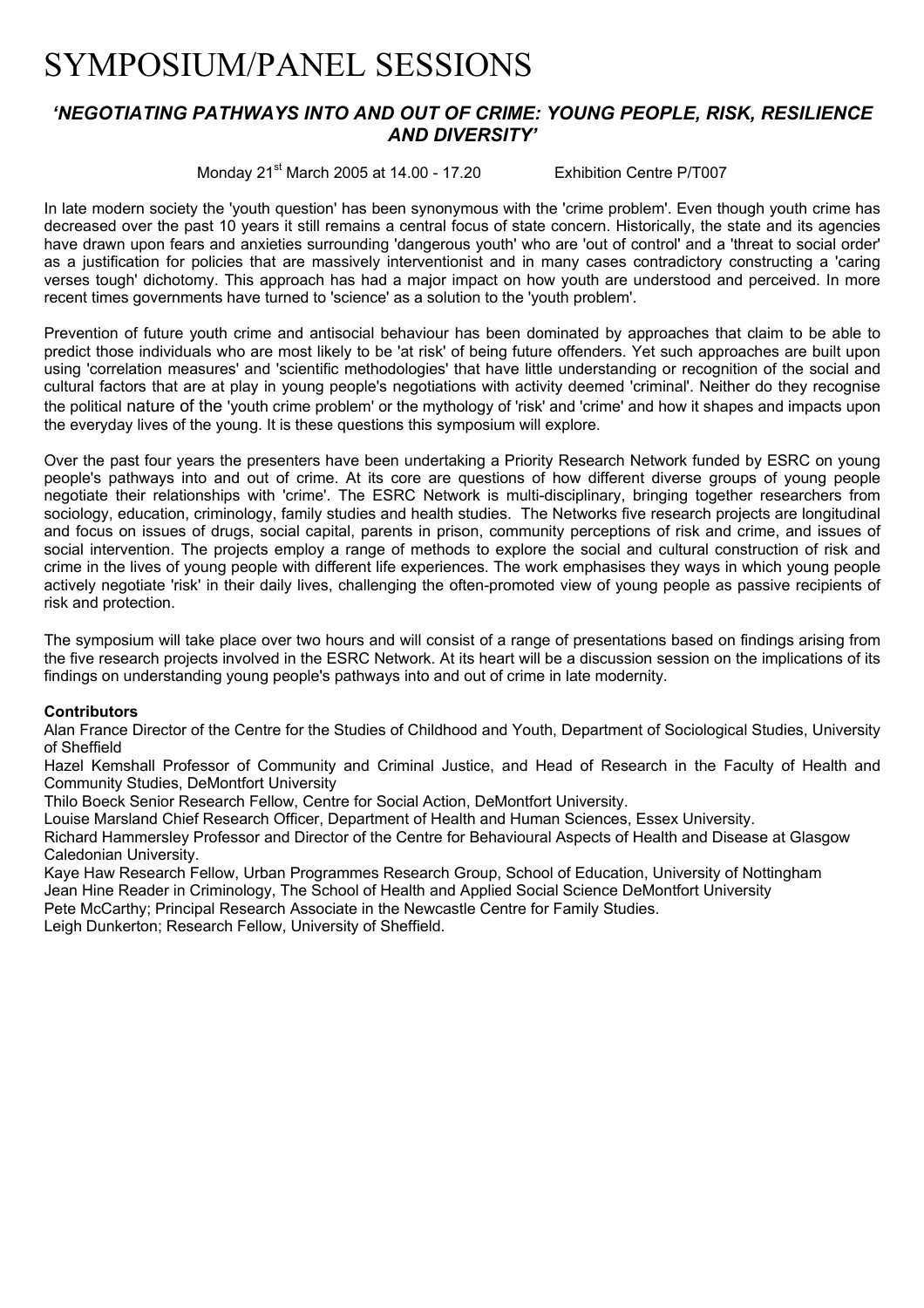# SYMPOSIUM/PANEL SESSIONS

## *'NEGOTIATING PATHWAYS INTO AND OUT OF CRIME: YOUNG PEOPLE, RISK, RESILIENCE AND DIVERSITY'*

Monday 21st March 2005 at 14.00 - 17.20 Exhibition Centre P/T007

In late modern society the 'youth question' has been synonymous with the 'crime problem'. Even though youth crime has decreased over the past 10 years it still remains a central focus of state concern. Historically, the state and its agencies have drawn upon fears and anxieties surrounding 'dangerous youth' who are 'out of control' and a 'threat to social order' as a justification for policies that are massively interventionist and in many cases contradictory constructing a 'caring verses tough' dichotomy. This approach has had a major impact on how youth are understood and perceived. In more recent times governments have turned to 'science' as a solution to the 'youth problem'.

Prevention of future youth crime and antisocial behaviour has been dominated by approaches that claim to be able to predict those individuals who are most likely to be 'at risk' of being future offenders. Yet such approaches are built upon using 'correlation measures' and 'scientific methodologies' that have little understanding or recognition of the social and cultural factors that are at play in young people's negotiations with activity deemed 'criminal'. Neither do they recognise the political nature of the 'youth crime problem' or the mythology of 'risk' and 'crime' and how it shapes and impacts upon the everyday lives of the young. It is these questions this symposium will explore.

Over the past four years the presenters have been undertaking a Priority Research Network funded by ESRC on young people's pathways into and out of crime. At its core are questions of how different diverse groups of young people negotiate their relationships with 'crime'. The ESRC Network is multi-disciplinary, bringing together researchers from sociology, education, criminology, family studies and health studies. The Networks five research projects are longitudinal and focus on issues of drugs, social capital, parents in prison, community perceptions of risk and crime, and issues of social intervention. The projects employ a range of methods to explore the social and cultural construction of risk and crime in the lives of young people with different life experiences. The work emphasises they ways in which young people actively negotiate 'risk' in their daily lives, challenging the often-promoted view of young people as passive recipients of risk and protection.

The symposium will take place over two hours and will consist of a range of presentations based on findings arising from the five research projects involved in the ESRC Network. At its heart will be a discussion session on the implications of its findings on understanding young people's pathways into and out of crime in late modernity.

**Contributors**

Alan France Director of the Centre for the Studies of Childhood and Youth, Department of Sociological Studies, University of Sheffield

Hazel Kemshall Professor of Community and Criminal Justice, and Head of Research in the Faculty of Health and Community Studies, DeMontfort University

Thilo Boeck Senior Research Fellow, Centre for Social Action, DeMontfort University.

Louise Marsland Chief Research Officer, Department of Health and Human Sciences, Essex University.

Richard Hammersley Professor and Director of the Centre for Behavioural Aspects of Health and Disease at Glasgow Caledonian University.

Kaye Haw Research Fellow, Urban Programmes Research Group, School of Education, University of Nottingham

Jean Hine Reader in Criminology, The School of Health and Applied Social Science DeMontfort University

Pete McCarthy; Principal Research Associate in the Newcastle Centre for Family Studies.

Leigh Dunkerton; Research Fellow, University of Sheffield.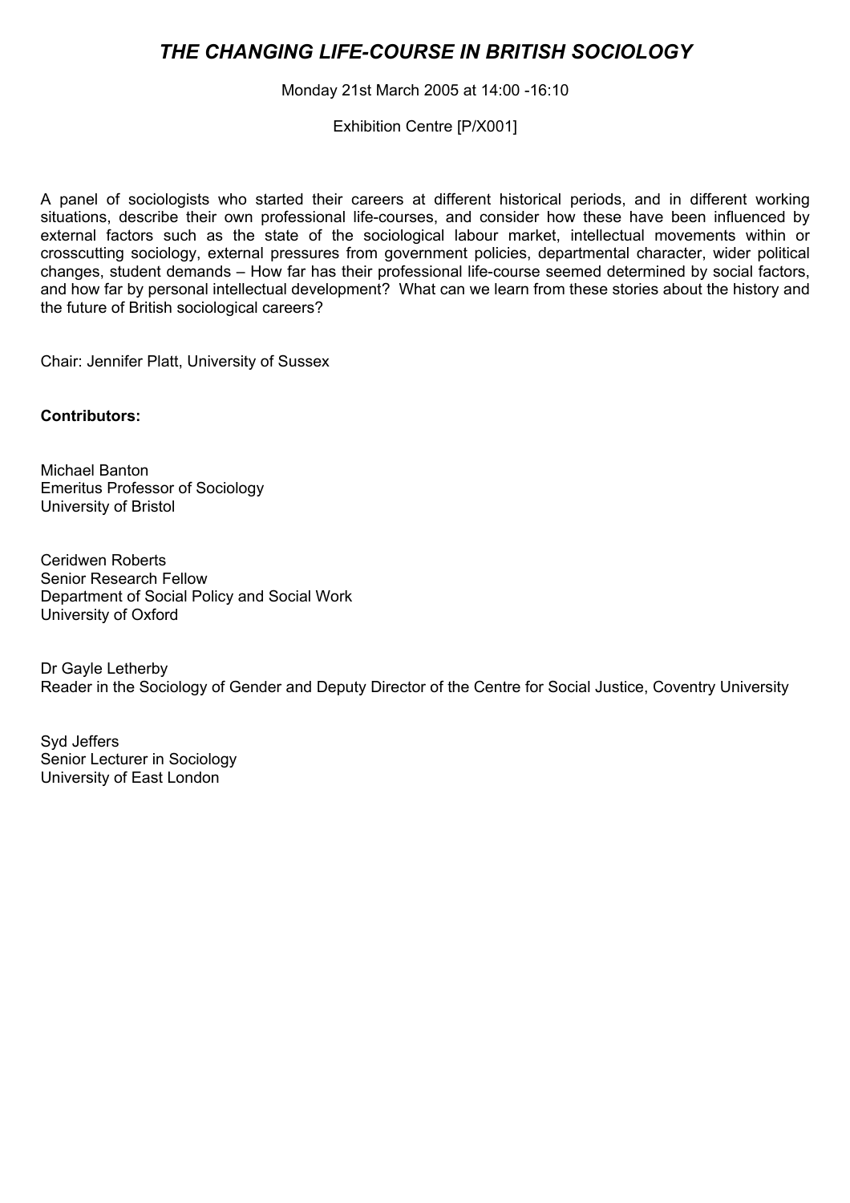# *THE CHANGING LIFE-COURSE IN BRITISH SOCIOLOGY*

Monday 21st March 2005 at 14:00 -16:10

Exhibition Centre [P/X001]

A panel of sociologists who started their careers at different historical periods, and in different working situations, describe their own professional life-courses, and consider how these have been influenced by external factors such as the state of the sociological labour market, intellectual movements within or crosscutting sociology, external pressures from government policies, departmental character, wider political changes, student demands – How far has their professional life-course seemed determined by social factors, and how far by personal intellectual development? What can we learn from these stories about the history and the future of British sociological careers?

Chair: Jennifer Platt, University of Sussex

**Contributors:**

Michael Banton
Emeritus Professor of Sociology
University of Bristol

Ceridwen Roberts
Senior Research Fellow
Department of Social Policy and Social Work
University of Oxford

Dr Gayle Letherby
Reader in the Sociology of Gender and Deputy Director of the Centre for Social Justice, Coventry University

Syd Jeffers
Senior Lecturer in Sociology
University of East London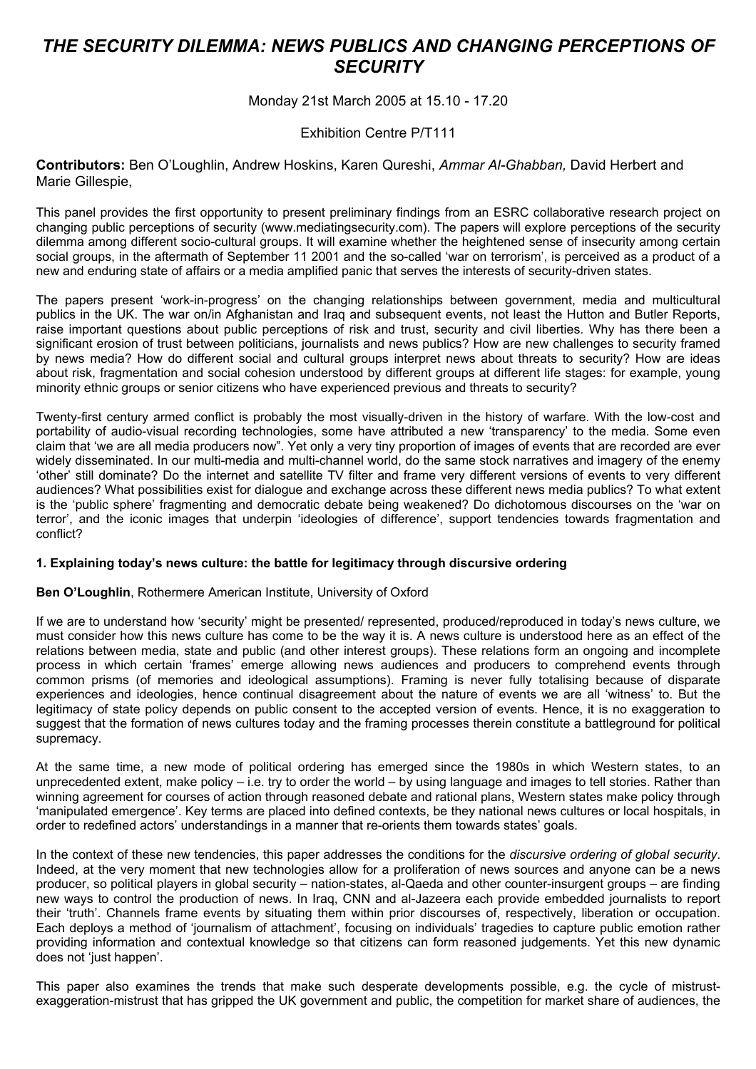# *THE SECURITY DILEMMA: NEWS PUBLICS AND CHANGING PERCEPTIONS OF SECURITY*

Monday 21st March 2005 at 15.10 - 17.20

Exhibition Centre P/T111

**Contributors:** Ben O'Loughlin, Andrew Hoskins, Karen Qureshi, *Ammar Al-Ghabban,* David Herbert and Marie Gillespie,

This panel provides the first opportunity to present preliminary findings from an ESRC collaborative research project on changing public perceptions of security (www.mediatingsecurity.com). The papers will explore perceptions of the security dilemma among different socio-cultural groups. It will examine whether the heightened sense of insecurity among certain social groups, in the aftermath of September 11 2001 and the so-called 'war on terrorism', is perceived as a product of a new and enduring state of affairs or a media amplified panic that serves the interests of security-driven states.

The papers present 'work-in-progress' on the changing relationships between government, media and multicultural publics in the UK. The war on/in Afghanistan and Iraq and subsequent events, not least the Hutton and Butler Reports, raise important questions about public perceptions of risk and trust, security and civil liberties. Why has there been a significant erosion of trust between politicians, journalists and news publics? How are new challenges to security framed by news media? How do different social and cultural groups interpret news about threats to security? How are ideas about risk, fragmentation and social cohesion understood by different groups at different life stages: for example, young minority ethnic groups or senior citizens who have experienced previous and threats to security?

Twenty-first century armed conflict is probably the most visually-driven in the history of warfare. With the low-cost and portability of audio-visual recording technologies, some have attributed a new 'transparency' to the media. Some even claim that 'we are all media producers now". Yet only a very tiny proportion of images of events that are recorded are ever widely disseminated. In our multi-media and multi-channel world, do the same stock narratives and imagery of the enemy 'other' still dominate? Do the internet and satellite TV filter and frame very different versions of events to very different audiences? What possibilities exist for dialogue and exchange across these different news media publics? To what extent is the 'public sphere' fragmenting and democratic debate being weakened? Do dichotomous discourses on the 'war on terror', and the iconic images that underpin 'ideologies of difference', support tendencies towards fragmentation and conflict?

### 1. Explaining today's news culture: the battle for legitimacy through discursive ordering

**Ben O'Loughlin**, Rothermere American Institute, University of Oxford

If we are to understand how 'security' might be presented/ represented, produced/reproduced in today's news culture, we must consider how this news culture has come to be the way it is. A news culture is understood here as an effect of the relations between media, state and public (and other interest groups). These relations form an ongoing and incomplete process in which certain 'frames' emerge allowing news audiences and producers to comprehend events through common prisms (of memories and ideological assumptions). Framing is never fully totalising because of disparate experiences and ideologies, hence continual disagreement about the nature of events we are all 'witness' to. But the legitimacy of state policy depends on public consent to the accepted version of events. Hence, it is no exaggeration to suggest that the formation of news cultures today and the framing processes therein constitute a battleground for political supremacy.

At the same time, a new mode of political ordering has emerged since the 1980s in which Western states, to an unprecedented extent, make policy – i.e. try to order the world – by using language and images to tell stories. Rather than winning agreement for courses of action through reasoned debate and rational plans, Western states make policy through 'manipulated emergence'. Key terms are placed into defined contexts, be they national news cultures or local hospitals, in order to redefined actors' understandings in a manner that re-orients them towards states' goals.

In the context of these new tendencies, this paper addresses the conditions for the *discursive ordering of global security*. Indeed, at the very moment that new technologies allow for a proliferation of news sources and anyone can be a news producer, so political players in global security – nation-states, al-Qaeda and other counter-insurgent groups – are finding new ways to control the production of news. In Iraq, CNN and al-Jazeera each provide embedded journalists to report their 'truth'. Channels frame events by situating them within prior discourses of, respectively, liberation or occupation. Each deploys a method of 'journalism of attachment', focusing on individuals' tragedies to capture public emotion rather providing information and contextual knowledge so that citizens can form reasoned judgements. Yet this new dynamic does not 'just happen'.

This paper also examines the trends that make such desperate developments possible, e.g. the cycle of mistrust-exaggeration-mistrust that has gripped the UK government and public, the competition for market share of audiences, the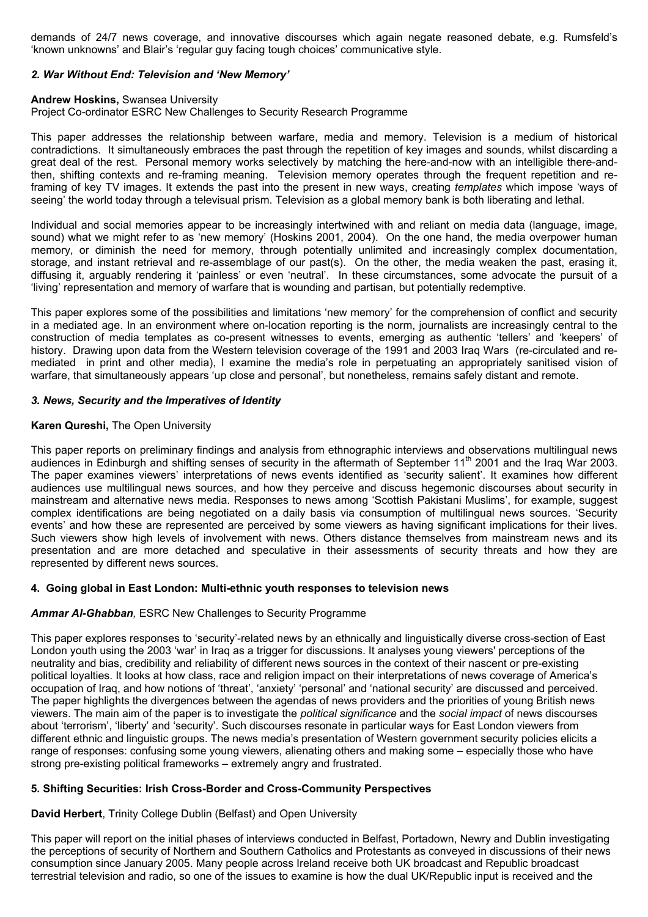demands of 24/7 news coverage, and innovative discourses which again negate reasoned debate, e.g. Rumsfeld's 'known unknowns' and Blair's 'regular guy facing tough choices' communicative style.

### *2. War Without End: Television and 'New Memory'*

**Andrew Hoskins,** Swansea University
Project Co-ordinator ESRC New Challenges to Security Research Programme

This paper addresses the relationship between warfare, media and memory. Television is a medium of historical contradictions. It simultaneously embraces the past through the repetition of key images and sounds, whilst discarding a great deal of the rest. Personal memory works selectively by matching the here-and-now with an intelligible there-and-then, shifting contexts and re-framing meaning. Television memory operates through the frequent repetition and re-framing of key TV images. It extends the past into the present in new ways, creating *templates* which impose 'ways of seeing' the world today through a televisual prism. Television as a global memory bank is both liberating and lethal.

Individual and social memories appear to be increasingly intertwined with and reliant on media data (language, image, sound) what we might refer to as 'new memory' (Hoskins 2001, 2004). On the one hand, the media overpower human memory, or diminish the need for memory, through potentially unlimited and increasingly complex documentation, storage, and instant retrieval and re-assemblage of our past(s). On the other, the media weaken the past, erasing it, diffusing it, arguably rendering it 'painless' or even 'neutral'. In these circumstances, some advocate the pursuit of a 'living' representation and memory of warfare that is wounding and partisan, but potentially redemptive.

This paper explores some of the possibilities and limitations 'new memory' for the comprehension of conflict and security in a mediated age. In an environment where on-location reporting is the norm, journalists are increasingly central to the construction of media templates as co-present witnesses to events, emerging as authentic 'tellers' and 'keepers' of history. Drawing upon data from the Western television coverage of the 1991 and 2003 Iraq Wars (re-circulated and re-mediated in print and other media), I examine the media's role in perpetuating an appropriately sanitised vision of warfare, that simultaneously appears 'up close and personal', but nonetheless, remains safely distant and remote.

### *3. News, Security and the Imperatives of Identity*

**Karen Qureshi,** The Open University

This paper reports on preliminary findings and analysis from ethnographic interviews and observations multilingual news audiences in Edinburgh and shifting senses of security in the aftermath of September 11th 2001 and the Iraq War 2003. The paper examines viewers' interpretations of news events identified as 'security salient'. It examines how different audiences use multilingual news sources, and how they perceive and discuss hegemonic discourses about security in mainstream and alternative news media. Responses to news among 'Scottish Pakistani Muslims', for example, suggest complex identifications are being negotiated on a daily basis via consumption of multilingual news sources. 'Security events' and how these are represented are perceived by some viewers as having significant implications for their lives. Such viewers show high levels of involvement with news. Others distance themselves from mainstream news and its presentation and are more detached and speculative in their assessments of security threats and how they are represented by different news sources.

### 4. Going global in East London: Multi-ethnic youth responses to television news

***Ammar Al-Ghabban,*** ESRC New Challenges to Security Programme

This paper explores responses to 'security'-related news by an ethnically and linguistically diverse cross-section of East London youth using the 2003 'war' in Iraq as a trigger for discussions. It analyses young viewers' perceptions of the neutrality and bias, credibility and reliability of different news sources in the context of their nascent or pre-existing political loyalties. It looks at how class, race and religion impact on their interpretations of news coverage of America's occupation of Iraq, and how notions of 'threat', 'anxiety' 'personal' and 'national security' are discussed and perceived. The paper highlights the divergences between the agendas of news providers and the priorities of young British news viewers. The main aim of the paper is to investigate the *political significance* and the *social impact* of news discourses about 'terrorism', 'liberty' and 'security'. Such discourses resonate in particular ways for East London viewers from different ethnic and linguistic groups. The news media's presentation of Western government security policies elicits a range of responses: confusing some young viewers, alienating others and making some – especially those who have strong pre-existing political frameworks – extremely angry and frustrated.

### 5. Shifting Securities: Irish Cross-Border and Cross-Community Perspectives

**David Herbert**, Trinity College Dublin (Belfast) and Open University

This paper will report on the initial phases of interviews conducted in Belfast, Portadown, Newry and Dublin investigating the perceptions of security of Northern and Southern Catholics and Protestants as conveyed in discussions of their news consumption since January 2005. Many people across Ireland receive both UK broadcast and Republic broadcast terrestrial television and radio, so one of the issues to examine is how the dual UK/Republic input is received and the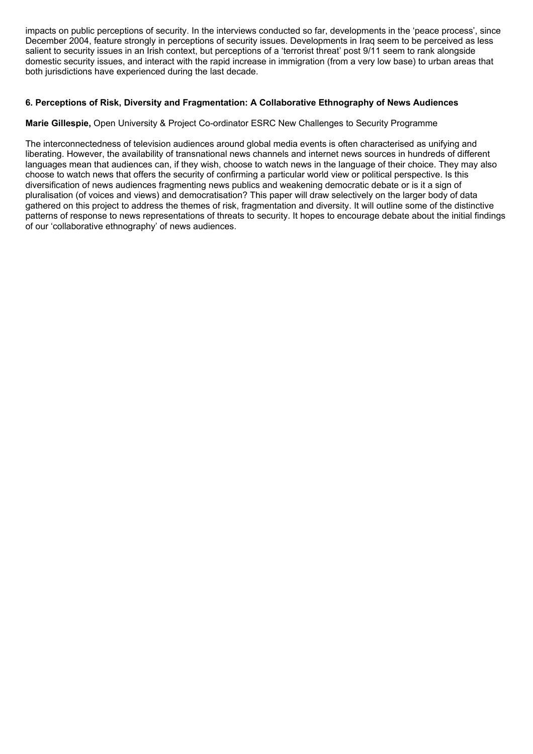impacts on public perceptions of security. In the interviews conducted so far, developments in the 'peace process', since December 2004, feature strongly in perceptions of security issues. Developments in Iraq seem to be perceived as less salient to security issues in an Irish context, but perceptions of a 'terrorist threat' post 9/11 seem to rank alongside domestic security issues, and interact with the rapid increase in immigration (from a very low base) to urban areas that both jurisdictions have experienced during the last decade.

### 6. Perceptions of Risk, Diversity and Fragmentation: A Collaborative Ethnography of News Audiences

**Marie Gillespie,** Open University & Project Co-ordinator ESRC New Challenges to Security Programme

The interconnectedness of television audiences around global media events is often characterised as unifying and liberating. However, the availability of transnational news channels and internet news sources in hundreds of different languages mean that audiences can, if they wish, choose to watch news in the language of their choice. They may also choose to watch news that offers the security of confirming a particular world view or political perspective. Is this diversification of news audiences fragmenting news publics and weakening democratic debate or is it a sign of pluralisation (of voices and views) and democratisation? This paper will draw selectively on the larger body of data gathered on this project to address the themes of risk, fragmentation and diversity. It will outline some of the distinctive patterns of response to news representations of threats to security. It hopes to encourage debate about the initial findings of our 'collaborative ethnography' of news audiences.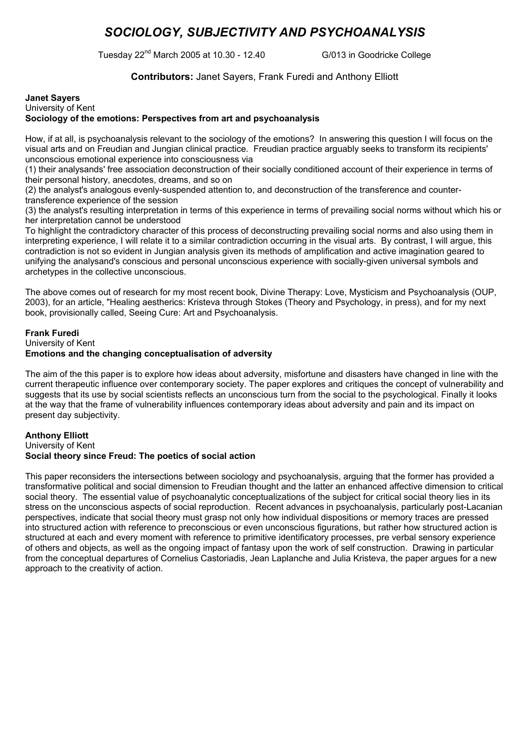# *SOCIOLOGY, SUBJECTIVITY AND PSYCHOANALYSIS*

Tuesday 22nd March 2005 at 10.30 - 12.40 G/013 in Goodricke College

**Contributors:** Janet Sayers, Frank Furedi and Anthony Elliott

**Janet Sayers**
University of Kent
**Sociology of the emotions: Perspectives from art and psychoanalysis**

How, if at all, is psychoanalysis relevant to the sociology of the emotions? In answering this question I will focus on the visual arts and on Freudian and Jungian clinical practice. Freudian practice arguably seeks to transform its recipients' unconscious emotional experience into consciousness via

(1) their analysands' free association deconstruction of their socially conditioned account of their experience in terms of their personal history, anecdotes, dreams, and so on
(2) the analyst's analogous evenly-suspended attention to, and deconstruction of the transference and counter-transference experience of the session
(3) the analyst's resulting interpretation in terms of this experience in terms of prevailing social norms without which his or her interpretation cannot be understood

To highlight the contradictory character of this process of deconstructing prevailing social norms and also using them in interpreting experience, I will relate it to a similar contradiction occurring in the visual arts. By contrast, I will argue, this contradiction is not so evident in Jungian analysis given its methods of amplification and active imagination geared to unifying the analysand's conscious and personal unconscious experience with socially-given universal symbols and archetypes in the collective unconscious.

The above comes out of research for my most recent book, Divine Therapy: Love, Mysticism and Psychoanalysis (OUP, 2003), for an article, "Healing aesthetics: Kristeva through Stokes (Theory and Psychology, in press), and for my next book, provisionally called, Seeing Cure: Art and Psychoanalysis.

**Frank Furedi**
University of Kent
**Emotions and the changing conceptualisation of adversity**

The aim of the this paper is to explore how ideas about adversity, misfortune and disasters have changed in line with the current therapeutic influence over contemporary society. The paper explores and critiques the concept of vulnerability and suggests that its use by social scientists reflects an unconscious turn from the social to the psychological. Finally it looks at the way that the frame of vulnerability influences contemporary ideas about adversity and pain and its impact on present day subjectivity.

**Anthony Elliott**
University of Kent
**Social theory since Freud: The poetics of social action**

This paper reconsiders the intersections between sociology and psychoanalysis, arguing that the former has provided a transformative political and social dimension to Freudian thought and the latter an enhanced affective dimension to critical social theory. The essential value of psychoanalytic conceptualizations of the subject for critical social theory lies in its stress on the unconscious aspects of social reproduction. Recent advances in psychoanalysis, particularly post-Lacanian perspectives, indicate that social theory must grasp not only how individual dispositions or memory traces are pressed into structured action with reference to preconscious or even unconscious figurations, but rather how structured action is structured at each and every moment with reference to primitive identificatory processes, pre verbal sensory experience of others and objects, as well as the ongoing impact of fantasy upon the work of self construction. Drawing in particular from the conceptual departures of Cornelius Castoriadis, Jean Laplanche and Julia Kristeva, the paper argues for a new approach to the creativity of action.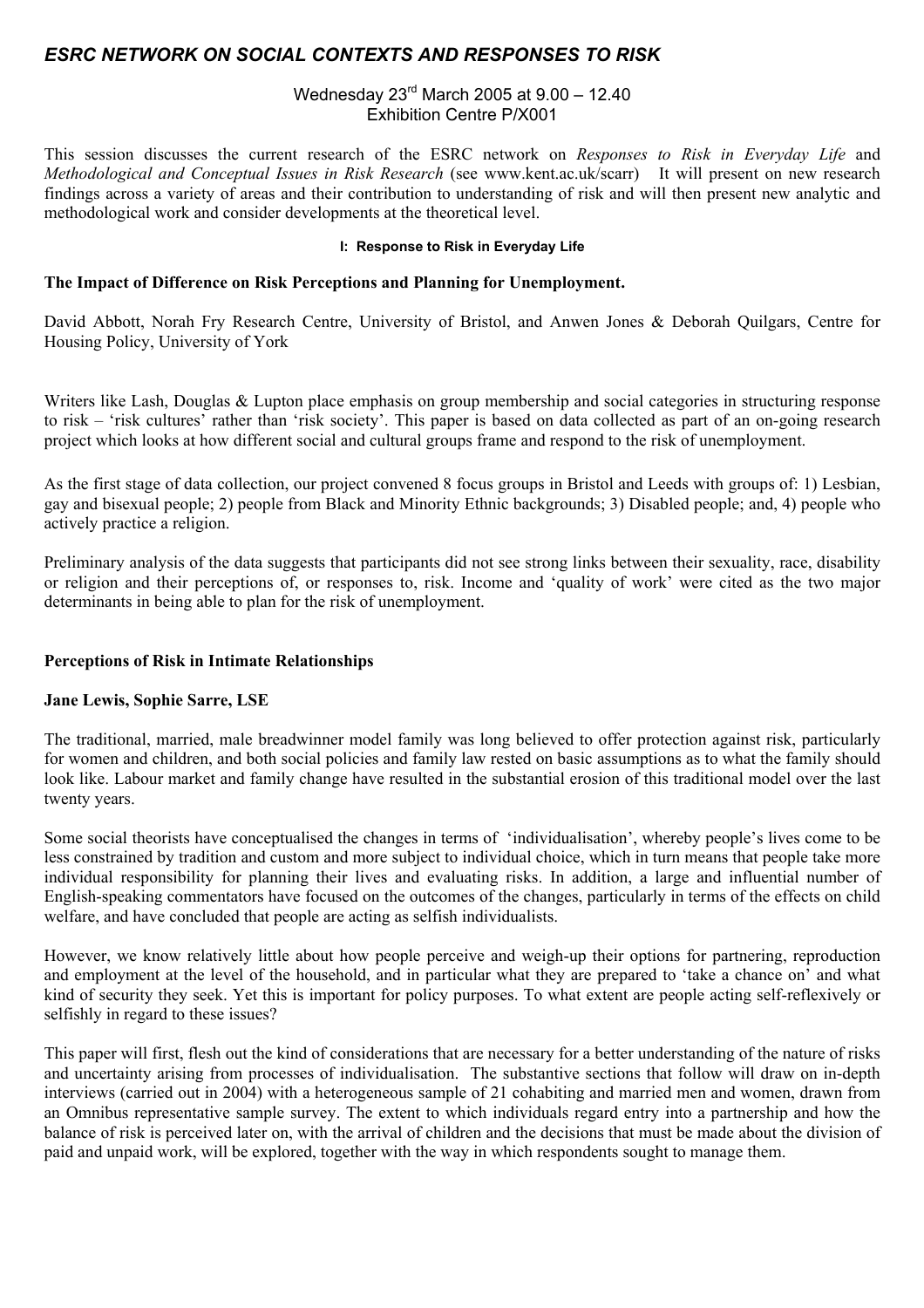# *ESRC NETWORK ON SOCIAL CONTEXTS AND RESPONSES TO RISK*

Wednesday 23rd March 2005 at 9.00 – 12.40
Exhibition Centre P/X001

This session discusses the current research of the ESRC network on *Responses to Risk in Everyday Life* and *Methodological and Conceptual Issues in Risk Research* (see www.kent.ac.uk/scarr) It will present on new research findings across a variety of areas and their contribution to understanding of risk and will then present new analytic and methodological work and consider developments at the theoretical level.

#### I: Response to Risk in Everyday Life

### The Impact of Difference on Risk Perceptions and Planning for Unemployment.

David Abbott, Norah Fry Research Centre, University of Bristol, and Anwen Jones & Deborah Quilgars, Centre for Housing Policy, University of York

Writers like Lash, Douglas & Lupton place emphasis on group membership and social categories in structuring response to risk – 'risk cultures' rather than 'risk society'. This paper is based on data collected as part of an on-going research project which looks at how different social and cultural groups frame and respond to the risk of unemployment.

As the first stage of data collection, our project convened 8 focus groups in Bristol and Leeds with groups of: 1) Lesbian, gay and bisexual people; 2) people from Black and Minority Ethnic backgrounds; 3) Disabled people; and, 4) people who actively practice a religion.

Preliminary analysis of the data suggests that participants did not see strong links between their sexuality, race, disability or religion and their perceptions of, or responses to, risk. Income and 'quality of work' were cited as the two major determinants in being able to plan for the risk of unemployment.

### Perceptions of Risk in Intimate Relationships

**Jane Lewis, Sophie Sarre, LSE**

The traditional, married, male breadwinner model family was long believed to offer protection against risk, particularly for women and children, and both social policies and family law rested on basic assumptions as to what the family should look like. Labour market and family change have resulted in the substantial erosion of this traditional model over the last twenty years.

Some social theorists have conceptualised the changes in terms of 'individualisation', whereby people's lives come to be less constrained by tradition and custom and more subject to individual choice, which in turn means that people take more individual responsibility for planning their lives and evaluating risks. In addition, a large and influential number of English-speaking commentators have focused on the outcomes of the changes, particularly in terms of the effects on child welfare, and have concluded that people are acting as selfish individualists.

However, we know relatively little about how people perceive and weigh-up their options for partnering, reproduction and employment at the level of the household, and in particular what they are prepared to 'take a chance on' and what kind of security they seek. Yet this is important for policy purposes. To what extent are people acting self-reflexively or selfishly in regard to these issues?

This paper will first, flesh out the kind of considerations that are necessary for a better understanding of the nature of risks and uncertainty arising from processes of individualisation. The substantive sections that follow will draw on in-depth interviews (carried out in 2004) with a heterogeneous sample of 21 cohabiting and married men and women, drawn from an Omnibus representative sample survey. The extent to which individuals regard entry into a partnership and how the balance of risk is perceived later on, with the arrival of children and the decisions that must be made about the division of paid and unpaid work, will be explored, together with the way in which respondents sought to manage them.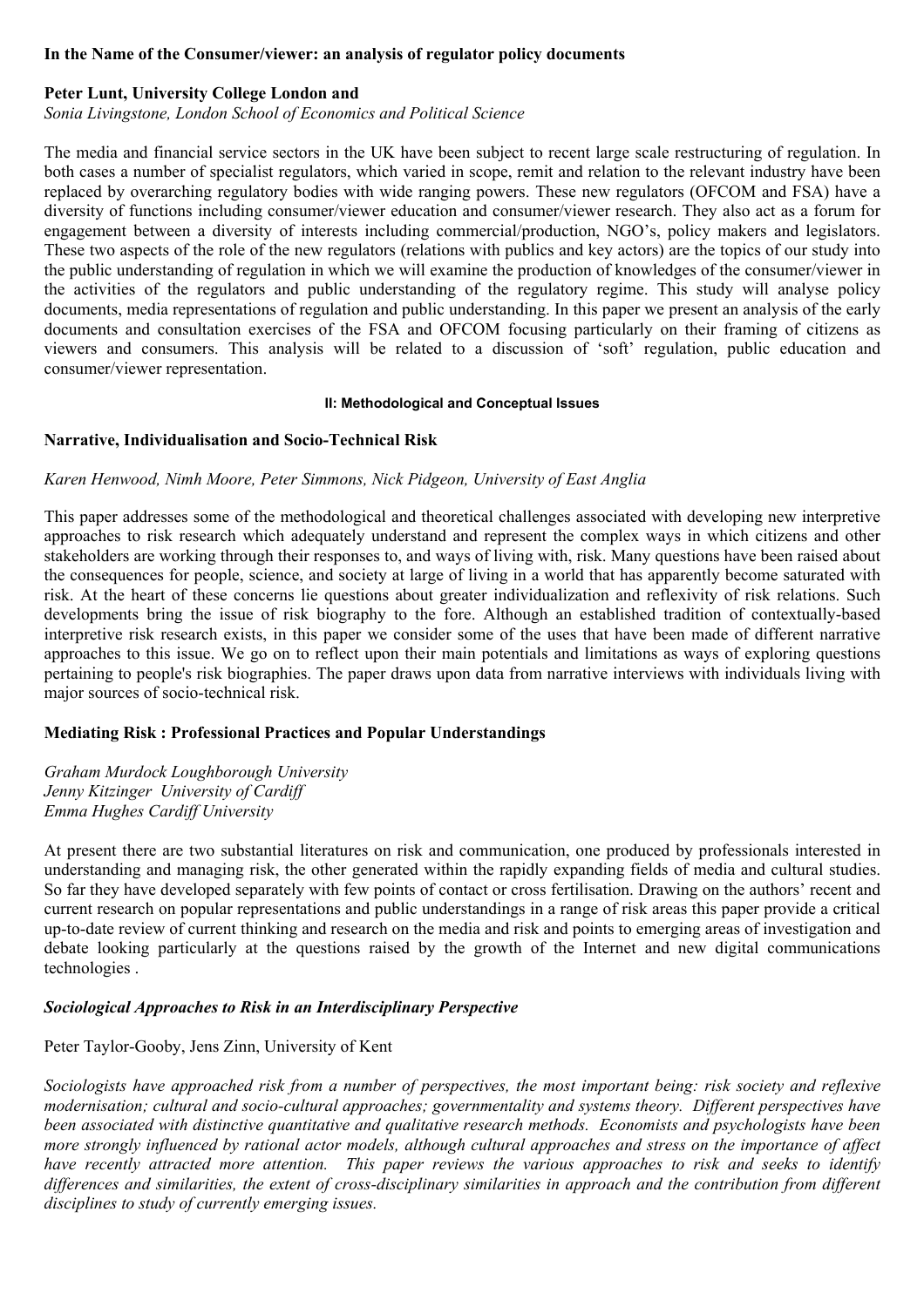**In the Name of the Consumer/viewer: an analysis of regulator policy documents**

**Peter Lunt, University College London and**
*Sonia Livingstone, London School of Economics and Political Science*

The media and financial service sectors in the UK have been subject to recent large scale restructuring of regulation. In both cases a number of specialist regulators, which varied in scope, remit and relation to the relevant industry have been replaced by overarching regulatory bodies with wide ranging powers. These new regulators (OFCOM and FSA) have a diversity of functions including consumer/viewer education and consumer/viewer research. They also act as a forum for engagement between a diversity of interests including commercial/production, NGO's, policy makers and legislators. These two aspects of the role of the new regulators (relations with publics and key actors) are the topics of our study into the public understanding of regulation in which we will examine the production of knowledges of the consumer/viewer in the activities of the regulators and public understanding of the regulatory regime. This study will analyse policy documents, media representations of regulation and public understanding. In this paper we present an analysis of the early documents and consultation exercises of the FSA and OFCOM focusing particularly on their framing of citizens as viewers and consumers. This analysis will be related to a discussion of 'soft' regulation, public education and consumer/viewer representation.

## II: Methodological and Conceptual Issues

**Narrative, Individualisation and Socio-Technical Risk**

*Karen Henwood, Nimh Moore, Peter Simmons, Nick Pidgeon, University of East Anglia*

This paper addresses some of the methodological and theoretical challenges associated with developing new interpretive approaches to risk research which adequately understand and represent the complex ways in which citizens and other stakeholders are working through their responses to, and ways of living with, risk. Many questions have been raised about the consequences for people, science, and society at large of living in a world that has apparently become saturated with risk. At the heart of these concerns lie questions about greater individualization and reflexivity of risk relations. Such developments bring the issue of risk biography to the fore. Although an established tradition of contextually-based interpretive risk research exists, in this paper we consider some of the uses that have been made of different narrative approaches to this issue. We go on to reflect upon their main potentials and limitations as ways of exploring questions pertaining to people's risk biographies. The paper draws upon data from narrative interviews with individuals living with major sources of socio-technical risk.

**Mediating Risk : Professional Practices and Popular Understandings**

*Graham Murdock Loughborough University*
*Jenny Kitzinger University of Cardiff*
*Emma Hughes Cardiff University*

At present there are two substantial literatures on risk and communication, one produced by professionals interested in understanding and managing risk, the other generated within the rapidly expanding fields of media and cultural studies. So far they have developed separately with few points of contact or cross fertilisation. Drawing on the authors' recent and current research on popular representations and public understandings in a range of risk areas this paper provide a critical up-to-date review of current thinking and research on the media and risk and points to emerging areas of investigation and debate looking particularly at the questions raised by the growth of the Internet and new digital communications technologies .

***Sociological Approaches to Risk in an Interdisciplinary Perspective***

Peter Taylor-Gooby, Jens Zinn, University of Kent

*Sociologists have approached risk from a number of perspectives, the most important being: risk society and reflexive modernisation; cultural and socio-cultural approaches; governmentality and systems theory. Different perspectives have been associated with distinctive quantitative and qualitative research methods. Economists and psychologists have been more strongly influenced by rational actor models, although cultural approaches and stress on the importance of affect have recently attracted more attention. This paper reviews the various approaches to risk and seeks to identify differences and similarities, the extent of cross-disciplinary similarities in approach and the contribution from different disciplines to study of currently emerging issues.*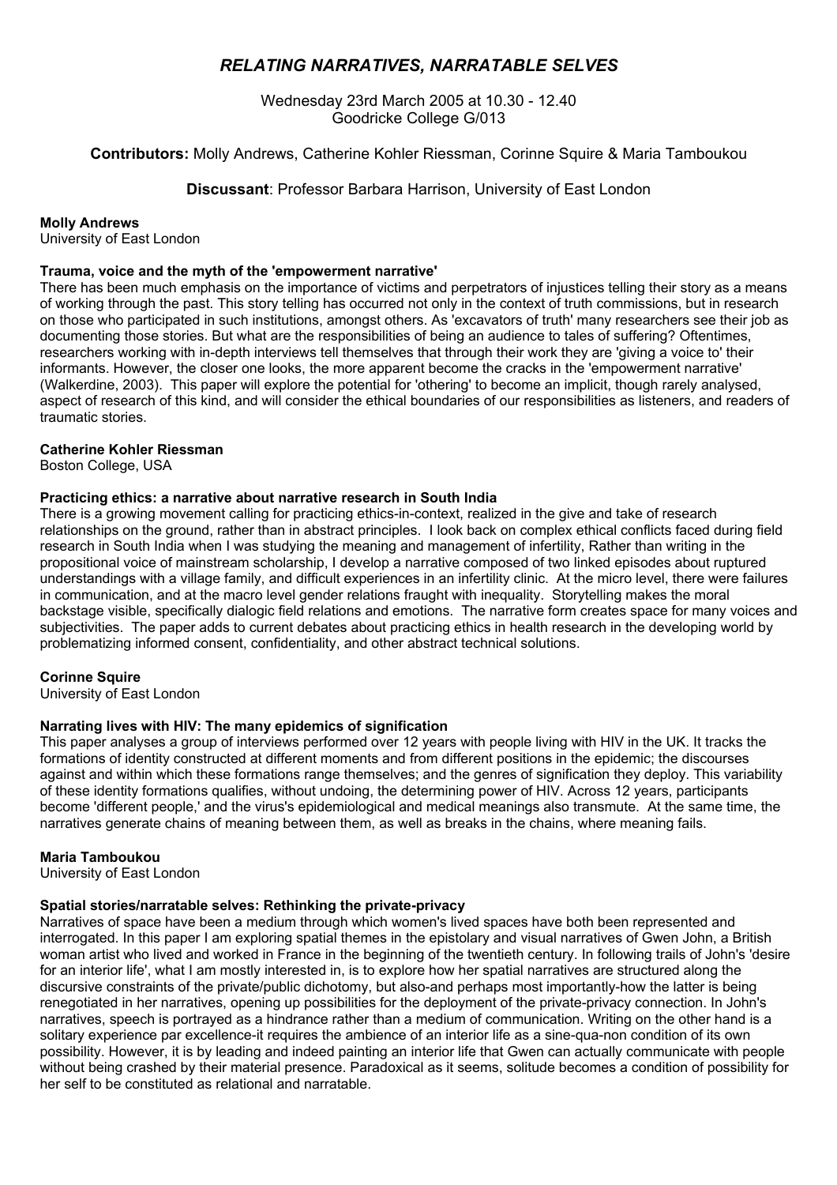# *RELATING NARRATIVES, NARRATABLE SELVES*

Wednesday 23rd March 2005 at 10.30 - 12.40
Goodricke College G/013

**Contributors:** Molly Andrews, Catherine Kohler Riessman, Corinne Squire & Maria Tamboukou

**Discussant**: Professor Barbara Harrison, University of East London

**Molly Andrews**
University of East London

**Trauma, voice and the myth of the 'empowerment narrative'**

There has been much emphasis on the importance of victims and perpetrators of injustices telling their story as a means of working through the past. This story telling has occurred not only in the context of truth commissions, but in research on those who participated in such institutions, amongst others. As 'excavators of truth' many researchers see their job as documenting those stories. But what are the responsibilities of being an audience to tales of suffering? Oftentimes, researchers working with in-depth interviews tell themselves that through their work they are 'giving a voice to' their informants. However, the closer one looks, the more apparent become the cracks in the 'empowerment narrative' (Walkerdine, 2003). This paper will explore the potential for 'othering' to become an implicit, though rarely analysed, aspect of research of this kind, and will consider the ethical boundaries of our responsibilities as listeners, and readers of traumatic stories.

**Catherine Kohler Riessman**
Boston College, USA

**Practicing ethics: a narrative about narrative research in South India**

There is a growing movement calling for practicing ethics-in-context, realized in the give and take of research relationships on the ground, rather than in abstract principles. I look back on complex ethical conflicts faced during field research in South India when I was studying the meaning and management of infertility, Rather than writing in the propositional voice of mainstream scholarship, I develop a narrative composed of two linked episodes about ruptured understandings with a village family, and difficult experiences in an infertility clinic. At the micro level, there were failures in communication, and at the macro level gender relations fraught with inequality. Storytelling makes the moral backstage visible, specifically dialogic field relations and emotions. The narrative form creates space for many voices and subjectivities. The paper adds to current debates about practicing ethics in health research in the developing world by problematizing informed consent, confidentiality, and other abstract technical solutions.

**Corinne Squire**
University of East London

**Narrating lives with HIV: The many epidemics of signification**

This paper analyses a group of interviews performed over 12 years with people living with HIV in the UK. It tracks the formations of identity constructed at different moments and from different positions in the epidemic; the discourses against and within which these formations range themselves; and the genres of signification they deploy. This variability of these identity formations qualifies, without undoing, the determining power of HIV. Across 12 years, participants become 'different people,' and the virus's epidemiological and medical meanings also transmute. At the same time, the narratives generate chains of meaning between them, as well as breaks in the chains, where meaning fails.

**Maria Tamboukou**
University of East London

**Spatial stories/narratable selves: Rethinking the private-privacy**

Narratives of space have been a medium through which women's lived spaces have both been represented and interrogated. In this paper I am exploring spatial themes in the epistolary and visual narratives of Gwen John, a British woman artist who lived and worked in France in the beginning of the twentieth century. In following trails of John's 'desire for an interior life', what I am mostly interested in, is to explore how her spatial narratives are structured along the discursive constraints of the private/public dichotomy, but also-and perhaps most importantly-how the latter is being renegotiated in her narratives, opening up possibilities for the deployment of the private-privacy connection. In John's narratives, speech is portrayed as a hindrance rather than a medium of communication. Writing on the other hand is a solitary experience par excellence-it requires the ambience of an interior life as a sine-qua-non condition of its own possibility. However, it is by leading and indeed painting an interior life that Gwen can actually communicate with people without being crashed by their material presence. Paradoxical as it seems, solitude becomes a condition of possibility for her self to be constituted as relational and narratable.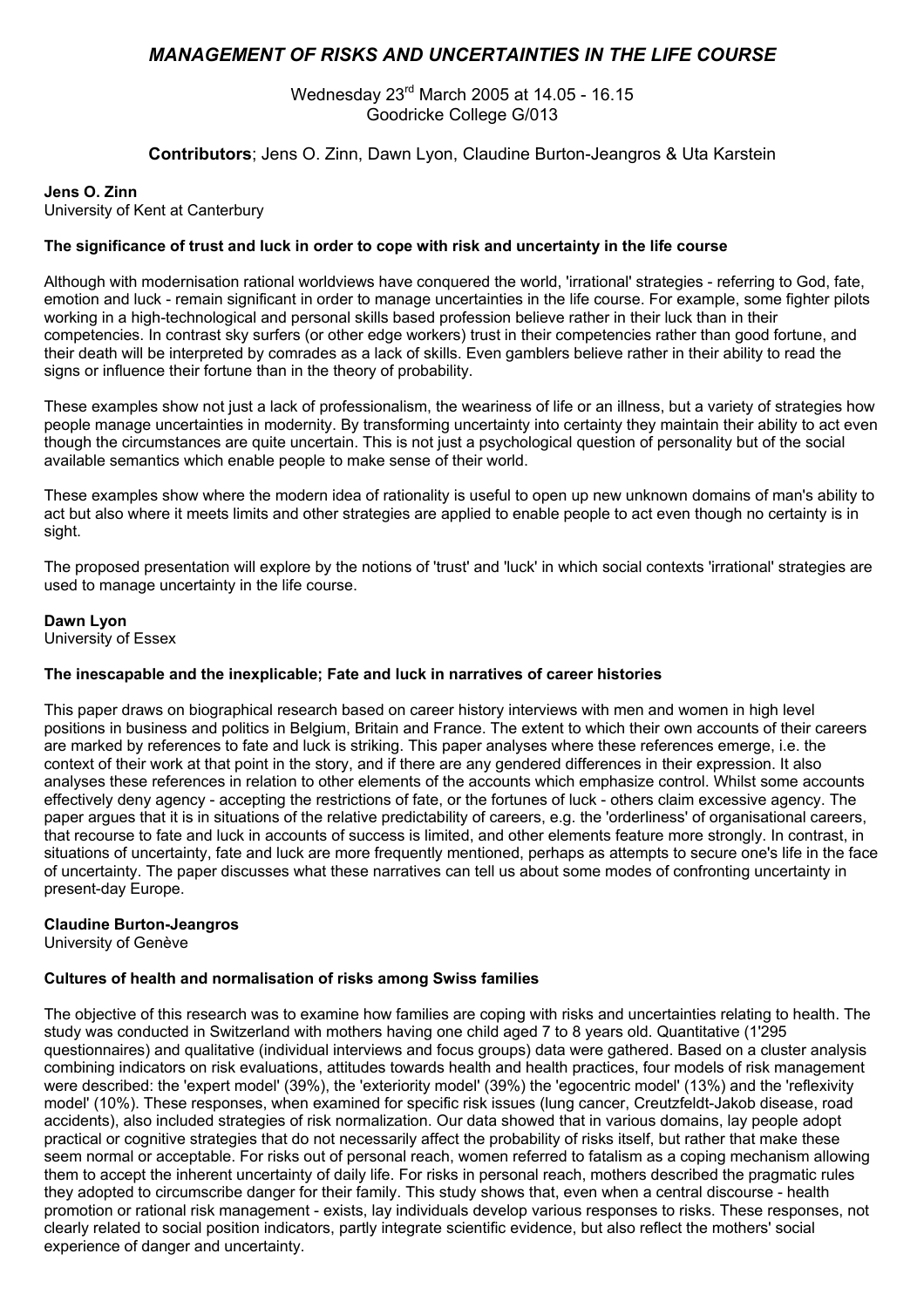# *MANAGEMENT OF RISKS AND UNCERTAINTIES IN THE LIFE COURSE*

Wednesday 23rd March 2005 at 14.05 - 16.15
Goodricke College G/013

**Contributors**; Jens O. Zinn, Dawn Lyon, Claudine Burton-Jeangros & Uta Karstein

**Jens O. Zinn**
University of Kent at Canterbury

**The significance of trust and luck in order to cope with risk and uncertainty in the life course**

Although with modernisation rational worldviews have conquered the world, 'irrational' strategies - referring to God, fate, emotion and luck - remain significant in order to manage uncertainties in the life course. For example, some fighter pilots working in a high-technological and personal skills based profession believe rather in their luck than in their competencies. In contrast sky surfers (or other edge workers) trust in their competencies rather than good fortune, and their death will be interpreted by comrades as a lack of skills. Even gamblers believe rather in their ability to read the signs or influence their fortune than in the theory of probability.

These examples show not just a lack of professionalism, the weariness of life or an illness, but a variety of strategies how people manage uncertainties in modernity. By transforming uncertainty into certainty they maintain their ability to act even though the circumstances are quite uncertain. This is not just a psychological question of personality but of the social available semantics which enable people to make sense of their world.

These examples show where the modern idea of rationality is useful to open up new unknown domains of man's ability to act but also where it meets limits and other strategies are applied to enable people to act even though no certainty is in sight.

The proposed presentation will explore by the notions of 'trust' and 'luck' in which social contexts 'irrational' strategies are used to manage uncertainty in the life course.

**Dawn Lyon**
University of Essex

**The inescapable and the inexplicable; Fate and luck in narratives of career histories**

This paper draws on biographical research based on career history interviews with men and women in high level positions in business and politics in Belgium, Britain and France. The extent to which their own accounts of their careers are marked by references to fate and luck is striking. This paper analyses where these references emerge, i.e. the context of their work at that point in the story, and if there are any gendered differences in their expression. It also analyses these references in relation to other elements of the accounts which emphasize control. Whilst some accounts effectively deny agency - accepting the restrictions of fate, or the fortunes of luck - others claim excessive agency. The paper argues that it is in situations of the relative predictability of careers, e.g. the 'orderliness' of organisational careers, that recourse to fate and luck in accounts of success is limited, and other elements feature more strongly. In contrast, in situations of uncertainty, fate and luck are more frequently mentioned, perhaps as attempts to secure one's life in the face of uncertainty. The paper discusses what these narratives can tell us about some modes of confronting uncertainty in present-day Europe.

**Claudine Burton-Jeangros**
University of Genève

**Cultures of health and normalisation of risks among Swiss families**

The objective of this research was to examine how families are coping with risks and uncertainties relating to health. The study was conducted in Switzerland with mothers having one child aged 7 to 8 years old. Quantitative (1'295 questionnaires) and qualitative (individual interviews and focus groups) data were gathered. Based on a cluster analysis combining indicators on risk evaluations, attitudes towards health and health practices, four models of risk management were described: the 'expert model' (39%), the 'exteriority model' (39%) the 'egocentric model' (13%) and the 'reflexivity model' (10%). These responses, when examined for specific risk issues (lung cancer, Creutzfeldt-Jakob disease, road accidents), also included strategies of risk normalization. Our data showed that in various domains, lay people adopt practical or cognitive strategies that do not necessarily affect the probability of risks itself, but rather that make these seem normal or acceptable. For risks out of personal reach, women referred to fatalism as a coping mechanism allowing them to accept the inherent uncertainty of daily life. For risks in personal reach, mothers described the pragmatic rules they adopted to circumscribe danger for their family. This study shows that, even when a central discourse - health promotion or rational risk management - exists, lay individuals develop various responses to risks. These responses, not clearly related to social position indicators, partly integrate scientific evidence, but also reflect the mothers' social experience of danger and uncertainty.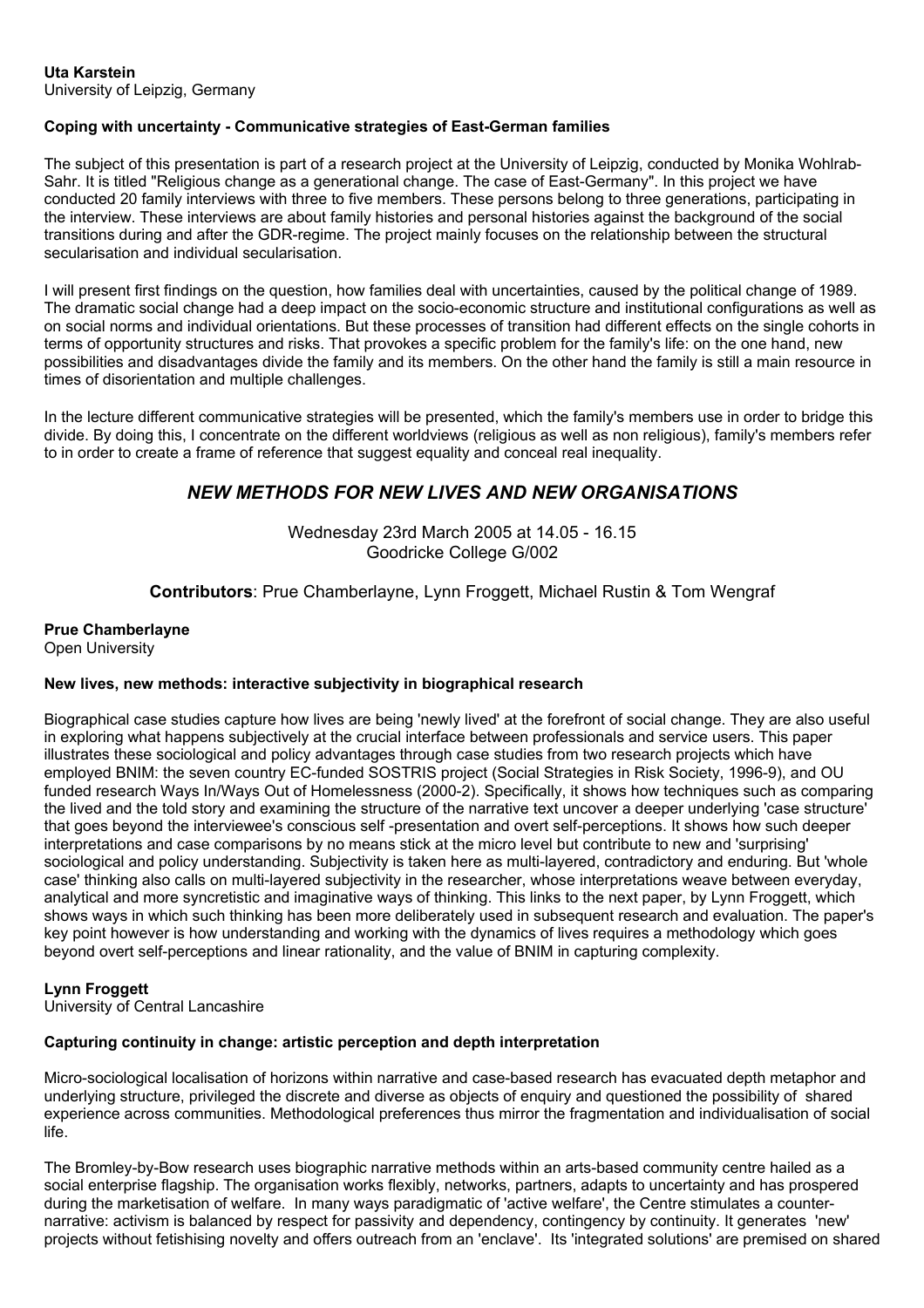**Uta Karstein**
University of Leipzig, Germany

**Coping with uncertainty - Communicative strategies of East-German families**

The subject of this presentation is part of a research project at the University of Leipzig, conducted by Monika Wohlrab-Sahr. It is titled "Religious change as a generational change. The case of East-Germany". In this project we have conducted 20 family interviews with three to five members. These persons belong to three generations, participating in the interview. These interviews are about family histories and personal histories against the background of the social transitions during and after the GDR-regime. The project mainly focuses on the relationship between the structural secularisation and individual secularisation.

I will present first findings on the question, how families deal with uncertainties, caused by the political change of 1989. The dramatic social change had a deep impact on the socio-economic structure and institutional configurations as well as on social norms and individual orientations. But these processes of transition had different effects on the single cohorts in terms of opportunity structures and risks. That provokes a specific problem for the family's life: on the one hand, new possibilities and disadvantages divide the family and its members. On the other hand the family is still a main resource in times of disorientation and multiple challenges.

In the lecture different communicative strategies will be presented, which the family's members use in order to bridge this divide. By doing this, I concentrate on the different worldviews (religious as well as non religious), family's members refer to in order to create a frame of reference that suggest equality and conceal real inequality.

## *NEW METHODS FOR NEW LIVES AND NEW ORGANISATIONS*

Wednesday 23rd March 2005 at 14.05 - 16.15
Goodricke College G/002

**Contributors**: Prue Chamberlayne, Lynn Froggett, Michael Rustin & Tom Wengraf

**Prue Chamberlayne**
Open University

**New lives, new methods: interactive subjectivity in biographical research**

Biographical case studies capture how lives are being 'newly lived' at the forefront of social change. They are also useful in exploring what happens subjectively at the crucial interface between professionals and service users. This paper illustrates these sociological and policy advantages through case studies from two research projects which have employed BNIM: the seven country EC-funded SOSTRIS project (Social Strategies in Risk Society, 1996-9), and OU funded research Ways In/Ways Out of Homelessness (2000-2). Specifically, it shows how techniques such as comparing the lived and the told story and examining the structure of the narrative text uncover a deeper underlying 'case structure' that goes beyond the interviewee's conscious self -presentation and overt self-perceptions. It shows how such deeper interpretations and case comparisons by no means stick at the micro level but contribute to new and 'surprising' sociological and policy understanding. Subjectivity is taken here as multi-layered, contradictory and enduring. But 'whole case' thinking also calls on multi-layered subjectivity in the researcher, whose interpretations weave between everyday, analytical and more syncretistic and imaginative ways of thinking. This links to the next paper, by Lynn Froggett, which shows ways in which such thinking has been more deliberately used in subsequent research and evaluation. The paper's key point however is how understanding and working with the dynamics of lives requires a methodology which goes beyond overt self-perceptions and linear rationality, and the value of BNIM in capturing complexity.

**Lynn Froggett**
University of Central Lancashire

**Capturing continuity in change: artistic perception and depth interpretation**

Micro-sociological localisation of horizons within narrative and case-based research has evacuated depth metaphor and underlying structure, privileged the discrete and diverse as objects of enquiry and questioned the possibility of shared experience across communities. Methodological preferences thus mirror the fragmentation and individualisation of social life.

The Bromley-by-Bow research uses biographic narrative methods within an arts-based community centre hailed as a social enterprise flagship. The organisation works flexibly, networks, partners, adapts to uncertainty and has prospered during the marketisation of welfare. In many ways paradigmatic of 'active welfare', the Centre stimulates a counter-narrative: activism is balanced by respect for passivity and dependency, contingency by continuity. It generates 'new' projects without fetishising novelty and offers outreach from an 'enclave'. Its 'integrated solutions' are premised on shared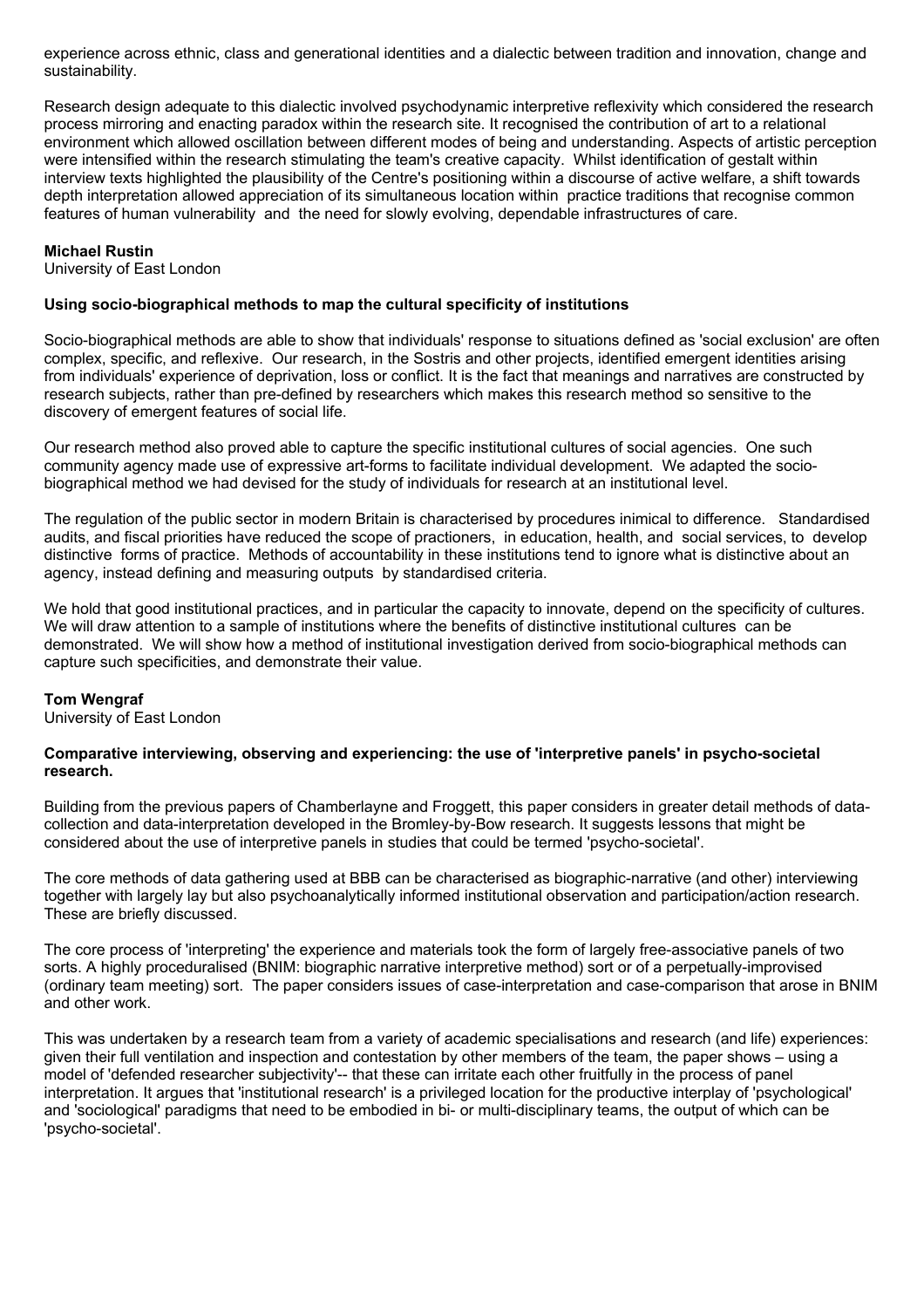experience across ethnic, class and generational identities and a dialectic between tradition and innovation, change and sustainability.

Research design adequate to this dialectic involved psychodynamic interpretive reflexivity which considered the research process mirroring and enacting paradox within the research site. It recognised the contribution of art to a relational environment which allowed oscillation between different modes of being and understanding. Aspects of artistic perception were intensified within the research stimulating the team's creative capacity. Whilst identification of gestalt within interview texts highlighted the plausibility of the Centre's positioning within a discourse of active welfare, a shift towards depth interpretation allowed appreciation of its simultaneous location within practice traditions that recognise common features of human vulnerability and the need for slowly evolving, dependable infrastructures of care.

**Michael Rustin**
University of East London

**Using socio-biographical methods to map the cultural specificity of institutions**

Socio-biographical methods are able to show that individuals' response to situations defined as 'social exclusion' are often complex, specific, and reflexive. Our research, in the Sostris and other projects, identified emergent identities arising from individuals' experience of deprivation, loss or conflict. It is the fact that meanings and narratives are constructed by research subjects, rather than pre-defined by researchers which makes this research method so sensitive to the discovery of emergent features of social life.

Our research method also proved able to capture the specific institutional cultures of social agencies. One such community agency made use of expressive art-forms to facilitate individual development. We adapted the socio-biographical method we had devised for the study of individuals for research at an institutional level.

The regulation of the public sector in modern Britain is characterised by procedures inimical to difference. Standardised audits, and fiscal priorities have reduced the scope of practioners, in education, health, and social services, to develop distinctive forms of practice. Methods of accountability in these institutions tend to ignore what is distinctive about an agency, instead defining and measuring outputs by standardised criteria.

We hold that good institutional practices, and in particular the capacity to innovate, depend on the specificity of cultures. We will draw attention to a sample of institutions where the benefits of distinctive institutional cultures can be demonstrated. We will show how a method of institutional investigation derived from socio-biographical methods can capture such specificities, and demonstrate their value.

**Tom Wengraf**
University of East London

**Comparative interviewing, observing and experiencing: the use of 'interpretive panels' in psycho-societal research.**

Building from the previous papers of Chamberlayne and Froggett, this paper considers in greater detail methods of data-collection and data-interpretation developed in the Bromley-by-Bow research. It suggests lessons that might be considered about the use of interpretive panels in studies that could be termed 'psycho-societal'.

The core methods of data gathering used at BBB can be characterised as biographic-narrative (and other) interviewing together with largely lay but also psychoanalytically informed institutional observation and participation/action research. These are briefly discussed.

The core process of 'interpreting' the experience and materials took the form of largely free-associative panels of two sorts. A highly proceduralised (BNIM: biographic narrative interpretive method) sort or of a perpetually-improvised (ordinary team meeting) sort. The paper considers issues of case-interpretation and case-comparison that arose in BNIM and other work.

This was undertaken by a research team from a variety of academic specialisations and research (and life) experiences: given their full ventilation and inspection and contestation by other members of the team, the paper shows – using a model of 'defended researcher subjectivity'-- that these can irritate each other fruitfully in the process of panel interpretation. It argues that 'institutional research' is a privileged location for the productive interplay of 'psychological' and 'sociological' paradigms that need to be embodied in bi- or multi-disciplinary teams, the output of which can be 'psycho-societal'.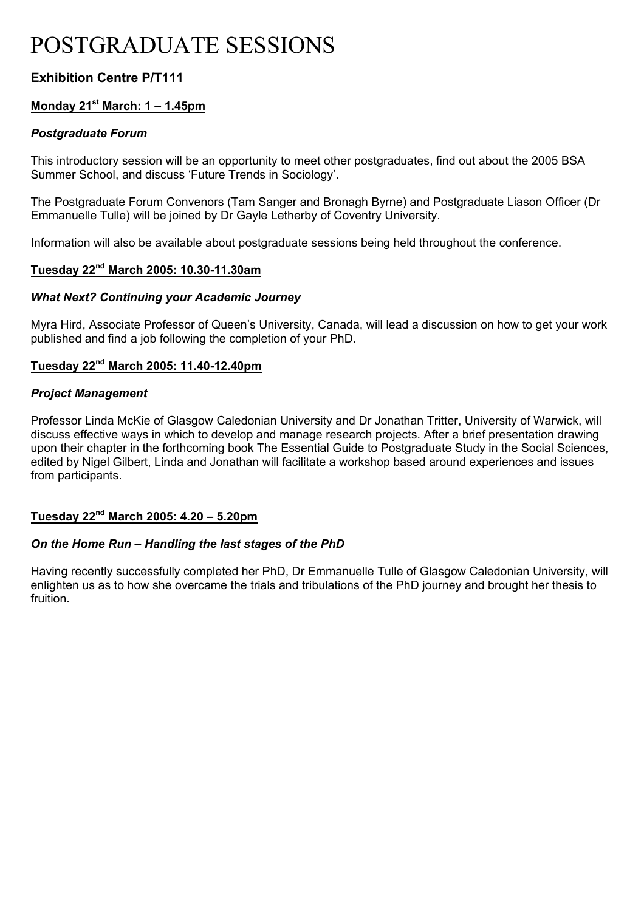# POSTGRADUATE SESSIONS

### Exhibition Centre P/T111

**Monday 21st March: 1 – 1.45pm**

***Postgraduate Forum***

This introductory session will be an opportunity to meet other postgraduates, find out about the 2005 BSA Summer School, and discuss 'Future Trends in Sociology'.

The Postgraduate Forum Convenors (Tam Sanger and Bronagh Byrne) and Postgraduate Liason Officer (Dr Emmanuelle Tulle) will be joined by Dr Gayle Letherby of Coventry University.

Information will also be available about postgraduate sessions being held throughout the conference.

**Tuesday 22nd March 2005: 10.30-11.30am**

***What Next? Continuing your Academic Journey***

Myra Hird, Associate Professor of Queen's University, Canada, will lead a discussion on how to get your work published and find a job following the completion of your PhD.

**Tuesday 22nd March 2005: 11.40-12.40pm**

***Project Management***

Professor Linda McKie of Glasgow Caledonian University and Dr Jonathan Tritter, University of Warwick, will discuss effective ways in which to develop and manage research projects. After a brief presentation drawing upon their chapter in the forthcoming book The Essential Guide to Postgraduate Study in the Social Sciences, edited by Nigel Gilbert, Linda and Jonathan will facilitate a workshop based around experiences and issues from participants.

**Tuesday 22nd March 2005: 4.20 – 5.20pm**

***On the Home Run – Handling the last stages of the PhD***

Having recently successfully completed her PhD, Dr Emmanuelle Tulle of Glasgow Caledonian University, will enlighten us as to how she overcame the trials and tribulations of the PhD journey and brought her thesis to fruition.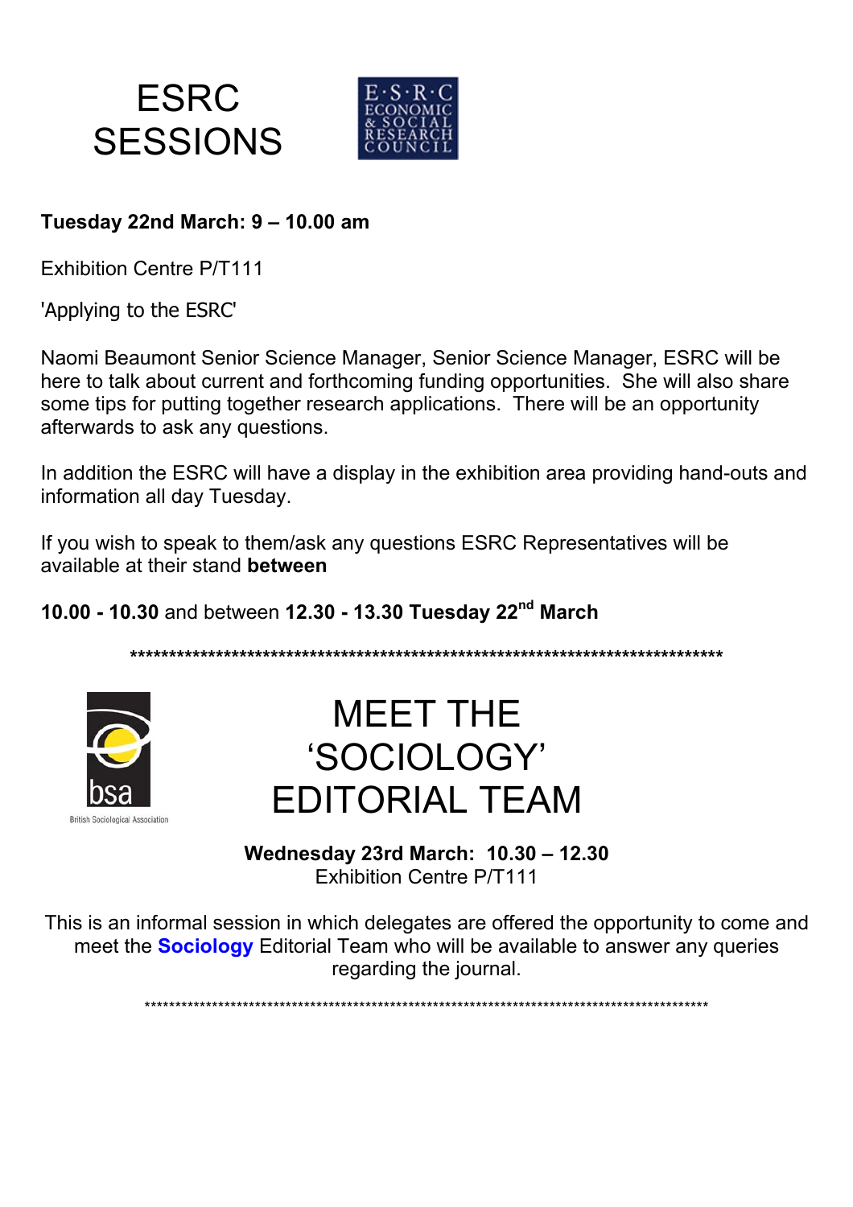# ESRC SESSIONS

**Tuesday 22nd March: 9 – 10.00 am**

Exhibition Centre P/T111

'Applying to the ESRC'

Naomi Beaumont Senior Science Manager, Senior Science Manager, ESRC will be here to talk about current and forthcoming funding opportunities. She will also share some tips for putting together research applications. There will be an opportunity afterwards to ask any questions.

In addition the ESRC will have a display in the exhibition area providing hand-outs and information all day Tuesday.

If you wish to speak to them/ask any questions ESRC Representatives will be available at their stand **between**

**10.00 - 10.30** and between **12.30 - 13.30 Tuesday 22nd March**

*****************************************************************************

# MEET THE 'SOCIOLOGY' EDITORIAL TEAM

**Wednesday 23rd March: 10.30 – 12.30**
Exhibition Centre P/T111

This is an informal session in which delegates are offered the opportunity to come and meet the **Sociology** Editorial Team who will be available to answer any queries regarding the journal.

*****************************************************************************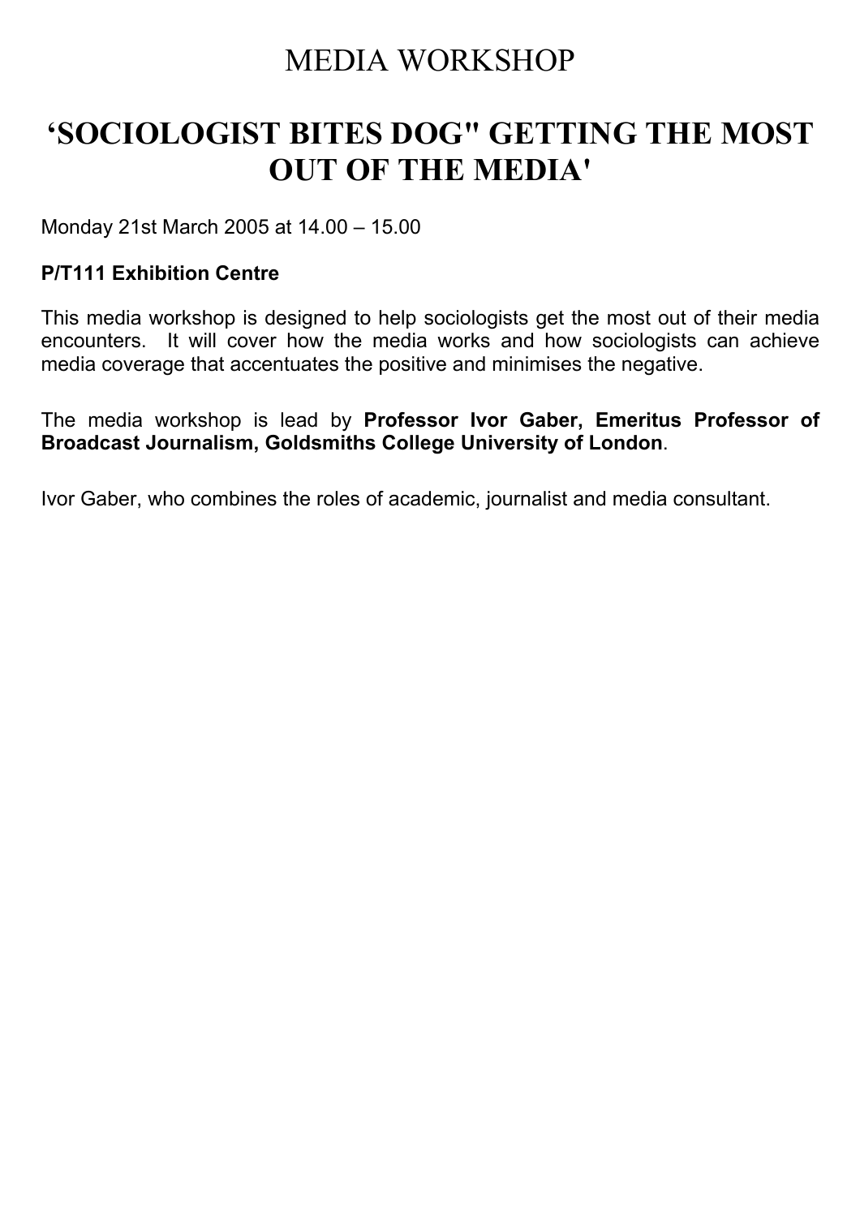# MEDIA WORKSHOP

## 'SOCIOLOGIST BITES DOG" GETTING THE MOST OUT OF THE MEDIA'

Monday 21st March 2005 at 14.00 – 15.00

**P/T111 Exhibition Centre**

This media workshop is designed to help sociologists get the most out of their media encounters. It will cover how the media works and how sociologists can achieve media coverage that accentuates the positive and minimises the negative.

The media workshop is lead by **Professor Ivor Gaber, Emeritus Professor of Broadcast Journalism, Goldsmiths College University of London**.

Ivor Gaber, who combines the roles of academic, journalist and media consultant.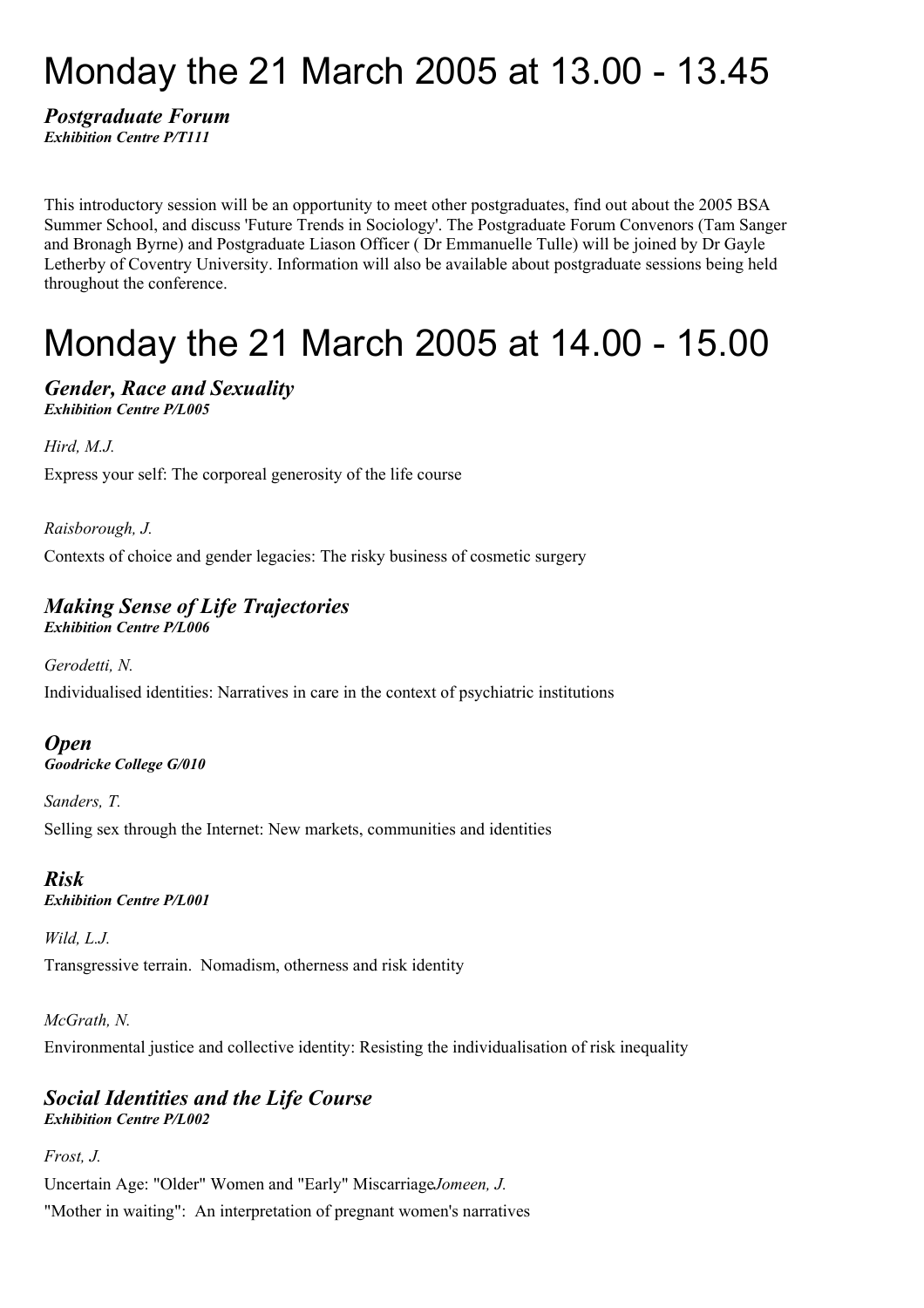# Monday the 21 March 2005 at 13.00 - 13.45

## *Postgraduate Forum*

***Exhibition Centre P/T111***

This introductory session will be an opportunity to meet other postgraduates, find out about the 2005 BSA Summer School, and discuss 'Future Trends in Sociology'. The Postgraduate Forum Convenors (Tam Sanger and Bronagh Byrne) and Postgraduate Liason Officer ( Dr Emmanuelle Tulle) will be joined by Dr Gayle Letherby of Coventry University. Information will also be available about postgraduate sessions being held throughout the conference.

# Monday the 21 March 2005 at 14.00 - 15.00

## *Gender, Race and Sexuality*

***Exhibition Centre P/L005***

*Hird, M.J.*

Express your self: The corporeal generosity of the life course

*Raisborough, J.*

Contexts of choice and gender legacies: The risky business of cosmetic surgery

## *Making Sense of Life Trajectories*

***Exhibition Centre P/L006***

*Gerodetti, N.*

Individualised identities: Narratives in care in the context of psychiatric institutions

## *Open*

***Goodricke College G/010***

*Sanders, T.*

Selling sex through the Internet: New markets, communities and identities

## *Risk*

***Exhibition Centre P/L001***

*Wild, L.J.*

Transgressive terrain. Nomadism, otherness and risk identity

*McGrath, N.*

Environmental justice and collective identity: Resisting the individualisation of risk inequality

## *Social Identities and the Life Course*

***Exhibition Centre P/L002***

*Frost, J.*

Uncertain Age: "Older" Women and "Early" Miscarriage*Jomeen, J.*

"Mother in waiting": An interpretation of pregnant women's narratives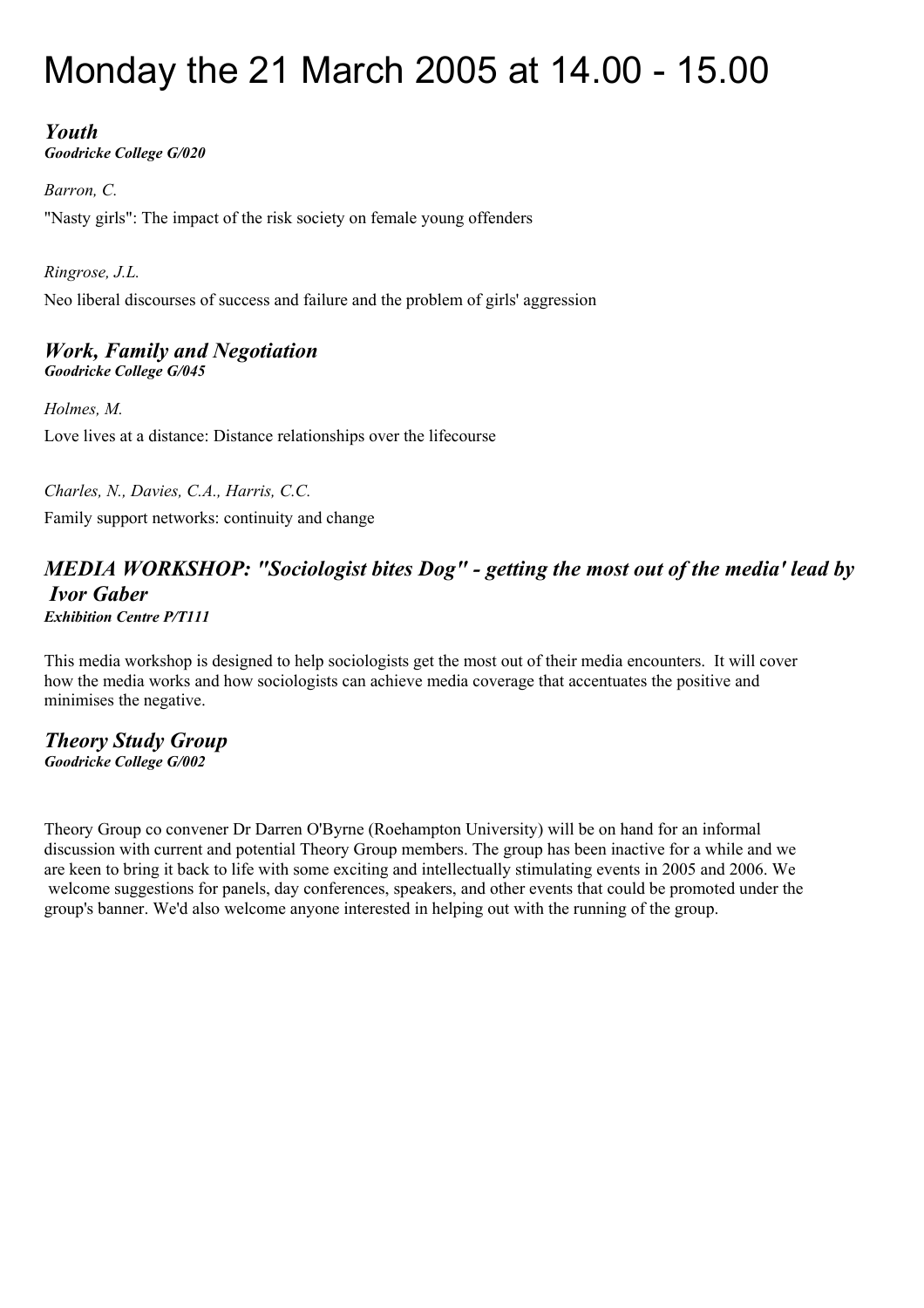# Monday the 21 March 2005 at 14.00 - 15.00

## *Youth*

***Goodricke College G/020***

*Barron, C.*

"Nasty girls": The impact of the risk society on female young offenders

*Ringrose, J.L.*

Neo liberal discourses of success and failure and the problem of girls' aggression

## *Work, Family and Negotiation*

***Goodricke College G/045***

*Holmes, M.*

Love lives at a distance: Distance relationships over the lifecourse

*Charles, N., Davies, C.A., Harris, C.C.*

Family support networks: continuity and change

## *MEDIA WORKSHOP: "Sociologist bites Dog" - getting the most out of the media' lead by Ivor Gaber*

***Exhibition Centre P/T111***

This media workshop is designed to help sociologists get the most out of their media encounters. It will cover how the media works and how sociologists can achieve media coverage that accentuates the positive and minimises the negative.

## *Theory Study Group*

***Goodricke College G/002***

Theory Group co convener Dr Darren O'Byrne (Roehampton University) will be on hand for an informal discussion with current and potential Theory Group members. The group has been inactive for a while and we are keen to bring it back to life with some exciting and intellectually stimulating events in 2005 and 2006. We welcome suggestions for panels, day conferences, speakers, and other events that could be promoted under the group's banner. We'd also welcome anyone interested in helping out with the running of the group.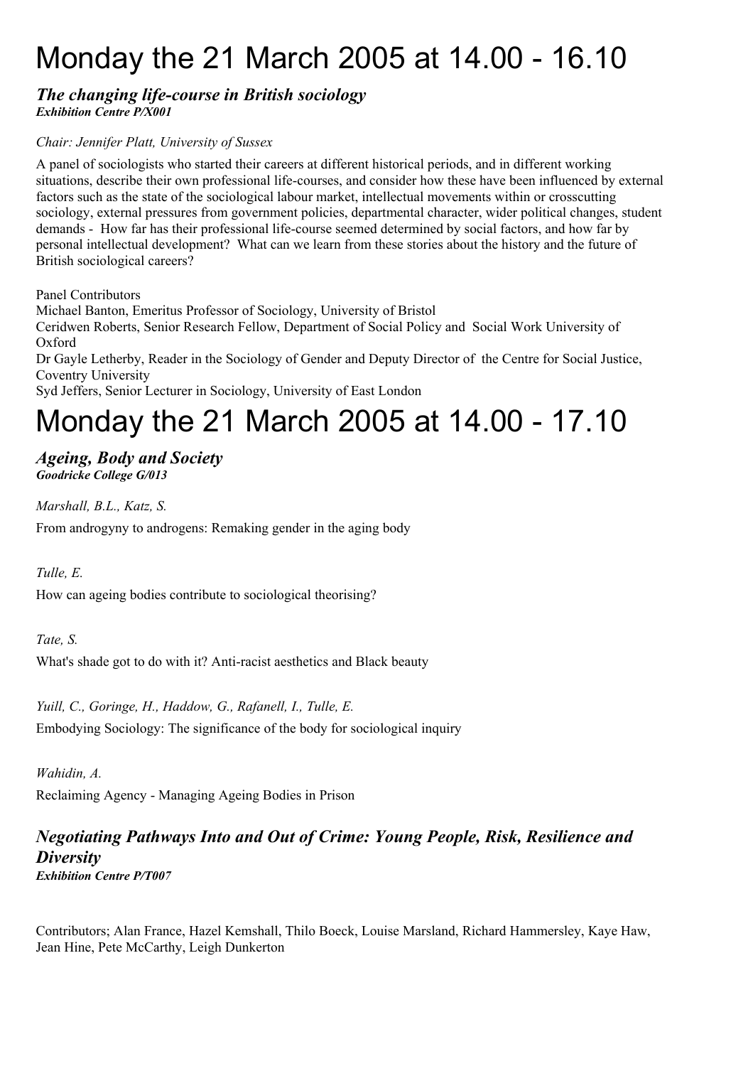# Monday the 21 March 2005 at 14.00 - 16.10

## *The changing life-course in British sociology*

***Exhibition Centre P/X001***

*Chair: Jennifer Platt, University of Sussex*

A panel of sociologists who started their careers at different historical periods, and in different working situations, describe their own professional life-courses, and consider how these have been influenced by external factors such as the state of the sociological labour market, intellectual movements within or crosscutting sociology, external pressures from government policies, departmental character, wider political changes, student demands - How far has their professional life-course seemed determined by social factors, and how far by personal intellectual development? What can we learn from these stories about the history and the future of British sociological careers?

Panel Contributors
Michael Banton, Emeritus Professor of Sociology, University of Bristol
Ceridwen Roberts, Senior Research Fellow, Department of Social Policy and Social Work University of Oxford
Dr Gayle Letherby, Reader in the Sociology of Gender and Deputy Director of the Centre for Social Justice, Coventry University
Syd Jeffers, Senior Lecturer in Sociology, University of East London

# Monday the 21 March 2005 at 14.00 - 17.10

## *Ageing, Body and Society*

***Goodricke College G/013***

*Marshall, B.L., Katz, S.*

From androgyny to androgens: Remaking gender in the aging body

*Tulle, E.*

How can ageing bodies contribute to sociological theorising?

*Tate, S.*

What's shade got to do with it? Anti-racist aesthetics and Black beauty

*Yuill, C., Goringe, H., Haddow, G., Rafanell, I., Tulle, E.*

Embodying Sociology: The significance of the body for sociological inquiry

*Wahidin, A.*

Reclaiming Agency - Managing Ageing Bodies in Prison

## *Negotiating Pathways Into and Out of Crime: Young People, Risk, Resilience and Diversity*

***Exhibition Centre P/T007***

Contributors; Alan France, Hazel Kemshall, Thilo Boeck, Louise Marsland, Richard Hammersley, Kaye Haw, Jean Hine, Pete McCarthy, Leigh Dunkerton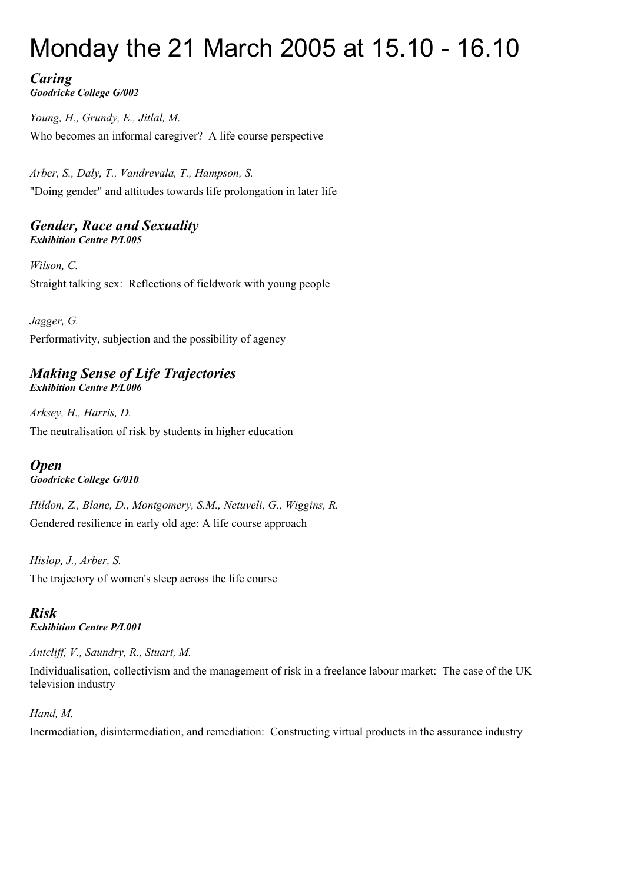# Monday the 21 March 2005 at 15.10 - 16.10

## *Caring*
***Goodricke College G/002***

*Young, H., Grundy, E., Jitlal, M.*

Who becomes an informal caregiver? A life course perspective

*Arber, S., Daly, T., Vandrevala, T., Hampson, S.*

"Doing gender" and attitudes towards life prolongation in later life

## *Gender, Race and Sexuality*
***Exhibition Centre P/L005***

*Wilson, C.*

Straight talking sex: Reflections of fieldwork with young people

*Jagger, G.*

Performativity, subjection and the possibility of agency

## *Making Sense of Life Trajectories*
***Exhibition Centre P/L006***

*Arksey, H., Harris, D.*

The neutralisation of risk by students in higher education

## *Open*
***Goodricke College G/010***

*Hildon, Z., Blane, D., Montgomery, S.M., Netuveli, G., Wiggins, R.*

Gendered resilience in early old age: A life course approach

*Hislop, J., Arber, S.*

The trajectory of women's sleep across the life course

## *Risk*
***Exhibition Centre P/L001***

*Antcliff, V., Saundry, R., Stuart, M.*

Individualisation, collectivism and the management of risk in a freelance labour market: The case of the UK television industry

*Hand, M.*

Inermediation, disintermediation, and remediation: Constructing virtual products in the assurance industry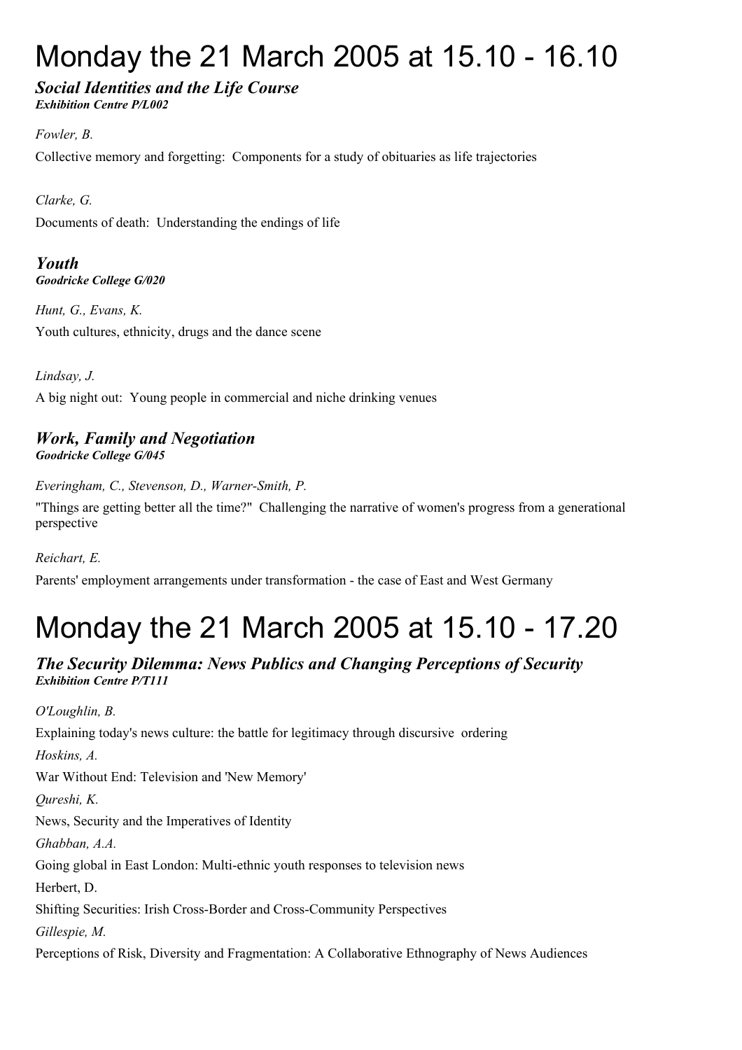# Monday the 21 March 2005 at 15.10 - 16.10

### *Social Identities and the Life Course*
***Exhibition Centre P/L002***

*Fowler, B.*

Collective memory and forgetting: Components for a study of obituaries as life trajectories

*Clarke, G.*

Documents of death: Understanding the endings of life

### *Youth*
***Goodricke College G/020***

*Hunt, G., Evans, K.*

Youth cultures, ethnicity, drugs and the dance scene

*Lindsay, J.*

A big night out: Young people in commercial and niche drinking venues

### *Work, Family and Negotiation*
***Goodricke College G/045***

*Everingham, C., Stevenson, D., Warner-Smith, P.*

"Things are getting better all the time?" Challenging the narrative of women's progress from a generational perspective

*Reichart, E.*

Parents' employment arrangements under transformation - the case of East and West Germany

# Monday the 21 March 2005 at 15.10 - 17.20

### *The Security Dilemma: News Publics and Changing Perceptions of Security*
***Exhibition Centre P/T111***

*O'Loughlin, B.*

Explaining today's news culture: the battle for legitimacy through discursive ordering

*Hoskins, A.*

War Without End: Television and 'New Memory'

*Qureshi, K.*

News, Security and the Imperatives of Identity

*Ghabban, A.A.*

Going global in East London: Multi-ethnic youth responses to television news

Herbert, D.

Shifting Securities: Irish Cross-Border and Cross-Community Perspectives

*Gillespie, M.*

Perceptions of Risk, Diversity and Fragmentation: A Collaborative Ethnography of News Audiences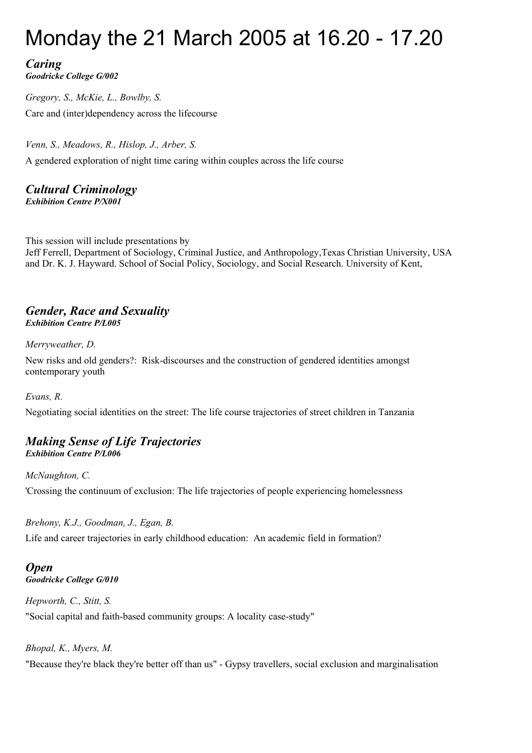# Monday the 21 March 2005 at 16.20 - 17.20

## *Caring*
***Goodricke College G/002***

*Gregory, S., McKie, L., Bowlby, S.*

Care and (inter)dependency across the lifecourse

*Venn, S., Meadows, R., Hislop, J., Arber, S.*

A gendered exploration of night time caring within couples across the life course

## *Cultural Criminology*
***Exhibition Centre P/X001***

This session will include presentations by
Jeff Ferrell, Department of Sociology, Criminal Justice, and Anthropology,Texas Christian University, USA and Dr. K. J. Hayward. School of Social Policy, Sociology, and Social Research. University of Kent,

## *Gender, Race and Sexuality*
***Exhibition Centre P/L005***

*Merryweather, D.*

New risks and old genders?:  Risk-discourses and the construction of gendered identities amongst contemporary youth

*Evans, R.*

Negotiating social identities on the street: The life course trajectories of street children in Tanzania

## *Making Sense of Life Trajectories*
***Exhibition Centre P/L006***

*McNaughton, C.*

'Crossing the continuum of exclusion: The life trajectories of people experiencing homelessness

*Brehony, K.J., Goodman, J., Egan, B.*

Life and career trajectories in early childhood education:  An academic field in formation?

## *Open*
***Goodricke College G/010***

*Hepworth, C., Stitt, S.*

"Social capital and faith-based community groups: A locality case-study"

*Bhopal, K., Myers, M.*

"Because they're black they're better off than us" - Gypsy travellers, social exclusion and marginalisation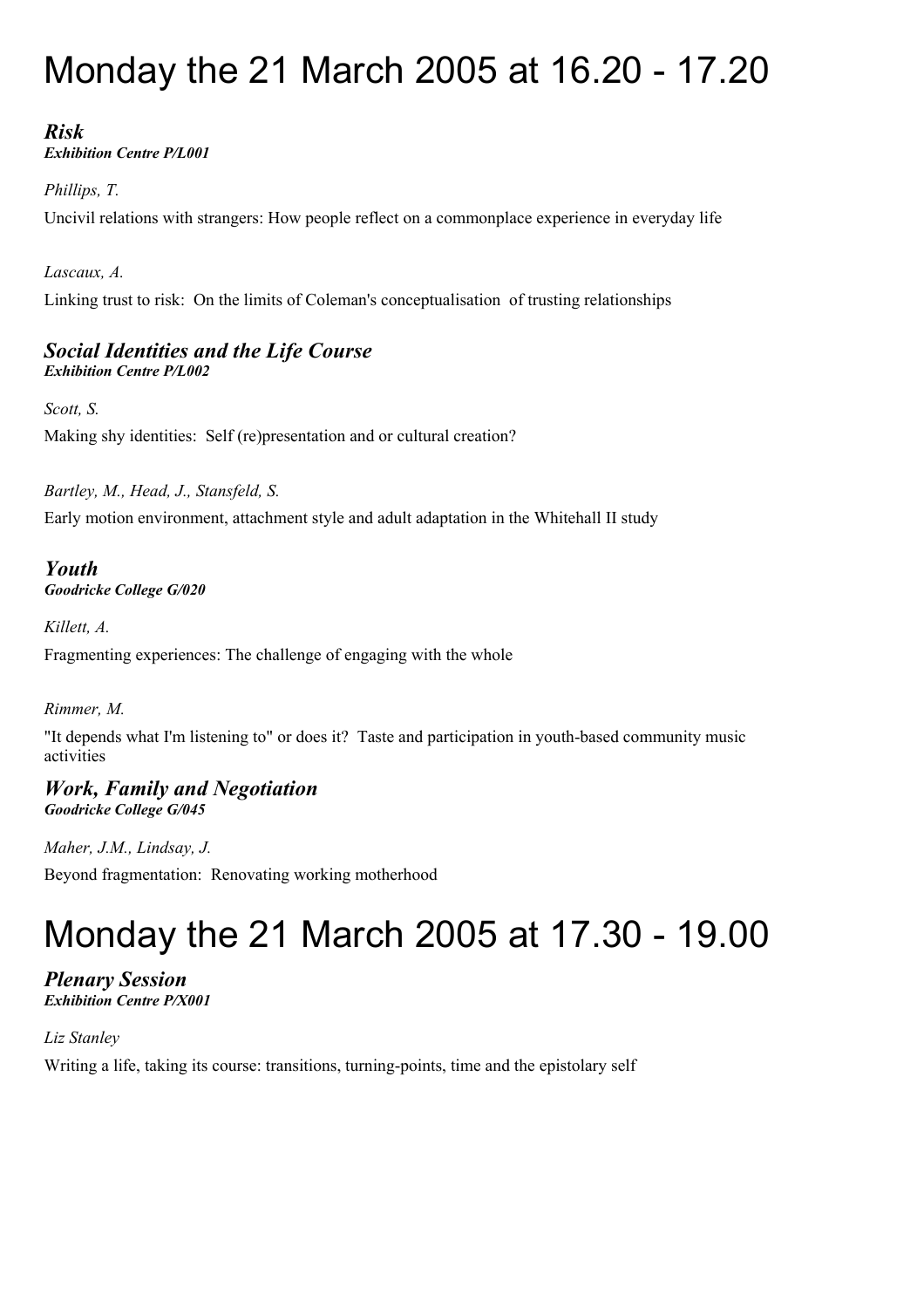# Monday the 21 March 2005 at 16.20 - 17.20

### *Risk*
***Exhibition Centre P/L001***

*Phillips, T.*

Uncivil relations with strangers: How people reflect on a commonplace experience in everyday life

*Lascaux, A.*

Linking trust to risk:  On the limits of Coleman's conceptualisation  of trusting relationships

### *Social Identities and the Life Course*
***Exhibition Centre P/L002***

*Scott, S.*

Making shy identities:  Self (re)presentation and or cultural creation?

*Bartley, M., Head, J., Stansfeld, S.*

Early motion environment, attachment style and adult adaptation in the Whitehall II study

### *Youth*
***Goodricke College G/020***

*Killett, A.*

Fragmenting experiences: The challenge of engaging with the whole

*Rimmer, M.*

"It depends what I'm listening to" or does it?  Taste and participation in youth-based community music activities

### *Work, Family and Negotiation*
***Goodricke College G/045***

*Maher, J.M., Lindsay, J.*

Beyond fragmentation:  Renovating working motherhood

# Monday the 21 March 2005 at 17.30 - 19.00

### *Plenary Session*
***Exhibition Centre P/X001***

*Liz Stanley*

Writing a life, taking its course: transitions, turning-points, time and the epistolary self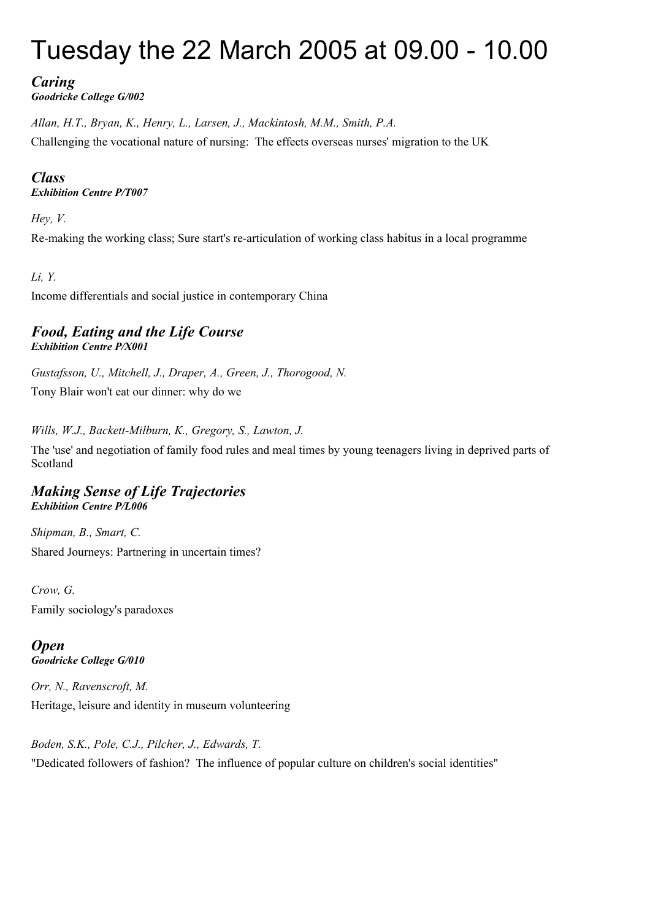# Tuesday the 22 March 2005 at 09.00 - 10.00

## *Caring*
***Goodricke College G/002***

*Allan, H.T., Bryan, K., Henry, L., Larsen, J., Mackintosh, M.M., Smith, P.A.*

Challenging the vocational nature of nursing:  The effects overseas nurses' migration to the UK

## *Class*
***Exhibition Centre P/T007***

*Hey, V.*

Re-making the working class; Sure start's re-articulation of working class habitus in a local programme

*Li, Y.*

Income differentials and social justice in contemporary China

## *Food, Eating and the Life Course*
***Exhibition Centre P/X001***

*Gustafsson, U., Mitchell, J., Draper, A., Green, J., Thorogood, N.*

Tony Blair won't eat our dinner: why do we

*Wills, W.J., Backett-Milburn, K., Gregory, S., Lawton, J.*

The 'use' and negotiation of family food rules and meal times by young teenagers living in deprived parts of Scotland

## *Making Sense of Life Trajectories*
***Exhibition Centre P/L006***

*Shipman, B., Smart, C.*

Shared Journeys: Partnering in uncertain times?

*Crow, G.*

Family sociology's paradoxes

## *Open*
***Goodricke College G/010***

*Orr, N., Ravenscroft, M.*

Heritage, leisure and identity in museum volunteering

*Boden, S.K., Pole, C.J., Pilcher, J., Edwards, T.*

"Dedicated followers of fashion?  The influence of popular culture on children's social identities"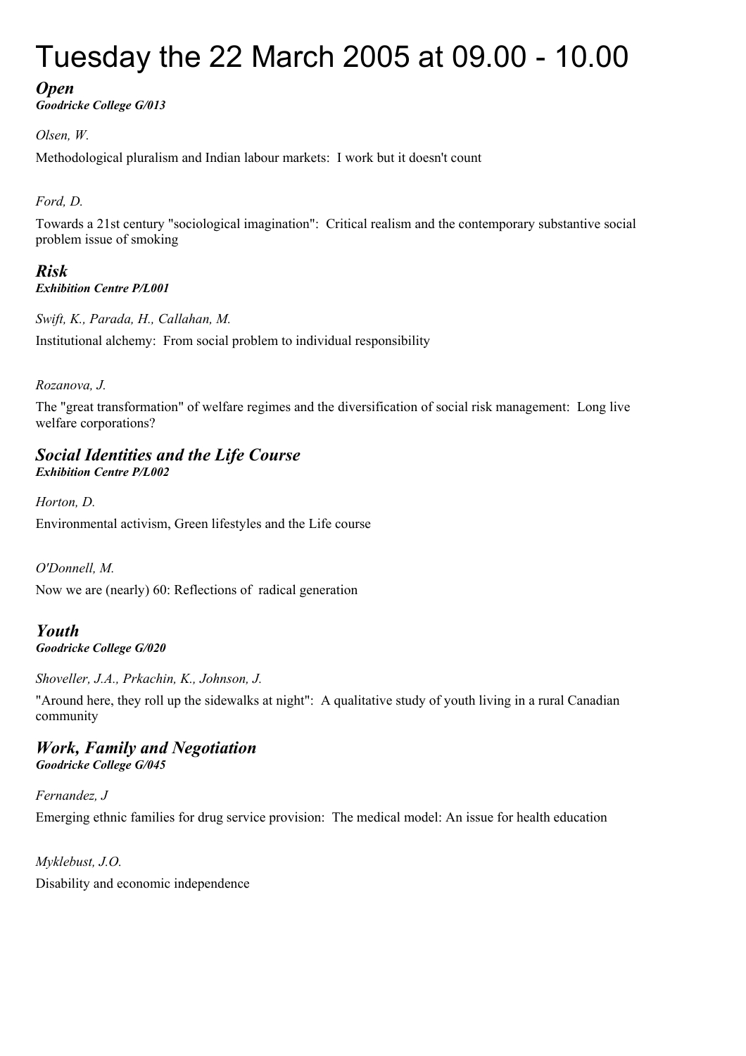# Tuesday the 22 March 2005 at 09.00 - 10.00

## *Open*

***Goodricke College G/013***

*Olsen, W.*

Methodological pluralism and Indian labour markets: I work but it doesn't count

*Ford, D.*

Towards a 21st century "sociological imagination": Critical realism and the contemporary substantive social problem issue of smoking

## *Risk*

***Exhibition Centre P/L001***

*Swift, K., Parada, H., Callahan, M.*

Institutional alchemy: From social problem to individual responsibility

*Rozanova, J.*

The "great transformation" of welfare regimes and the diversification of social risk management: Long live welfare corporations?

## *Social Identities and the Life Course*

***Exhibition Centre P/L002***

*Horton, D.*

Environmental activism, Green lifestyles and the Life course

*O'Donnell, M.*

Now we are (nearly) 60: Reflections of radical generation

## *Youth*

***Goodricke College G/020***

*Shoveller, J.A., Prkachin, K., Johnson, J.*

"Around here, they roll up the sidewalks at night": A qualitative study of youth living in a rural Canadian community

## *Work, Family and Negotiation*

***Goodricke College G/045***

*Fernandez, J*

Emerging ethnic families for drug service provision: The medical model: An issue for health education

*Myklebust, J.O.*

Disability and economic independence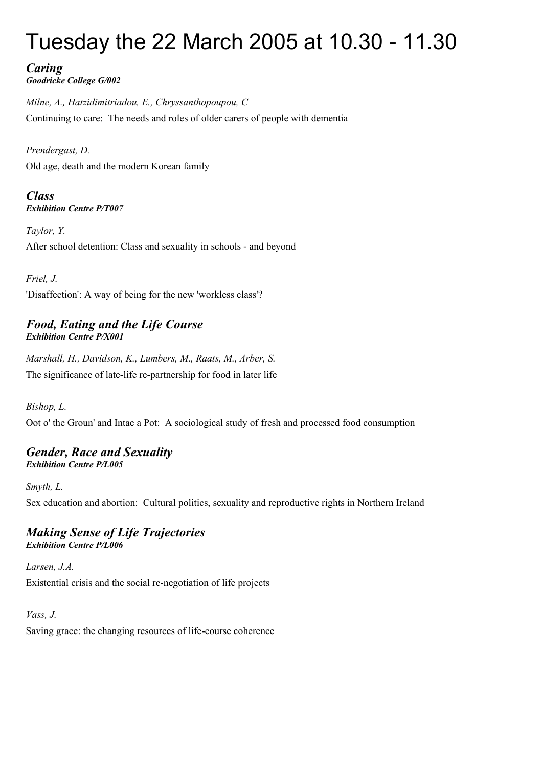# Tuesday the 22 March 2005 at 10.30 - 11.30

## *Caring*

***Goodricke College G/002***

*Milne, A., Hatzidimitriadou, E., Chryssanthopoupou, C*

Continuing to care: The needs and roles of older carers of people with dementia

*Prendergast, D.*

Old age, death and the modern Korean family

## *Class*

***Exhibition Centre P/T007***

*Taylor, Y.*

After school detention: Class and sexuality in schools - and beyond

*Friel, J.*

'Disaffection': A way of being for the new 'workless class'?

## *Food, Eating and the Life Course*

***Exhibition Centre P/X001***

*Marshall, H., Davidson, K., Lumbers, M., Raats, M., Arber, S.*

The significance of late-life re-partnership for food in later life

*Bishop, L.*

Oot o' the Groun' and Intae a Pot: A sociological study of fresh and processed food consumption

## *Gender, Race and Sexuality*

***Exhibition Centre P/L005***

*Smyth, L.*

Sex education and abortion: Cultural politics, sexuality and reproductive rights in Northern Ireland

## *Making Sense of Life Trajectories*

***Exhibition Centre P/L006***

*Larsen, J.A.*

Existential crisis and the social re-negotiation of life projects

*Vass, J.*

Saving grace: the changing resources of life-course coherence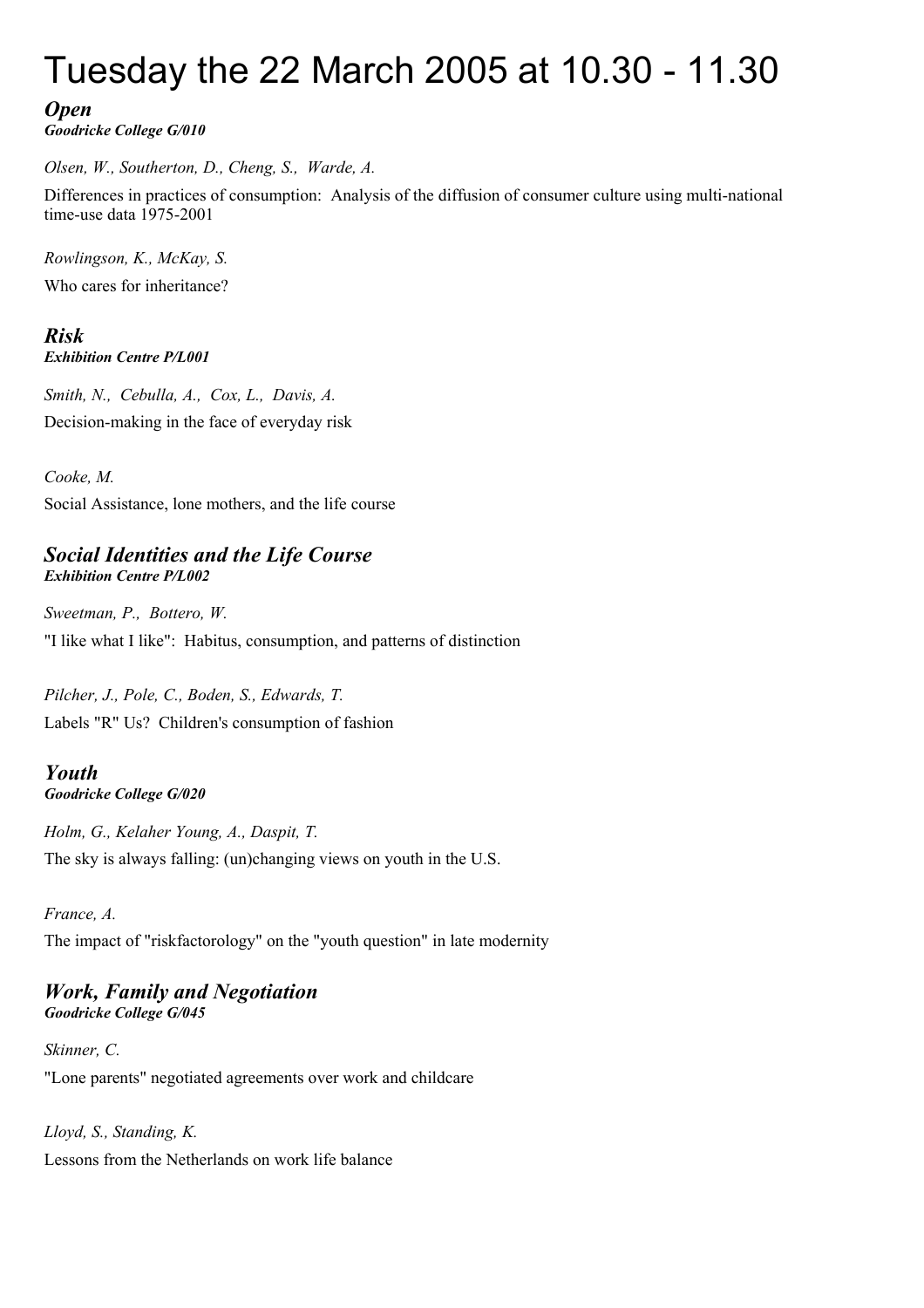# Tuesday the 22 March 2005 at 10.30 - 11.30

### *Open*

***Goodricke College G/010***

*Olsen, W., Southerton, D., Cheng, S., Warde, A.*

Differences in practices of consumption: Analysis of the diffusion of consumer culture using multi-national time-use data 1975-2001

*Rowlingson, K., McKay, S.*

Who cares for inheritance?

### *Risk*

***Exhibition Centre P/L001***

*Smith, N., Cebulla, A., Cox, L., Davis, A.*

Decision-making in the face of everyday risk

*Cooke, M.*

Social Assistance, lone mothers, and the life course

### *Social Identities and the Life Course*

***Exhibition Centre P/L002***

*Sweetman, P., Bottero, W.*

"I like what I like": Habitus, consumption, and patterns of distinction

*Pilcher, J., Pole, C., Boden, S., Edwards, T.*

Labels "R" Us? Children's consumption of fashion

### *Youth*

***Goodricke College G/020***

*Holm, G., Kelaher Young, A., Daspit, T.*

The sky is always falling: (un)changing views on youth in the U.S.

*France, A.*

The impact of "riskfactorology" on the "youth question" in late modernity

### *Work, Family and Negotiation*

***Goodricke College G/045***

*Skinner, C.*

"Lone parents" negotiated agreements over work and childcare

*Lloyd, S., Standing, K.*

Lessons from the Netherlands on work life balance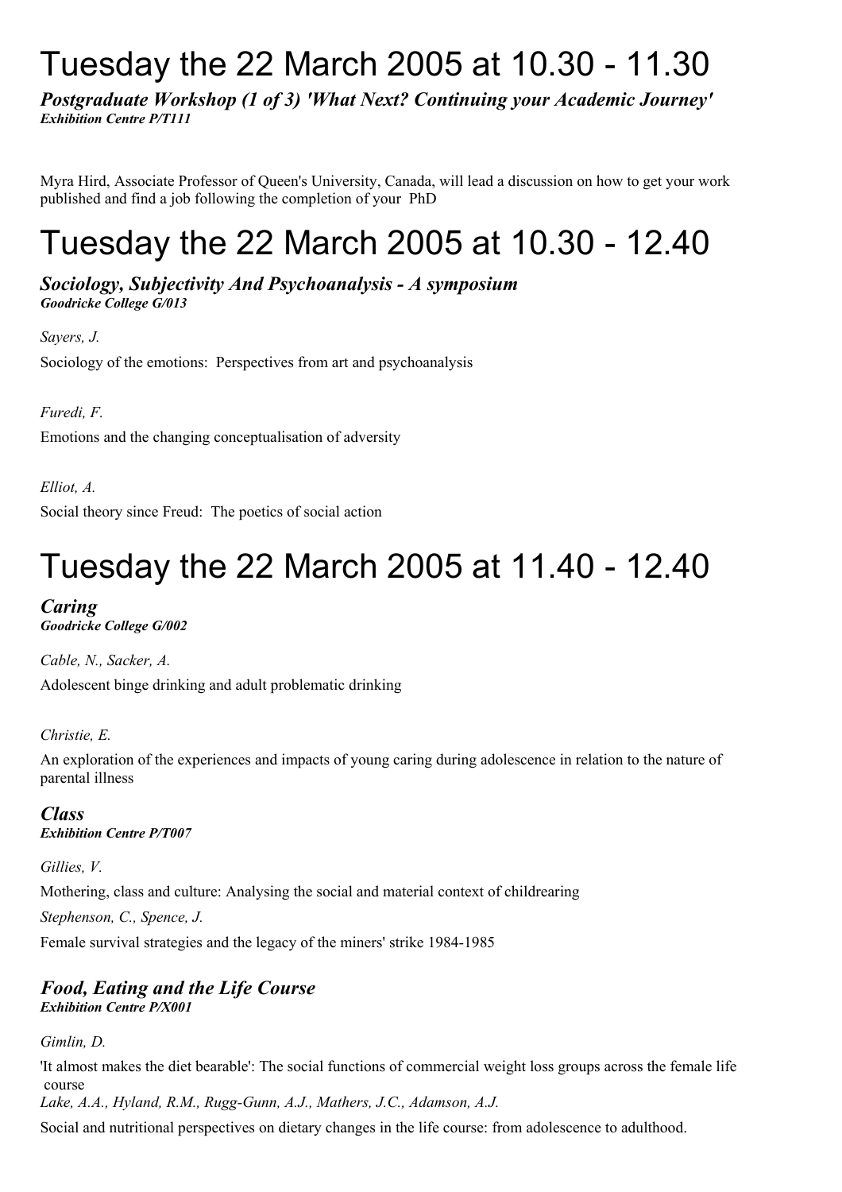# Tuesday the 22 March 2005 at 10.30 - 11.30

***Postgraduate Workshop (1 of 3) 'What Next? Continuing your Academic Journey'***
***Exhibition Centre P/T111***

Myra Hird, Associate Professor of Queen's University, Canada, will lead a discussion on how to get your work published and find a job following the completion of your PhD

# Tuesday the 22 March 2005 at 10.30 - 12.40

***Sociology, Subjectivity And Psychoanalysis - A symposium***
***Goodricke College G/013***

*Sayers, J.*

Sociology of the emotions: Perspectives from art and psychoanalysis

*Furedi, F.*

Emotions and the changing conceptualisation of adversity

*Elliot, A.*

Social theory since Freud: The poetics of social action

# Tuesday the 22 March 2005 at 11.40 - 12.40

***Caring***
***Goodricke College G/002***

*Cable, N., Sacker, A.*

Adolescent binge drinking and adult problematic drinking

*Christie, E.*

An exploration of the experiences and impacts of young caring during adolescence in relation to the nature of parental illness

***Class***
***Exhibition Centre P/T007***

*Gillies, V.*

Mothering, class and culture: Analysing the social and material context of childrearing

*Stephenson, C., Spence, J.*

Female survival strategies and the legacy of the miners' strike 1984-1985

***Food, Eating and the Life Course***
***Exhibition Centre P/X001***

*Gimlin, D.*

'It almost makes the diet bearable': The social functions of commercial weight loss groups across the female life course

*Lake, A.A., Hyland, R.M., Rugg-Gunn, A.J., Mathers, J.C., Adamson, A.J.*

Social and nutritional perspectives on dietary changes in the life course: from adolescence to adulthood.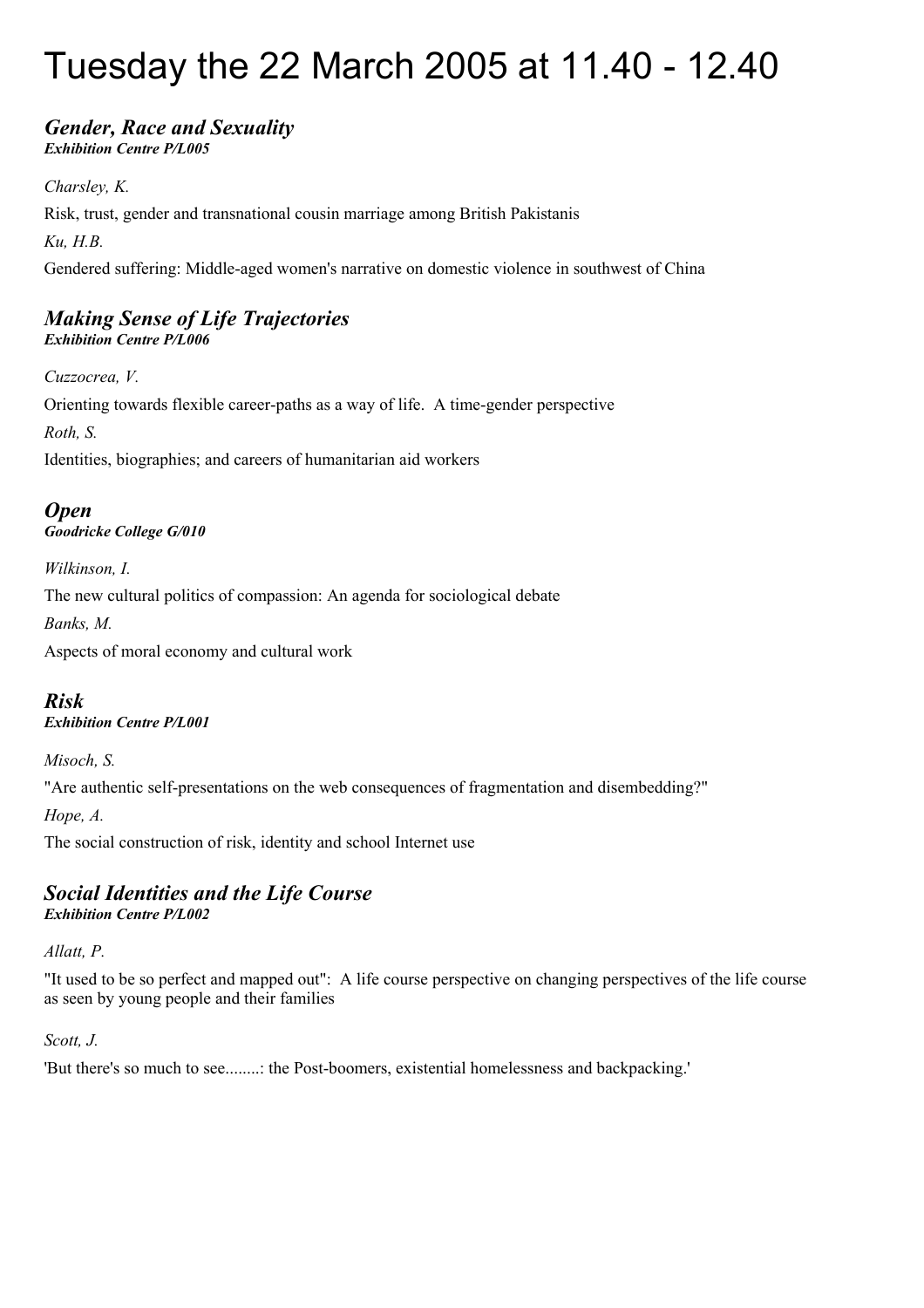# Tuesday the 22 March 2005 at 11.40 - 12.40

## *Gender, Race and Sexuality*

***Exhibition Centre P/L005***

*Charsley, K.*

Risk, trust, gender and transnational cousin marriage among British Pakistanis

*Ku, H.B.*

Gendered suffering: Middle-aged women's narrative on domestic violence in southwest of China

## *Making Sense of Life Trajectories*

***Exhibition Centre P/L006***

*Cuzzocrea, V.*

Orienting towards flexible career-paths as a way of life. A time-gender perspective

*Roth, S.*

Identities, biographies; and careers of humanitarian aid workers

## *Open*

***Goodricke College G/010***

*Wilkinson, I.*

The new cultural politics of compassion: An agenda for sociological debate

*Banks, M.*

Aspects of moral economy and cultural work

## *Risk*

***Exhibition Centre P/L001***

*Misoch, S.*

"Are authentic self-presentations on the web consequences of fragmentation and disembedding?"

*Hope, A.*

The social construction of risk, identity and school Internet use

## *Social Identities and the Life Course*

***Exhibition Centre P/L002***

*Allatt, P.*

"It used to be so perfect and mapped out": A life course perspective on changing perspectives of the life course as seen by young people and their families

*Scott, J.*

'But there's so much to see........: the Post-boomers, existential homelessness and backpacking.'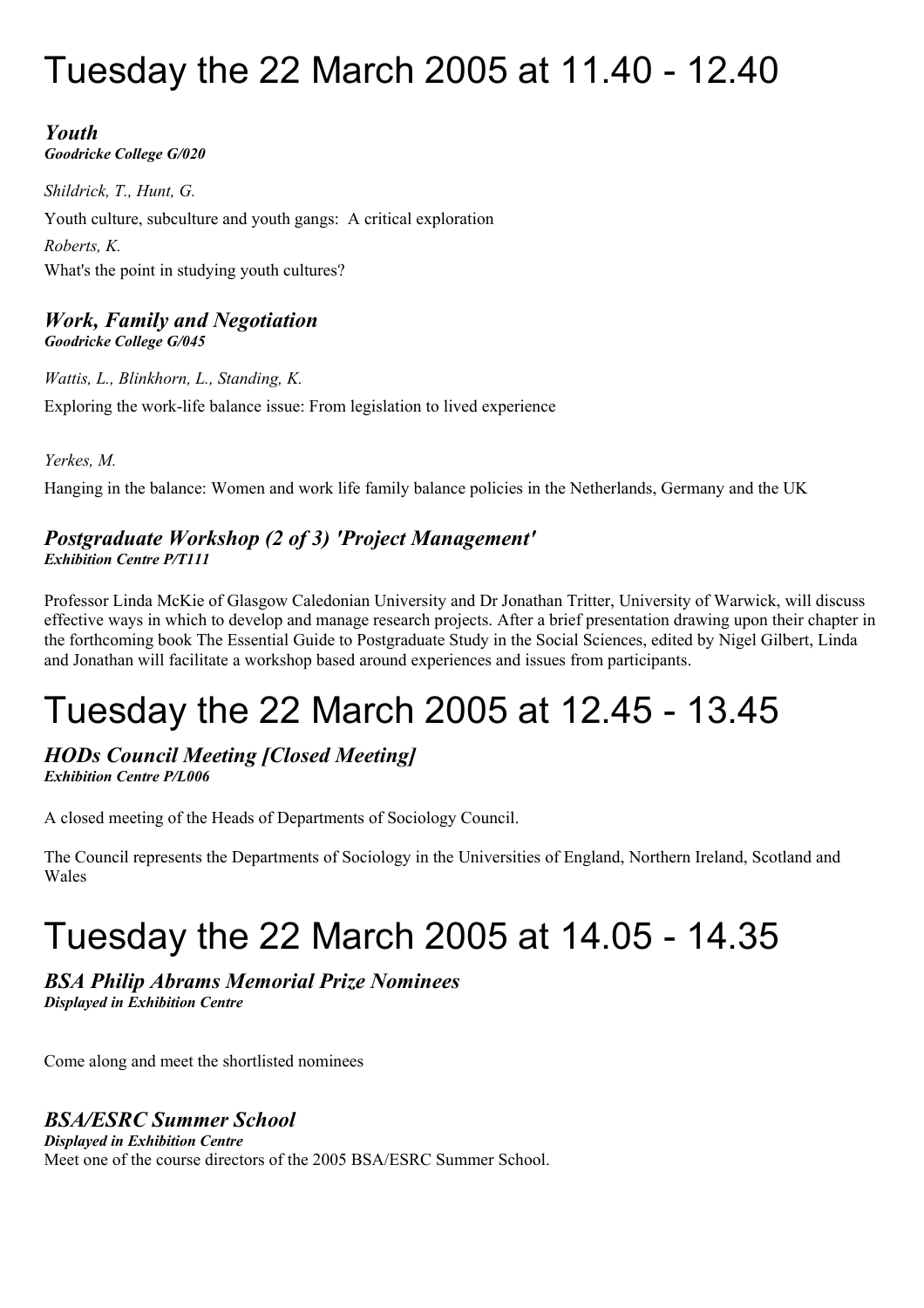# Tuesday the 22 March 2005 at 11.40 - 12.40

### *Youth*

***Goodricke College G/020***

*Shildrick, T., Hunt, G.*

Youth culture, subculture and youth gangs:  A critical exploration

*Roberts, K.*

What's the point in studying youth cultures?

### *Work, Family and Negotiation*

***Goodricke College G/045***

*Wattis, L., Blinkhorn, L., Standing, K.*

Exploring the work-life balance issue: From legislation to lived experience

*Yerkes, M.*

Hanging in the balance: Women and work life family balance policies in the Netherlands, Germany and the UK

### *Postgraduate Workshop (2 of 3) 'Project Management'*

***Exhibition Centre P/T111***

Professor Linda McKie of Glasgow Caledonian University and Dr Jonathan Tritter, University of Warwick, will discuss effective ways in which to develop and manage research projects. After a brief presentation drawing upon their chapter in the forthcoming book The Essential Guide to Postgraduate Study in the Social Sciences, edited by Nigel Gilbert, Linda and Jonathan will facilitate a workshop based around experiences and issues from participants.

# Tuesday the 22 March 2005 at 12.45 - 13.45

### *HODs Council Meeting [Closed Meeting]*

***Exhibition Centre P/L006***

A closed meeting of the Heads of Departments of Sociology Council.

The Council represents the Departments of Sociology in the Universities of England, Northern Ireland, Scotland and Wales

# Tuesday the 22 March 2005 at 14.05 - 14.35

### *BSA Philip Abrams Memorial Prize Nominees*

***Displayed in Exhibition Centre***

Come along and meet the shortlisted nominees

### *BSA/ESRC Summer School*

***Displayed in Exhibition Centre***

Meet one of the course directors of the 2005 BSA/ESRC Summer School.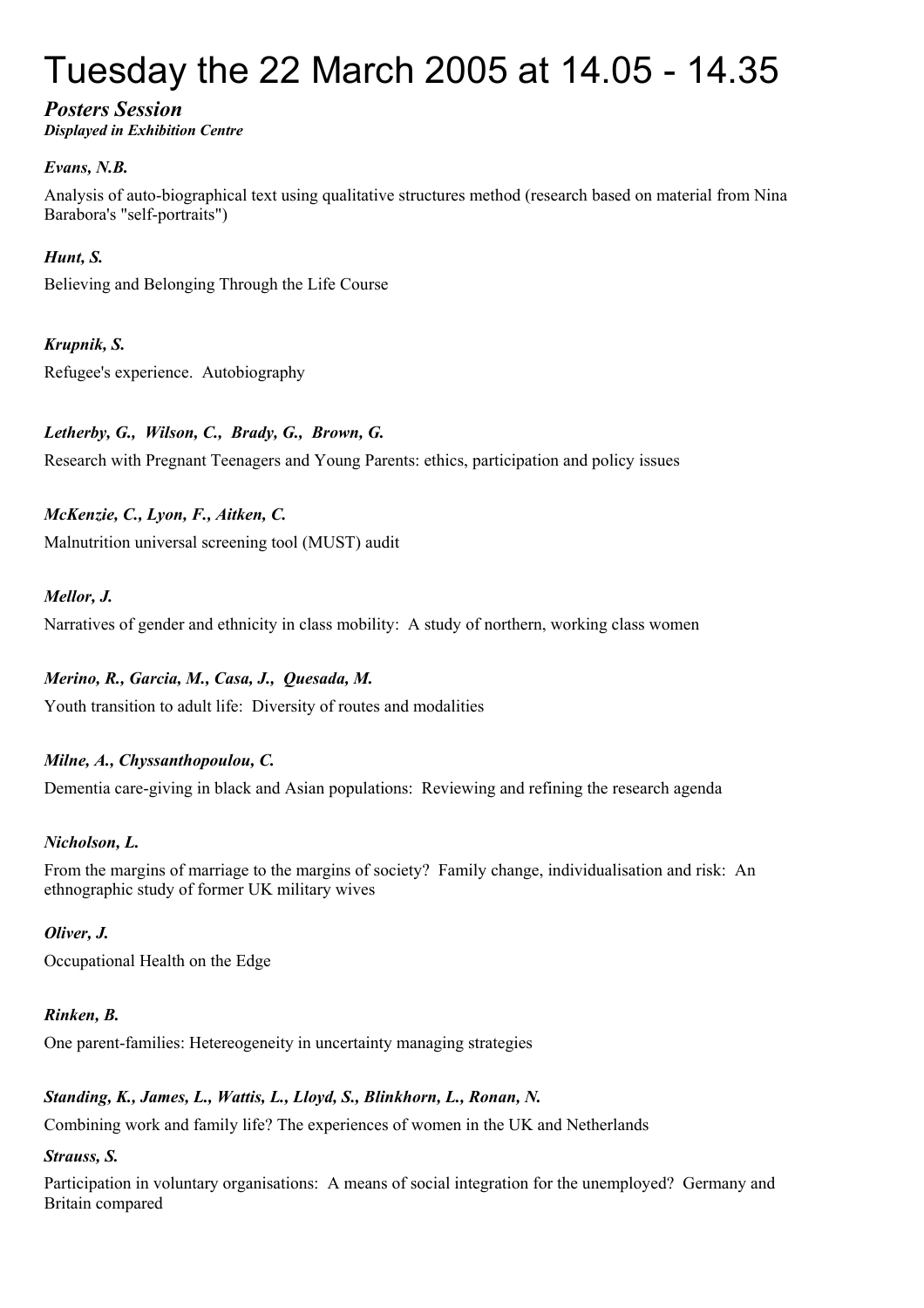# Tuesday the 22 March 2005 at 14.05 - 14.35

***Posters Session***
***Displayed in Exhibition Centre***

***Evans, N.B.***

Analysis of auto-biographical text using qualitative structures method (research based on material from Nina Barabora's "self-portraits")

***Hunt, S.***

Believing and Belonging Through the Life Course

***Krupnik, S.***

Refugee's experience.  Autobiography

***Letherby, G., Wilson, C., Brady, G., Brown, G.***

Research with Pregnant Teenagers and Young Parents: ethics, participation and policy issues

***McKenzie, C., Lyon, F., Aitken, C.***

Malnutrition universal screening tool (MUST) audit

***Mellor, J.***

Narratives of gender and ethnicity in class mobility:  A study of northern, working class women

***Merino, R., Garcia, M., Casa, J., Quesada, M.***

Youth transition to adult life:  Diversity of routes and modalities

***Milne, A., Chyssanthopoulou, C.***

Dementia care-giving in black and Asian populations:  Reviewing and refining the research agenda

***Nicholson, L.***

From the margins of marriage to the margins of society?  Family change, individualisation and risk:  An ethnographic study of former UK military wives

***Oliver, J.***

Occupational Health on the Edge

***Rinken, B.***

One parent-families: Hetereogeneity in uncertainty managing strategies

***Standing, K., James, L., Wattis, L., Lloyd, S., Blinkhorn, L., Ronan, N.***

Combining work and family life? The experiences of women in the UK and Netherlands

***Strauss, S.***

Participation in voluntary organisations:  A means of social integration for the unemployed?  Germany and Britain compared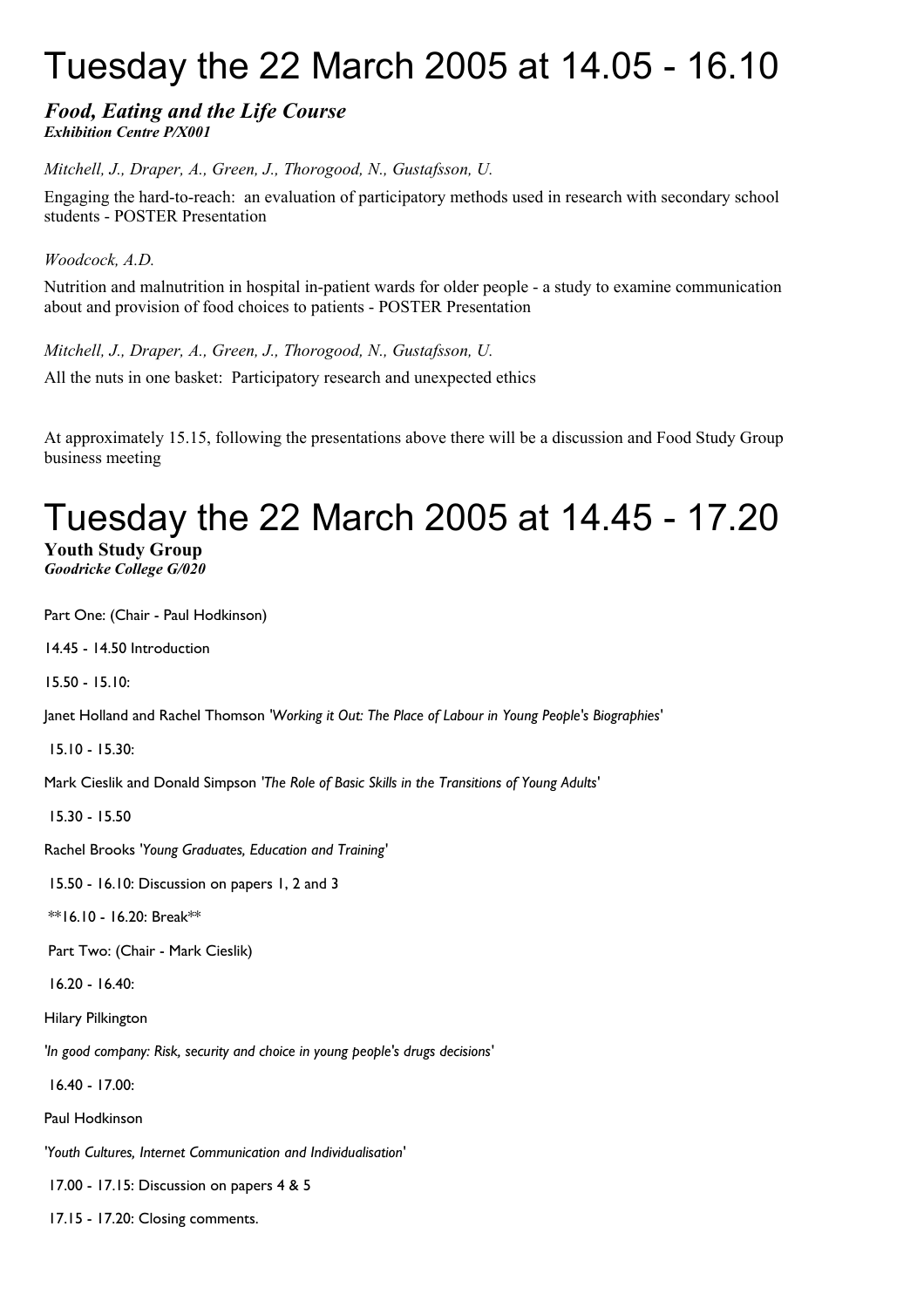# Tuesday the 22 March 2005 at 14.05 - 16.10

***Food, Eating and the Life Course***
***Exhibition Centre P/X001***

*Mitchell, J., Draper, A., Green, J., Thorogood, N., Gustafsson, U.*

Engaging the hard-to-reach: an evaluation of participatory methods used in research with secondary school students - POSTER Presentation

*Woodcock, A.D.*

Nutrition and malnutrition in hospital in-patient wards for older people - a study to examine communication about and provision of food choices to patients - POSTER Presentation

*Mitchell, J., Draper, A., Green, J., Thorogood, N., Gustafsson, U.*

All the nuts in one basket: Participatory research and unexpected ethics

At approximately 15.15, following the presentations above there will be a discussion and Food Study Group business meeting

# Tuesday the 22 March 2005 at 14.45 - 17.20

**Youth Study Group**
***Goodricke College G/020***

Part One: (Chair - Paul Hodkinson)

14.45 - 14.50 Introduction

15.50 - 15.10:

Janet Holland and Rachel Thomson '*Working it Out: The Place of Labour in Young People's Biographies*'

15.10 - 15.30:

Mark Cieslik and Donald Simpson '*The Role of Basic Skills in the Transitions of Young Adults*'

15.30 - 15.50

Rachel Brooks '*Young Graduates, Education and Training*'

15.50 - 16.10: Discussion on papers 1, 2 and 3

**16.10 - 16.20: Break**

Part Two: (Chair - Mark Cieslik)

16.20 - 16.40:

Hilary Pilkington

'*In good company: Risk, security and choice in young people's drugs decisions*'

16.40 - 17.00:

Paul Hodkinson

'*Youth Cultures, Internet Communication and Individualisation*'

17.00 - 17.15: Discussion on papers 4 & 5

17.15 - 17.20: Closing comments.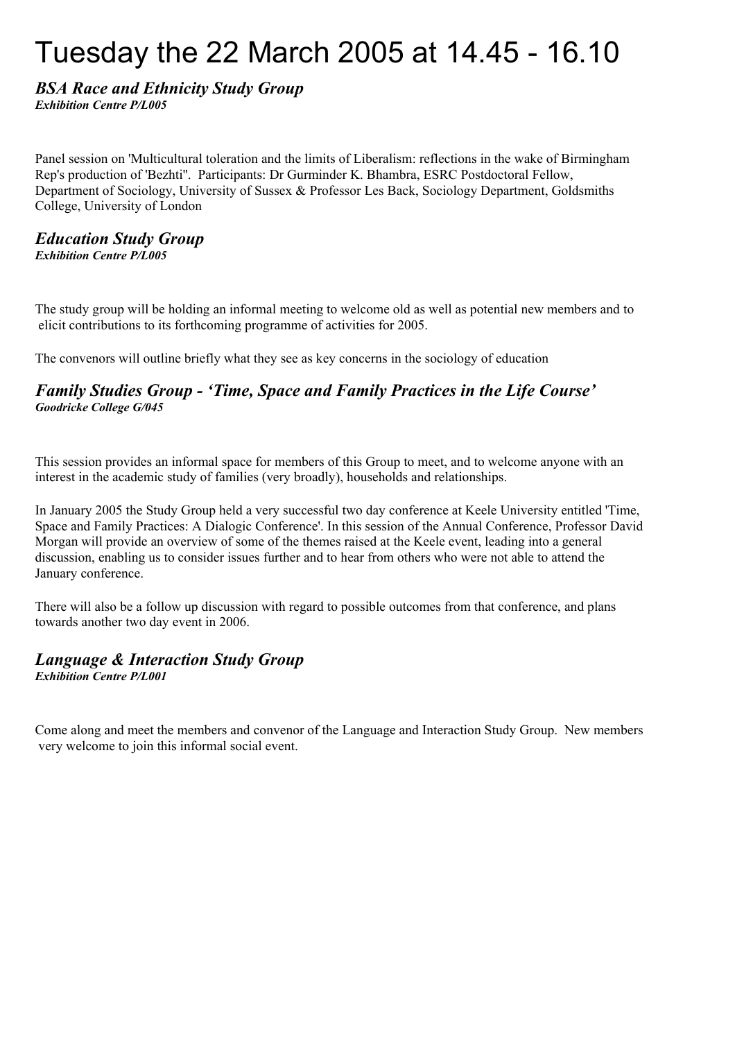# Tuesday the 22 March 2005 at 14.45 - 16.10

## *BSA Race and Ethnicity Study Group*

***Exhibition Centre P/L005***

Panel session on 'Multicultural toleration and the limits of Liberalism: reflections in the wake of Birmingham Rep's production of 'Bezhti''. Participants: Dr Gurminder K. Bhambra, ESRC Postdoctoral Fellow, Department of Sociology, University of Sussex & Professor Les Back, Sociology Department, Goldsmiths College, University of London

## *Education Study Group*

***Exhibition Centre P/L005***

The study group will be holding an informal meeting to welcome old as well as potential new members and to elicit contributions to its forthcoming programme of activities for 2005.

The convenors will outline briefly what they see as key concerns in the sociology of education

## *Family Studies Group - 'Time, Space and Family Practices in the Life Course'*

***Goodricke College G/045***

This session provides an informal space for members of this Group to meet, and to welcome anyone with an interest in the academic study of families (very broadly), households and relationships.

In January 2005 the Study Group held a very successful two day conference at Keele University entitled 'Time, Space and Family Practices: A Dialogic Conference'. In this session of the Annual Conference, Professor David Morgan will provide an overview of some of the themes raised at the Keele event, leading into a general discussion, enabling us to consider issues further and to hear from others who were not able to attend the January conference.

There will also be a follow up discussion with regard to possible outcomes from that conference, and plans towards another two day event in 2006.

## *Language & Interaction Study Group*

***Exhibition Centre P/L001***

Come along and meet the members and convenor of the Language and Interaction Study Group. New members very welcome to join this informal social event.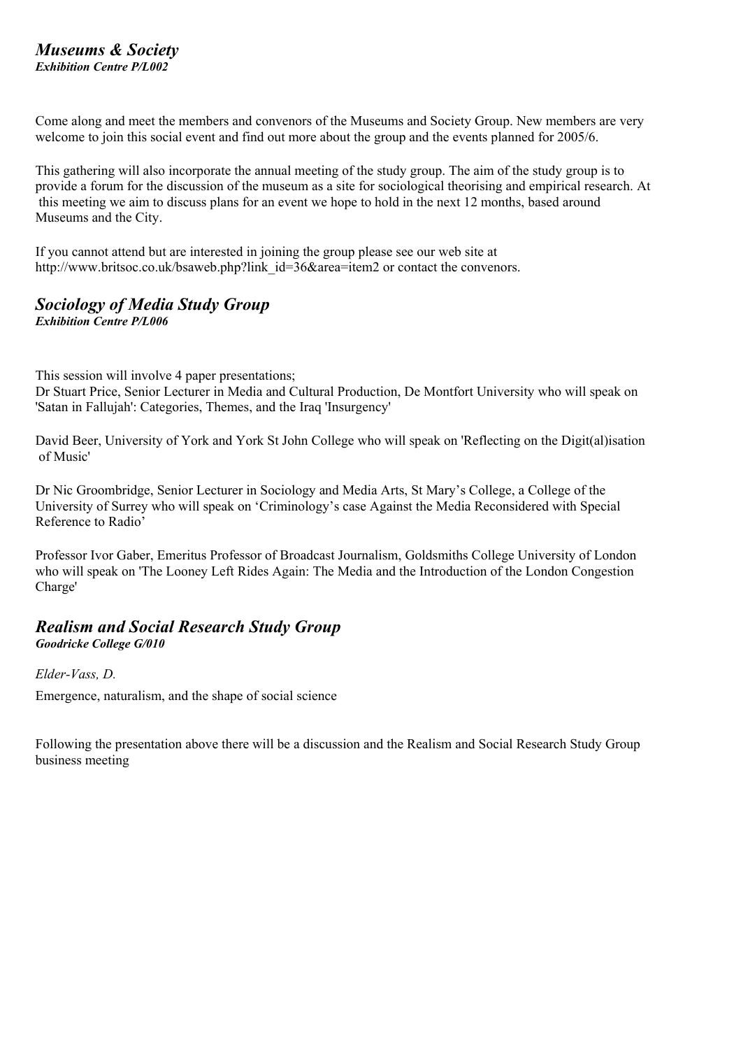## *Museums & Society*

***Exhibition Centre P/L002***

Come along and meet the members and convenors of the Museums and Society Group. New members are very welcome to join this social event and find out more about the group and the events planned for 2005/6.

This gathering will also incorporate the annual meeting of the study group. The aim of the study group is to provide a forum for the discussion of the museum as a site for sociological theorising and empirical research. At this meeting we aim to discuss plans for an event we hope to hold in the next 12 months, based around Museums and the City.

If you cannot attend but are interested in joining the group please see our web site at http://www.britsoc.co.uk/bsaweb.php?link_id=36&area=item2 or contact the convenors.

## *Sociology of Media Study Group*

***Exhibition Centre P/L006***

This session will involve 4 paper presentations;
Dr Stuart Price, Senior Lecturer in Media and Cultural Production, De Montfort University who will speak on 'Satan in Fallujah': Categories, Themes, and the Iraq 'Insurgency'

David Beer, University of York and York St John College who will speak on 'Reflecting on the Digit(al)isation of Music'

Dr Nic Groombridge, Senior Lecturer in Sociology and Media Arts, St Mary's College, a College of the University of Surrey who will speak on 'Criminology's case Against the Media Reconsidered with Special Reference to Radio'

Professor Ivor Gaber, Emeritus Professor of Broadcast Journalism, Goldsmiths College University of London who will speak on 'The Looney Left Rides Again: The Media and the Introduction of the London Congestion Charge'

## *Realism and Social Research Study Group*

***Goodricke College G/010***

*Elder-Vass, D.*

Emergence, naturalism, and the shape of social science

Following the presentation above there will be a discussion and the Realism and Social Research Study Group business meeting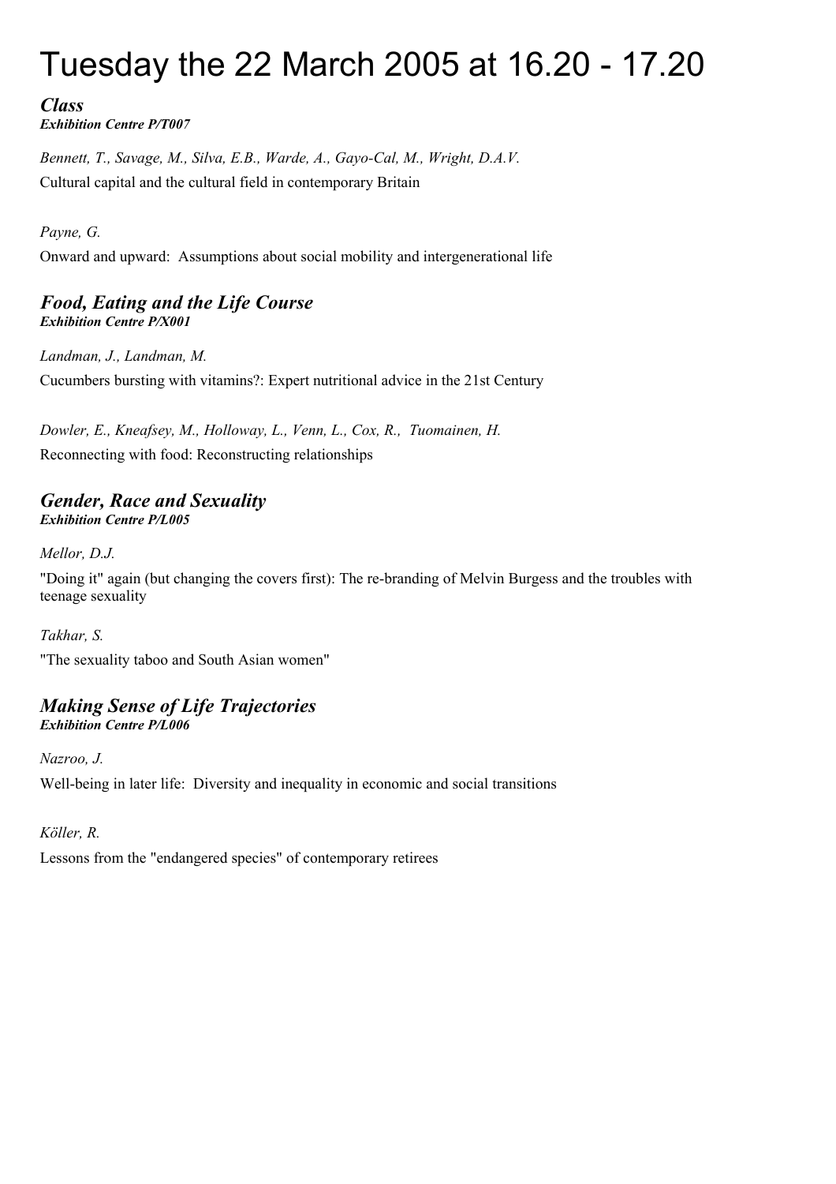# Tuesday the 22 March 2005 at 16.20 - 17.20

### *Class*
***Exhibition Centre P/T007***

*Bennett, T., Savage, M., Silva, E.B., Warde, A., Gayo-Cal, M., Wright, D.A.V.*

Cultural capital and the cultural field in contemporary Britain

*Payne, G.*

Onward and upward: Assumptions about social mobility and intergenerational life

### *Food, Eating and the Life Course*
***Exhibition Centre P/X001***

*Landman, J., Landman, M.*

Cucumbers bursting with vitamins?: Expert nutritional advice in the 21st Century

*Dowler, E., Kneafsey, M., Holloway, L., Venn, L., Cox, R., Tuomainen, H.*

Reconnecting with food: Reconstructing relationships

### *Gender, Race and Sexuality*
***Exhibition Centre P/L005***

*Mellor, D.J.*

"Doing it" again (but changing the covers first): The re-branding of Melvin Burgess and the troubles with teenage sexuality

*Takhar, S.*

"The sexuality taboo and South Asian women"

### *Making Sense of Life Trajectories*
***Exhibition Centre P/L006***

*Nazroo, J.*

Well-being in later life: Diversity and inequality in economic and social transitions

*Köller, R.*

Lessons from the "endangered species" of contemporary retirees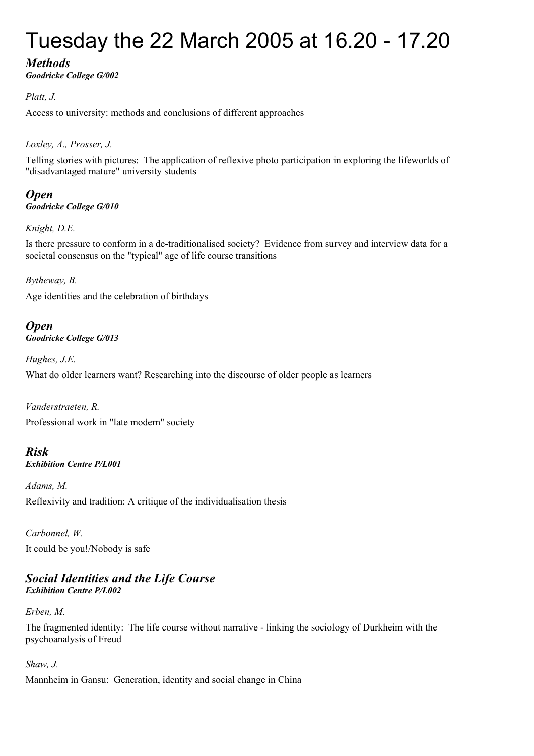# Tuesday the 22 March 2005 at 16.20 - 17.20

## *Methods*

***Goodricke College G/002***

*Platt, J.*

Access to university: methods and conclusions of different approaches

*Loxley, A., Prosser, J.*

Telling stories with pictures: The application of reflexive photo participation in exploring the lifeworlds of "disadvantaged mature" university students

## *Open*

***Goodricke College G/010***

*Knight, D.E.*

Is there pressure to conform in a de-traditionalised society? Evidence from survey and interview data for a societal consensus on the "typical" age of life course transitions

*Bytheway, B.*

Age identities and the celebration of birthdays

## *Open*

***Goodricke College G/013***

*Hughes, J.E.*

What do older learners want? Researching into the discourse of older people as learners

*Vanderstraeten, R.*

Professional work in "late modern" society

## *Risk*

***Exhibition Centre P/L001***

*Adams, M.*

Reflexivity and tradition: A critique of the individualisation thesis

*Carbonnel, W.*

It could be you!/Nobody is safe

## *Social Identities and the Life Course*

***Exhibition Centre P/L002***

*Erben, M.*

The fragmented identity: The life course without narrative - linking the sociology of Durkheim with the psychoanalysis of Freud

*Shaw, J.*

Mannheim in Gansu: Generation, identity and social change in China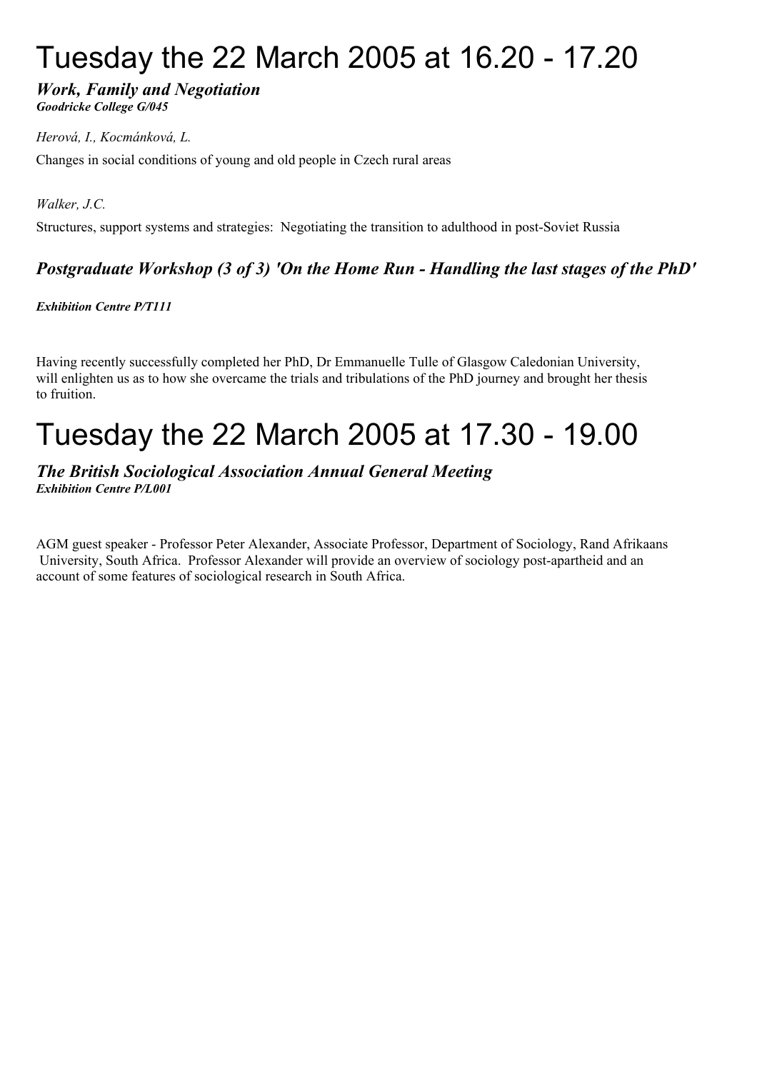# Tuesday the 22 March 2005 at 16.20 - 17.20

***Work, Family and Negotiation***
***Goodricke College G/045***

*Herová, I., Kocmánková, L.*

Changes in social conditions of young and old people in Czech rural areas

*Walker, J.C.*

Structures, support systems and strategies: Negotiating the transition to adulthood in post-Soviet Russia

### ***Postgraduate Workshop (3 of 3) 'On the Home Run - Handling the last stages of the PhD'***

***Exhibition Centre P/T111***

Having recently successfully completed her PhD, Dr Emmanuelle Tulle of Glasgow Caledonian University, will enlighten us as to how she overcame the trials and tribulations of the PhD journey and brought her thesis to fruition.

# Tuesday the 22 March 2005 at 17.30 - 19.00

***The British Sociological Association Annual General Meeting***
***Exhibition Centre P/L001***

AGM guest speaker - Professor Peter Alexander, Associate Professor, Department of Sociology, Rand Afrikaans University, South Africa. Professor Alexander will provide an overview of sociology post-apartheid and an account of some features of sociological research in South Africa.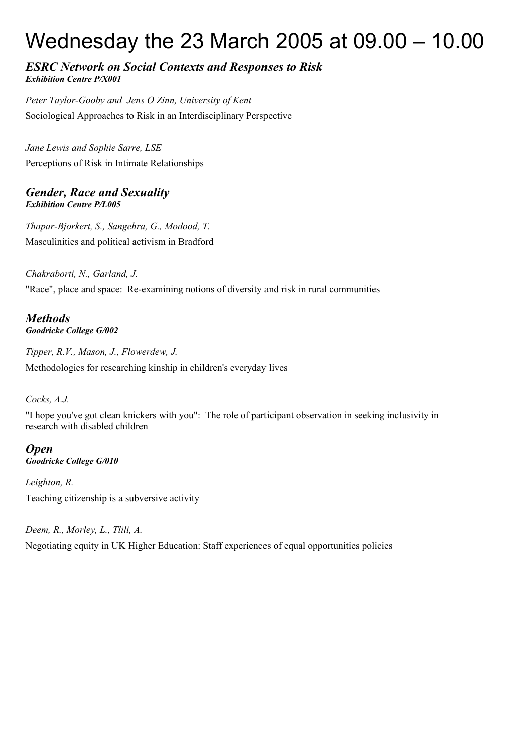# Wednesday the 23 March 2005 at 09.00 – 10.00

## *ESRC Network on Social Contexts and Responses to Risk*

***Exhibition Centre P/X001***

*Peter Taylor-Gooby and Jens O Zinn, University of Kent*

Sociological Approaches to Risk in an Interdisciplinary Perspective

*Jane Lewis and Sophie Sarre, LSE*

Perceptions of Risk in Intimate Relationships

## *Gender, Race and Sexuality*

***Exhibition Centre P/L005***

*Thapar-Bjorkert, S., Sangehra, G., Modood, T.*

Masculinities and political activism in Bradford

*Chakraborti, N., Garland, J.*

"Race", place and space: Re-examining notions of diversity and risk in rural communities

## *Methods*

***Goodricke College G/002***

*Tipper, R.V., Mason, J., Flowerdew, J.*

Methodologies for researching kinship in children's everyday lives

*Cocks, A.J.*

"I hope you've got clean knickers with you": The role of participant observation in seeking inclusivity in research with disabled children

## *Open*

***Goodricke College G/010***

*Leighton, R.*

Teaching citizenship is a subversive activity

*Deem, R., Morley, L., Tlili, A.*

Negotiating equity in UK Higher Education: Staff experiences of equal opportunities policies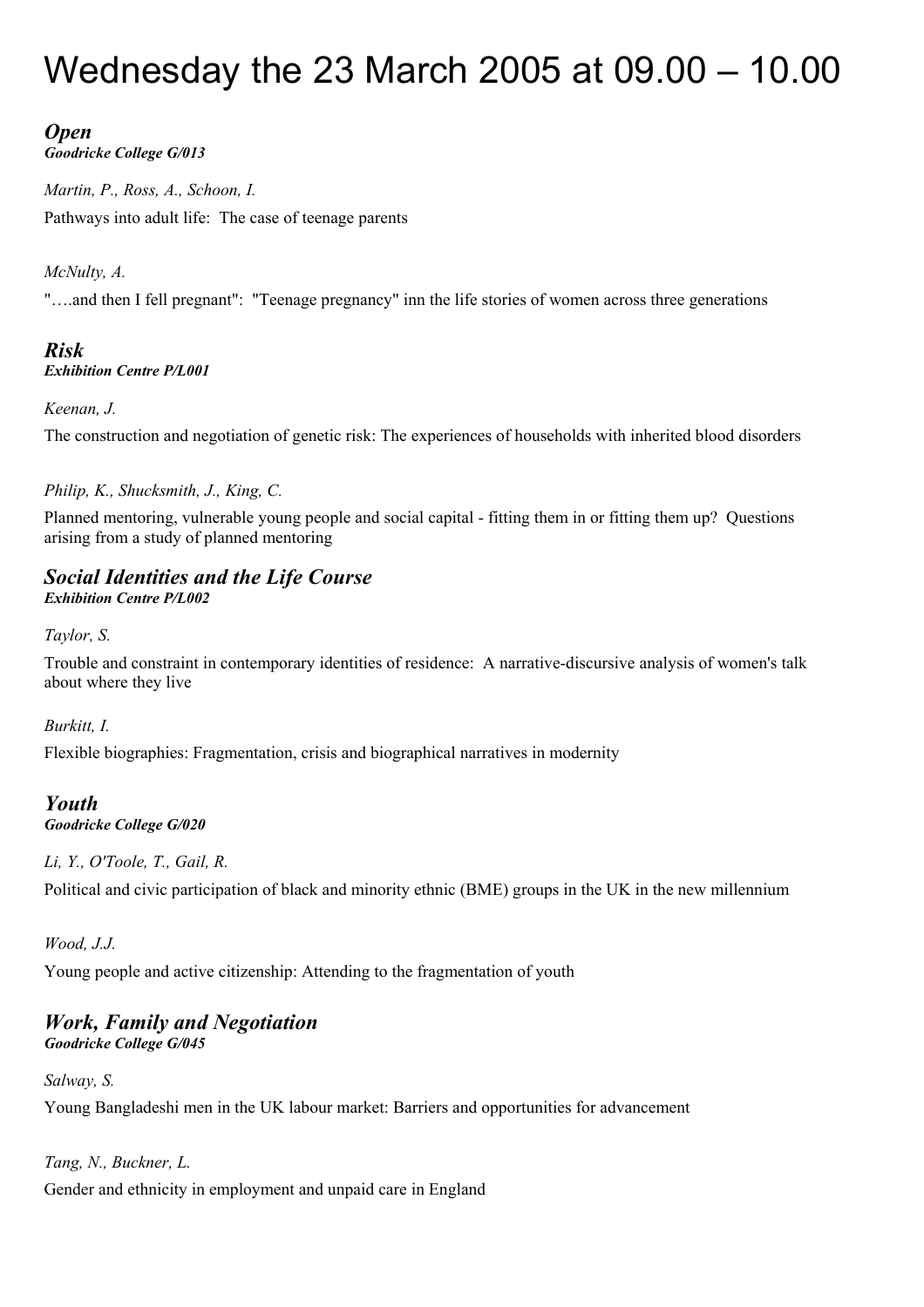# Wednesday the 23 March 2005 at 09.00 – 10.00

## *Open*

***Goodricke College G/013***

*Martin, P., Ross, A., Schoon, I.*

Pathways into adult life: The case of teenage parents

*McNulty, A.*

"….and then I fell pregnant": "Teenage pregnancy" inn the life stories of women across three generations

## *Risk*

***Exhibition Centre P/L001***

*Keenan, J.*

The construction and negotiation of genetic risk: The experiences of households with inherited blood disorders

*Philip, K., Shucksmith, J., King, C.*

Planned mentoring, vulnerable young people and social capital - fitting them in or fitting them up? Questions arising from a study of planned mentoring

## *Social Identities and the Life Course*

***Exhibition Centre P/L002***

*Taylor, S.*

Trouble and constraint in contemporary identities of residence: A narrative-discursive analysis of women's talk about where they live

*Burkitt, I.*

Flexible biographies: Fragmentation, crisis and biographical narratives in modernity

## *Youth*

***Goodricke College G/020***

*Li, Y., O'Toole, T., Gail, R.*

Political and civic participation of black and minority ethnic (BME) groups in the UK in the new millennium

*Wood, J.J.*

Young people and active citizenship: Attending to the fragmentation of youth

## *Work, Family and Negotiation*

***Goodricke College G/045***

*Salway, S.*

Young Bangladeshi men in the UK labour market: Barriers and opportunities for advancement

*Tang, N., Buckner, L.*

Gender and ethnicity in employment and unpaid care in England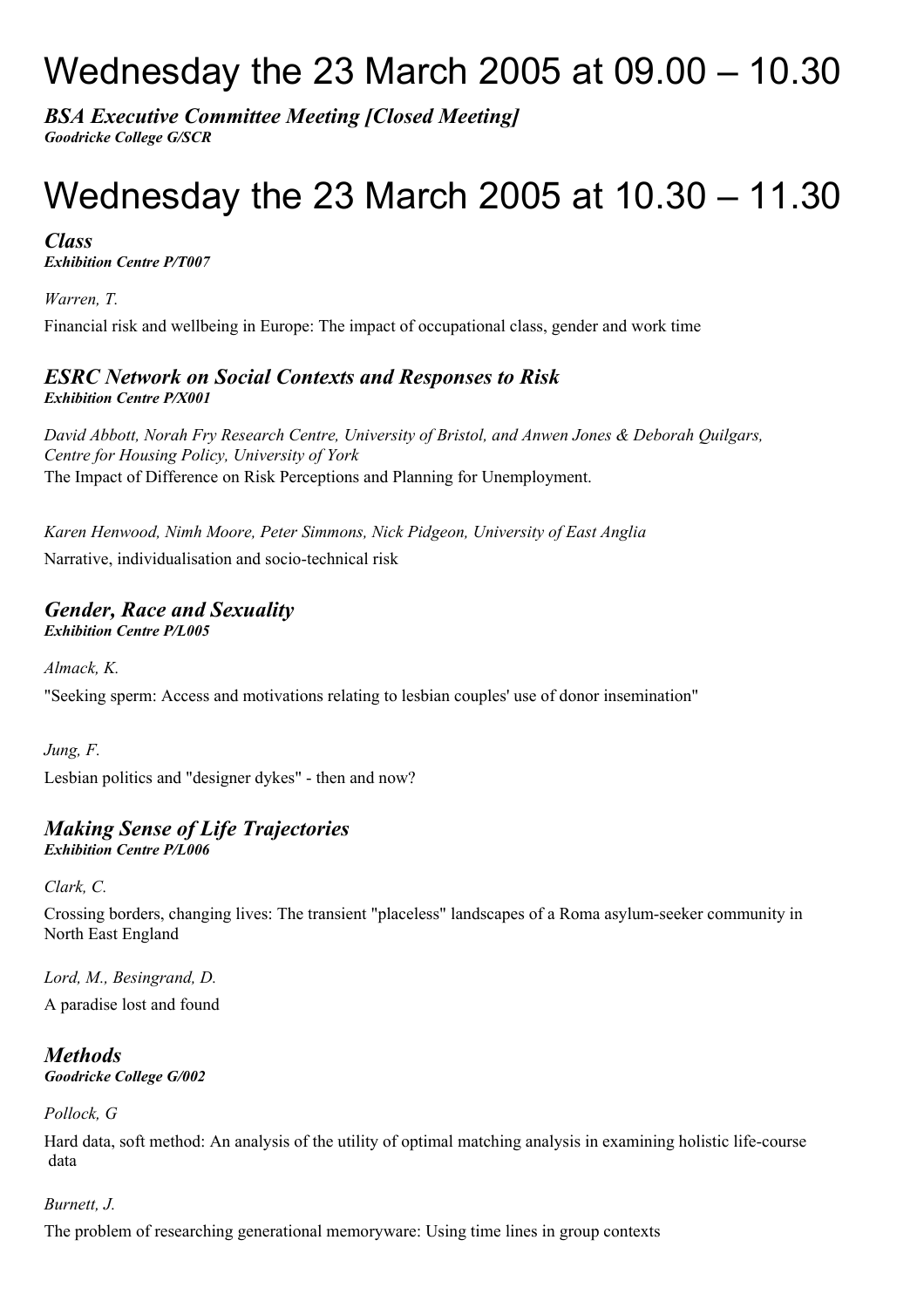# Wednesday the 23 March 2005 at 09.00 – 10.30

***BSA Executive Committee Meeting [Closed Meeting]***
***Goodricke College G/SCR***

# Wednesday the 23 March 2005 at 10.30 – 11.30

### *Class*
***Exhibition Centre P/T007***

*Warren, T.*

Financial risk and wellbeing in Europe: The impact of occupational class, gender and work time

### *ESRC Network on Social Contexts and Responses to Risk*
***Exhibition Centre P/X001***

*David Abbott, Norah Fry Research Centre, University of Bristol, and Anwen Jones & Deborah Quilgars, Centre for Housing Policy, University of York*

The Impact of Difference on Risk Perceptions and Planning for Unemployment.

*Karen Henwood, Nimh Moore, Peter Simmons, Nick Pidgeon, University of East Anglia*

Narrative, individualisation and socio-technical risk

### *Gender, Race and Sexuality*
***Exhibition Centre P/L005***

*Almack, K.*

"Seeking sperm: Access and motivations relating to lesbian couples' use of donor insemination"

*Jung, F.*

Lesbian politics and "designer dykes" - then and now?

### *Making Sense of Life Trajectories*
***Exhibition Centre P/L006***

*Clark, C.*

Crossing borders, changing lives: The transient "placeless" landscapes of a Roma asylum-seeker community in North East England

*Lord, M., Besingrand, D.*

A paradise lost and found

### *Methods*
***Goodricke College G/002***

*Pollock, G*

Hard data, soft method: An analysis of the utility of optimal matching analysis in examining holistic life-course data

*Burnett, J.*

The problem of researching generational memoryware: Using time lines in group contexts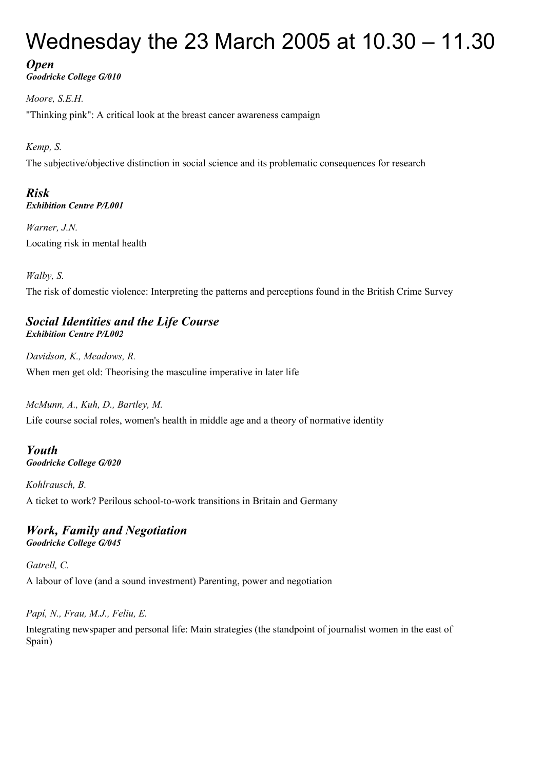# Wednesday the 23 March 2005 at 10.30 – 11.30

## *Open*

***Goodricke College G/010***

*Moore, S.E.H.*

"Thinking pink": A critical look at the breast cancer awareness campaign

*Kemp, S.*

The subjective/objective distinction in social science and its problematic consequences for research

## *Risk*

***Exhibition Centre P/L001***

*Warner, J.N.*

Locating risk in mental health

*Walby, S.*

The risk of domestic violence: Interpreting the patterns and perceptions found in the British Crime Survey

## *Social Identities and the Life Course*

***Exhibition Centre P/L002***

*Davidson, K., Meadows, R.*

When men get old: Theorising the masculine imperative in later life

*McMunn, A., Kuh, D., Bartley, M.*

Life course social roles, women's health in middle age and a theory of normative identity

## *Youth*

***Goodricke College G/020***

*Kohlrausch, B.*

A ticket to work? Perilous school-to-work transitions in Britain and Germany

## *Work, Family and Negotiation*

***Goodricke College G/045***

*Gatrell, C.*

A labour of love (and a sound investment) Parenting, power and negotiation

*Papí, N., Frau, M.J., Feliu, E.*

Integrating newspaper and personal life: Main strategies (the standpoint of journalist women in the east of Spain)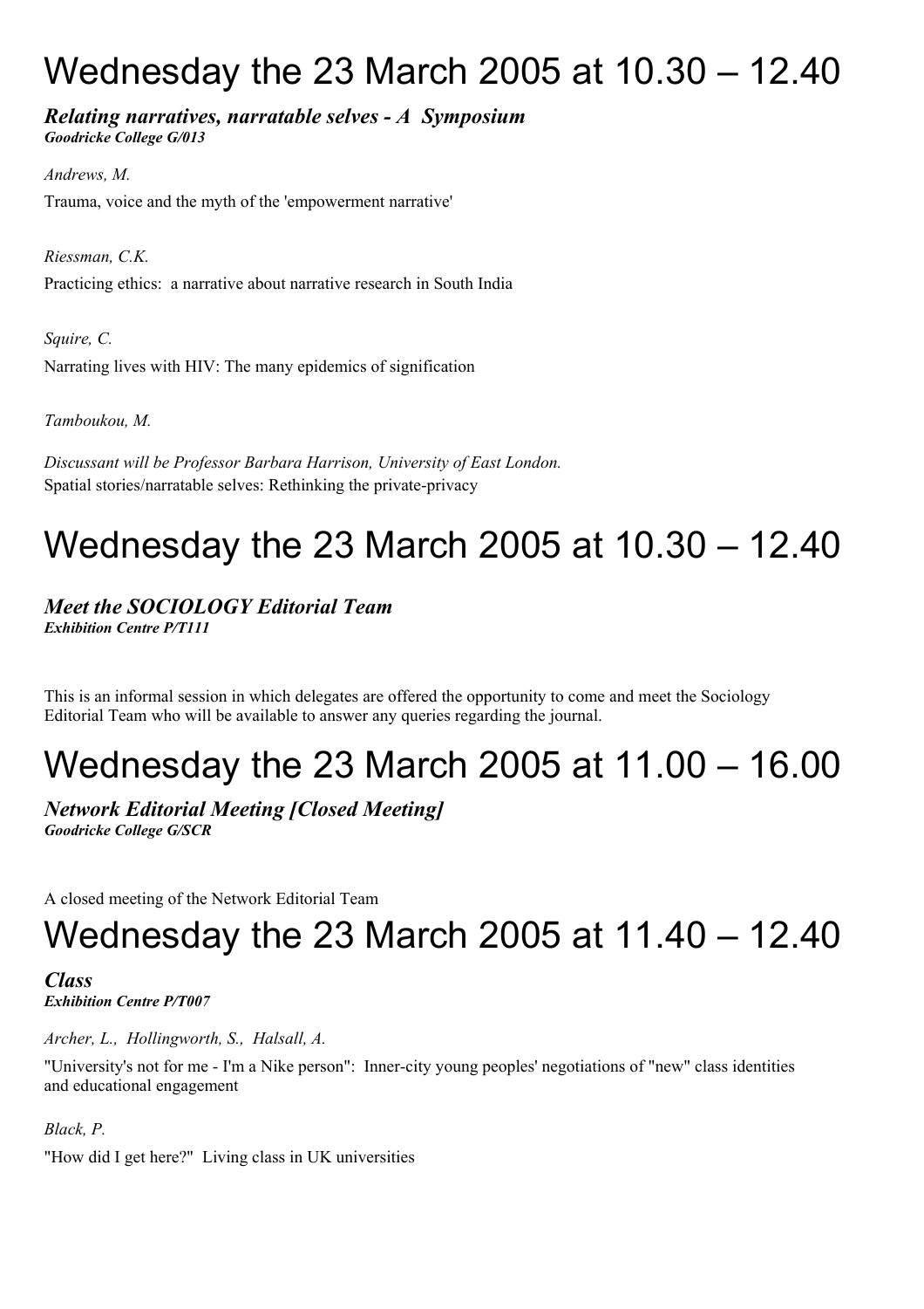# Wednesday the 23 March 2005 at 10.30 – 12.40

***Relating narratives, narratable selves - A Symposium***
***Goodricke College G/013***

*Andrews, M.*

Trauma, voice and the myth of the 'empowerment narrative'

*Riessman, C.K.*

Practicing ethics: a narrative about narrative research in South India

*Squire, C.*

Narrating lives with HIV: The many epidemics of signification

*Tamboukou, M.*

*Discussant will be Professor Barbara Harrison, University of East London.*
Spatial stories/narratable selves: Rethinking the private-privacy

# Wednesday the 23 March 2005 at 10.30 – 12.40

***Meet the SOCIOLOGY Editorial Team***
***Exhibition Centre P/T111***

This is an informal session in which delegates are offered the opportunity to come and meet the Sociology Editorial Team who will be available to answer any queries regarding the journal.

# Wednesday the 23 March 2005 at 11.00 – 16.00

***Network Editorial Meeting [Closed Meeting]***
***Goodricke College G/SCR***

A closed meeting of the Network Editorial Team

# Wednesday the 23 March 2005 at 11.40 – 12.40

***Class***
***Exhibition Centre P/T007***

*Archer, L., Hollingworth, S., Halsall, A.*

"University's not for me - I'm a Nike person": Inner-city young peoples' negotiations of "new" class identities and educational engagement

*Black, P.*

"How did I get here?" Living class in UK universities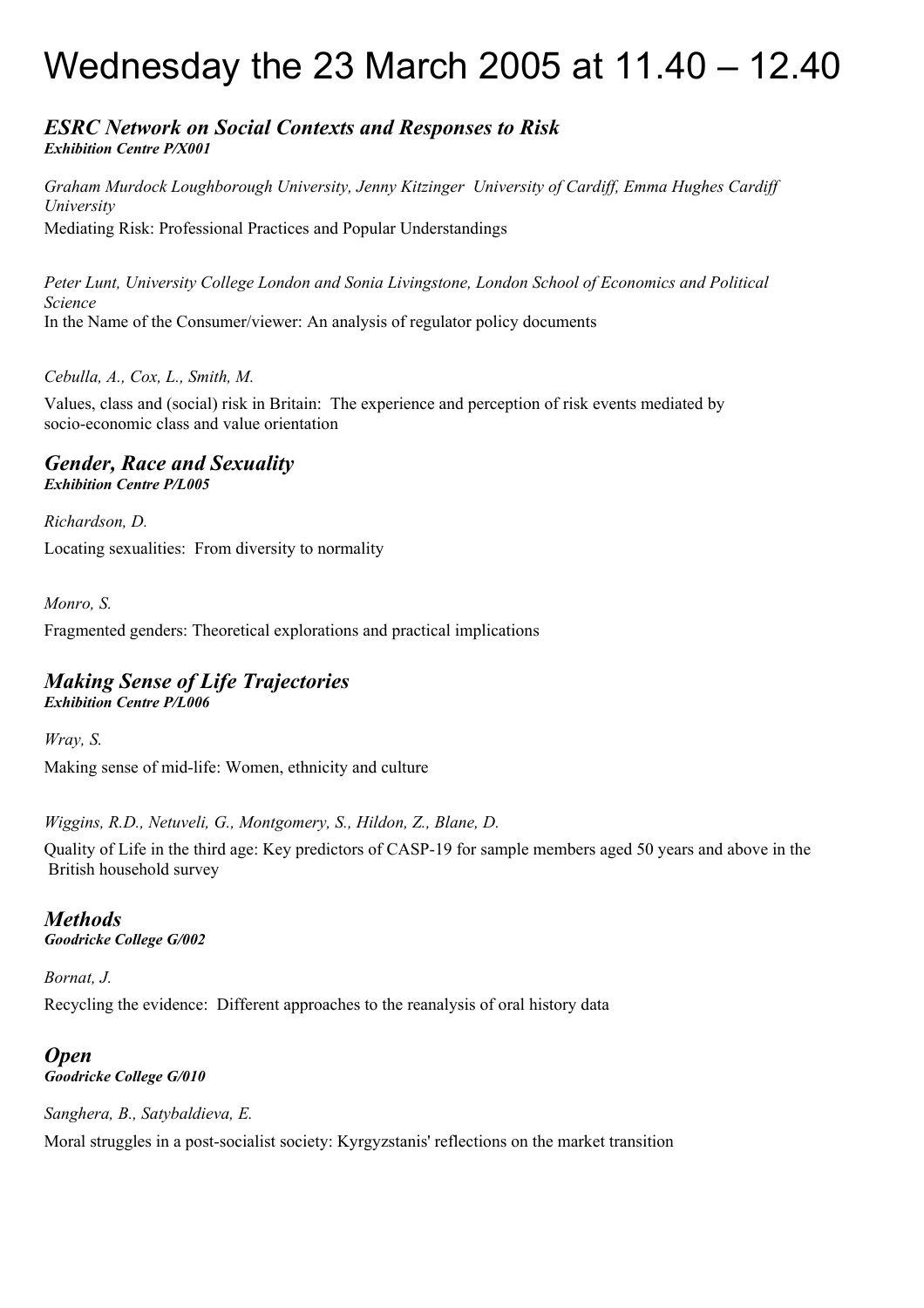# Wednesday the 23 March 2005 at 11.40 – 12.40

## *ESRC Network on Social Contexts and Responses to Risk*

***Exhibition Centre P/X001***

*Graham Murdock Loughborough University, Jenny Kitzinger University of Cardiff, Emma Hughes Cardiff University*

Mediating Risk: Professional Practices and Popular Understandings

*Peter Lunt, University College London and Sonia Livingstone, London School of Economics and Political Science*

In the Name of the Consumer/viewer: An analysis of regulator policy documents

*Cebulla, A., Cox, L., Smith, M.*

Values, class and (social) risk in Britain: The experience and perception of risk events mediated by socio-economic class and value orientation

## *Gender, Race and Sexuality*

***Exhibition Centre P/L005***

*Richardson, D.*

Locating sexualities: From diversity to normality

*Monro, S.*

Fragmented genders: Theoretical explorations and practical implications

## *Making Sense of Life Trajectories*

***Exhibition Centre P/L006***

*Wray, S.*

Making sense of mid-life: Women, ethnicity and culture

*Wiggins, R.D., Netuveli, G., Montgomery, S., Hildon, Z., Blane, D.*

Quality of Life in the third age: Key predictors of CASP-19 for sample members aged 50 years and above in the British household survey

## *Methods*

***Goodricke College G/002***

*Bornat, J.*

Recycling the evidence: Different approaches to the reanalysis of oral history data

## *Open*

***Goodricke College G/010***

*Sanghera, B., Satybaldieva, E.*

Moral struggles in a post-socialist society: Kyrgyzstanis' reflections on the market transition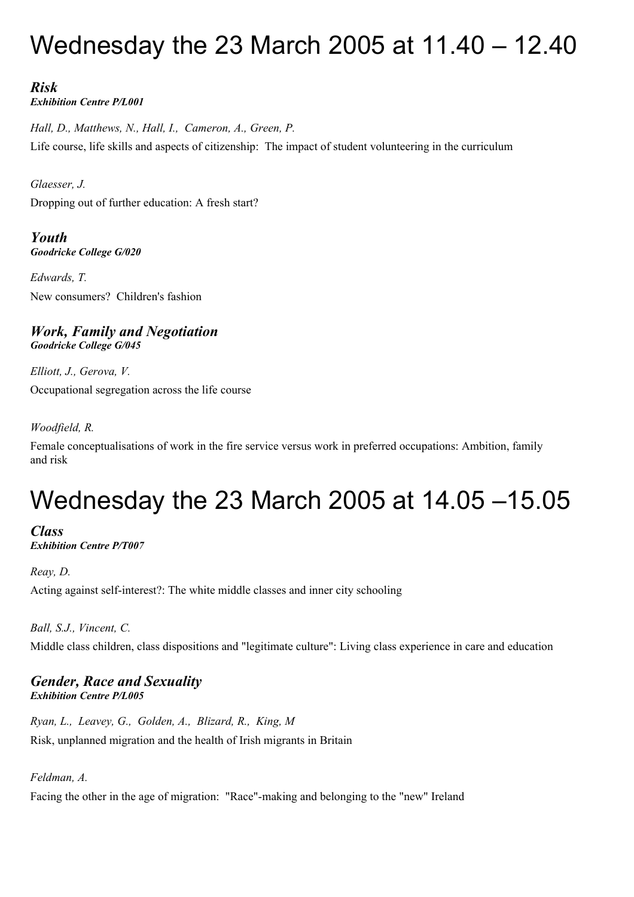# Wednesday the 23 March 2005 at 11.40 – 12.40

### *Risk*
***Exhibition Centre P/L001***

*Hall, D., Matthews, N., Hall, I., Cameron, A., Green, P.*

Life course, life skills and aspects of citizenship: The impact of student volunteering in the curriculum

*Glaesser, J.*

Dropping out of further education: A fresh start?

### *Youth*
***Goodricke College G/020***

*Edwards, T.*

New consumers? Children's fashion

### *Work, Family and Negotiation*
***Goodricke College G/045***

*Elliott, J., Gerova, V.*

Occupational segregation across the life course

*Woodfield, R.*

Female conceptualisations of work in the fire service versus work in preferred occupations: Ambition, family and risk

# Wednesday the 23 March 2005 at 14.05 –15.05

### *Class*
***Exhibition Centre P/T007***

*Reay, D.*

Acting against self-interest?: The white middle classes and inner city schooling

*Ball, S.J., Vincent, C.*

Middle class children, class dispositions and "legitimate culture": Living class experience in care and education

### *Gender, Race and Sexuality*
***Exhibition Centre P/L005***

*Ryan, L., Leavey, G., Golden, A., Blizard, R., King, M*

Risk, unplanned migration and the health of Irish migrants in Britain

*Feldman, A.*

Facing the other in the age of migration: "Race"-making and belonging to the "new" Ireland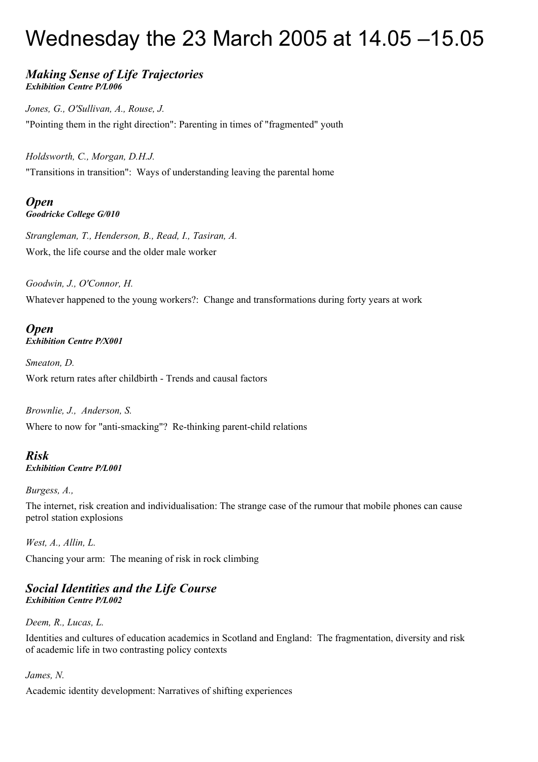# Wednesday the 23 March 2005 at 14.05 –15.05

## *Making Sense of Life Trajectories*
***Exhibition Centre P/L006***

*Jones, G., O'Sullivan, A., Rouse, J.*

"Pointing them in the right direction": Parenting in times of "fragmented" youth

*Holdsworth, C., Morgan, D.H.J.*

"Transitions in transition": Ways of understanding leaving the parental home

## *Open*
***Goodricke College G/010***

*Strangleman, T., Henderson, B., Read, I., Tasiran, A.*

Work, the life course and the older male worker

*Goodwin, J., O'Connor, H.*

Whatever happened to the young workers?: Change and transformations during forty years at work

## *Open*
***Exhibition Centre P/X001***

*Smeaton, D.*

Work return rates after childbirth - Trends and causal factors

*Brownlie, J., Anderson, S.*

Where to now for "anti-smacking"? Re-thinking parent-child relations

## *Risk*
***Exhibition Centre P/L001***

*Burgess, A.,*

The internet, risk creation and individualisation: The strange case of the rumour that mobile phones can cause petrol station explosions

*West, A., Allin, L.*

Chancing your arm: The meaning of risk in rock climbing

## *Social Identities and the Life Course*
***Exhibition Centre P/L002***

*Deem, R., Lucas, L.*

Identities and cultures of education academics in Scotland and England: The fragmentation, diversity and risk of academic life in two contrasting policy contexts

*James, N.*

Academic identity development: Narratives of shifting experiences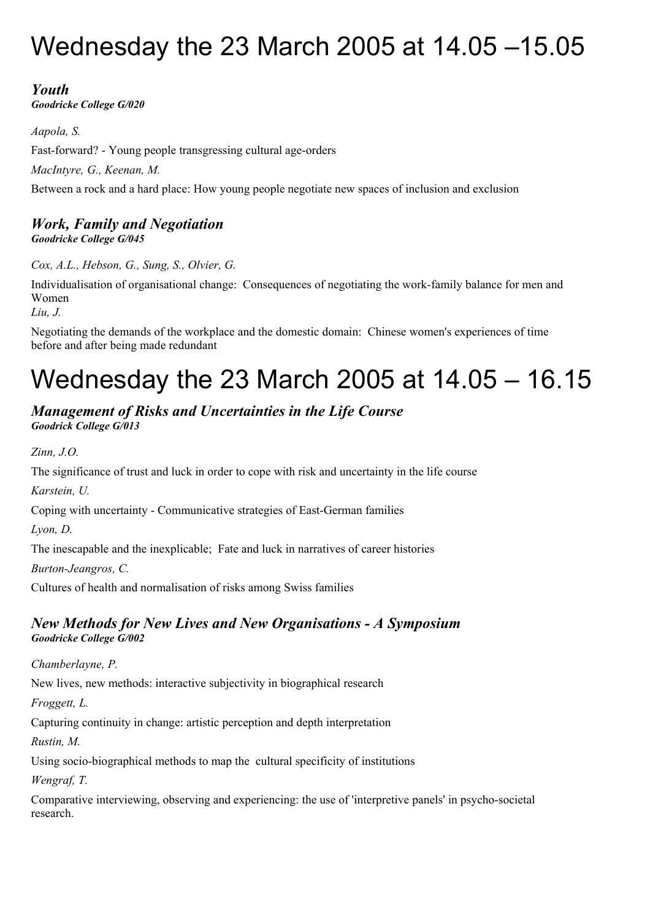# Wednesday the 23 March 2005 at 14.05 –15.05

## *Youth*

***Goodricke College G/020***

*Aapola, S.*

Fast-forward? - Young people transgressing cultural age-orders

*MacIntyre, G., Keenan, M.*

Between a rock and a hard place: How young people negotiate new spaces of inclusion and exclusion

## *Work, Family and Negotiation*

***Goodricke College G/045***

*Cox, A.L., Hebson, G., Sung, S., Olvier, G.*

Individualisation of organisational change: Consequences of negotiating the work-family balance for men and Women

*Liu, J.*

Negotiating the demands of the workplace and the domestic domain: Chinese women's experiences of time before and after being made redundant

# Wednesday the 23 March 2005 at 14.05 – 16.15

## *Management of Risks and Uncertainties in the Life Course*

***Goodrick College G/013***

*Zinn, J.O.*

The significance of trust and luck in order to cope with risk and uncertainty in the life course

*Karstein, U.*

Coping with uncertainty - Communicative strategies of East-German families

*Lyon, D.*

The inescapable and the inexplicable; Fate and luck in narratives of career histories

*Burton-Jeangros, C.*

Cultures of health and normalisation of risks among Swiss families

## *New Methods for New Lives and New Organisations - A Symposium*

***Goodricke College G/002***

*Chamberlayne, P.*

New lives, new methods: interactive subjectivity in biographical research

*Froggett, L.*

Capturing continuity in change: artistic perception and depth interpretation

*Rustin, M.*

Using socio-biographical methods to map the cultural specificity of institutions

*Wengraf, T.*

Comparative interviewing, observing and experiencing: the use of 'interpretive panels' in psycho-societal research.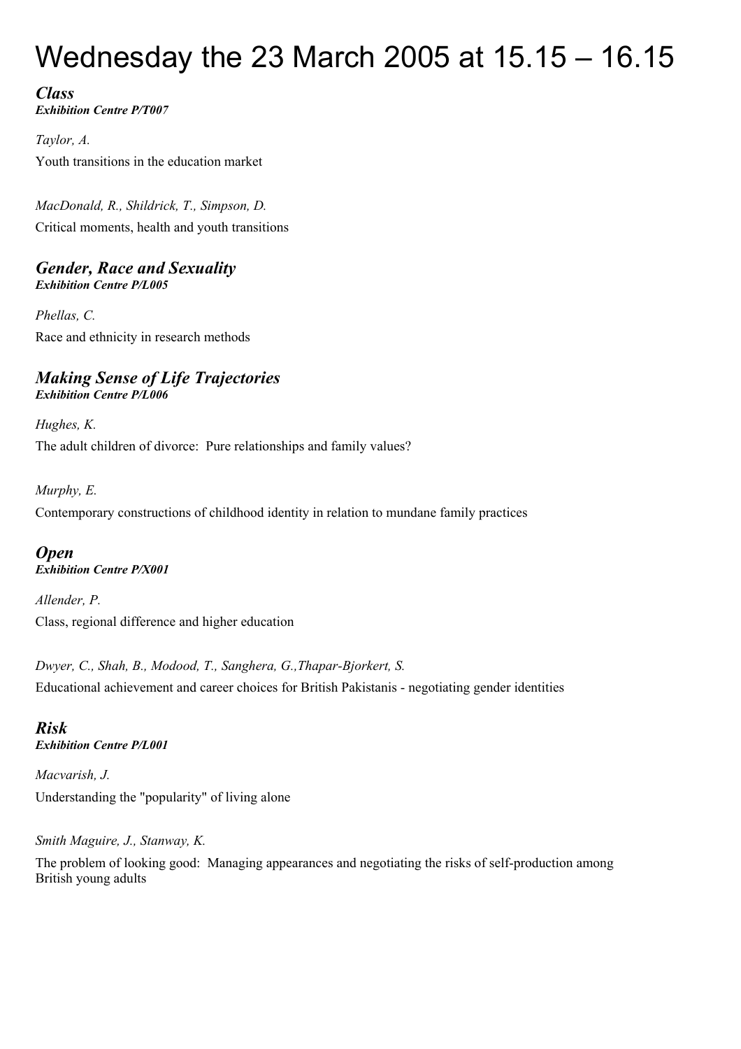# Wednesday the 23 March 2005 at 15.15 – 16.15

### *Class*
***Exhibition Centre P/T007***

*Taylor, A.*

Youth transitions in the education market

*MacDonald, R., Shildrick, T., Simpson, D.*

Critical moments, health and youth transitions

### *Gender, Race and Sexuality*
***Exhibition Centre P/L005***

*Phellas, C.*

Race and ethnicity in research methods

### *Making Sense of Life Trajectories*
***Exhibition Centre P/L006***

*Hughes, K.*

The adult children of divorce: Pure relationships and family values?

*Murphy, E.*

Contemporary constructions of childhood identity in relation to mundane family practices

### *Open*
***Exhibition Centre P/X001***

*Allender, P.*

Class, regional difference and higher education

*Dwyer, C., Shah, B., Modood, T., Sanghera, G.,Thapar-Bjorkert, S.*

Educational achievement and career choices for British Pakistanis - negotiating gender identities

### *Risk*
***Exhibition Centre P/L001***

*Macvarish, J.*

Understanding the "popularity" of living alone

*Smith Maguire, J., Stanway, K.*

The problem of looking good: Managing appearances and negotiating the risks of self-production among British young adults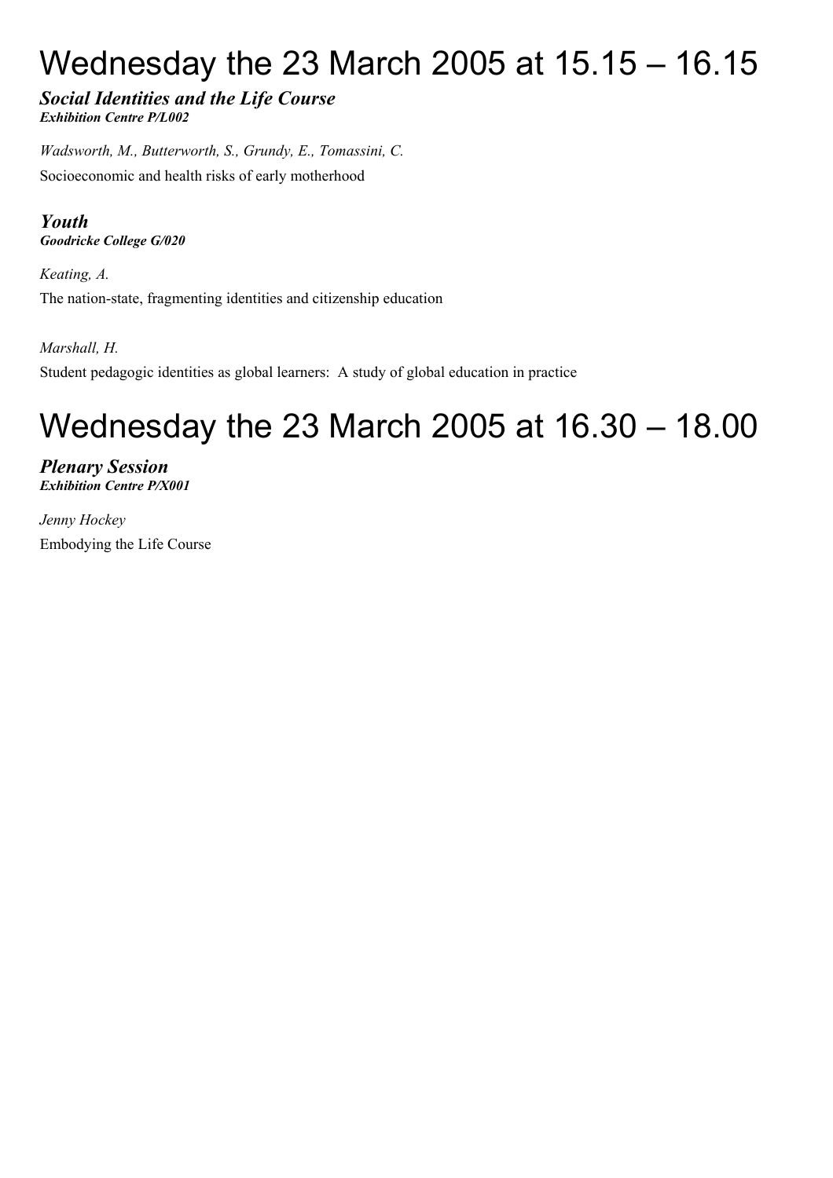# Wednesday the 23 March 2005 at 15.15 – 16.15

### ***Social Identities and the Life Course***
***Exhibition Centre P/L002***

*Wadsworth, M., Butterworth, S., Grundy, E., Tomassini, C.*
Socioeconomic and health risks of early motherhood

### ***Youth***
***Goodricke College G/020***

*Keating, A.*
The nation-state, fragmenting identities and citizenship education

*Marshall, H.*
Student pedagogic identities as global learners: A study of global education in practice

# Wednesday the 23 March 2005 at 16.30 – 18.00

### ***Plenary Session***
***Exhibition Centre P/X001***

*Jenny Hockey*
Embodying the Life Course